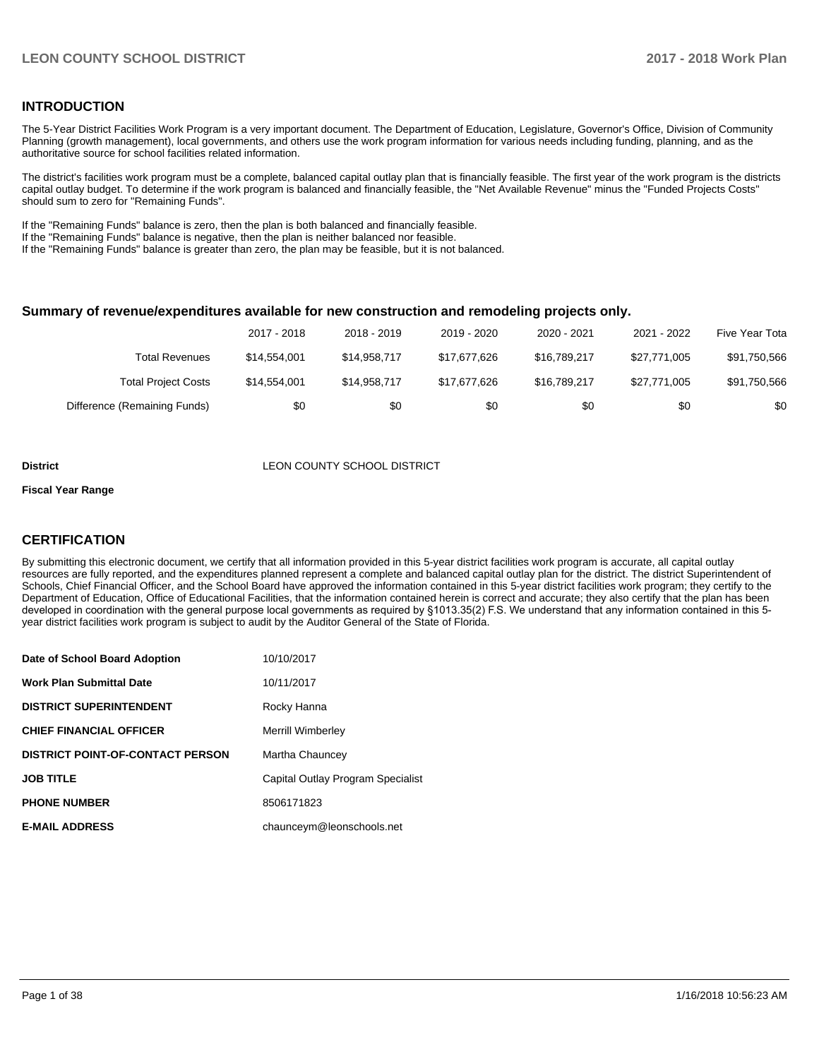## INTRODUCTION

The 5-Year District Facilities Work Program is a very important document. The Department of Education, Legislature, Governor's Office, Division of Community Planning (growth management), local governments, and others use the work program information for various needs including funding, planning, and as the authoritative source for school facilities related information.

The district's facilities work program must be a complete, balanced capital outlay plan that is financially feasible. The first year of the work program is the districts capital outlay budget. To determine if the work program is balanced and financially feasible, the "Net Available Revenue" minus the "Funded Projects Costs" should sum to zero for "Remaining Funds".

If the "Remaining Funds" balance is zero, then the plan is both balanced and financially feasible.
If the "Remaining Funds" balance is negative, then the plan is neither balanced nor feasible.
If the "Remaining Funds" balance is greater than zero, the plan may be feasible, but it is not balanced.

### Summary of revenue/expenditures available for new construction and remodeling projects only.

| | 2017 - 2018 | 2018 - 2019 | 2019 - 2020 | 2020 - 2021 | 2021 - 2022 | Five Year Tota |
|---|---|---|---|---|---|---|
| Total Revenues | $14,554,001 | $14,958,717 | $17,677,626 | $16,789,217 | $27,771,005 | $91,750,566 |
| Total Project Costs | $14,554,001 | $14,958,717 | $17,677,626 | $16,789,217 | $27,771,005 | $91,750,566 |
| Difference (Remaining Funds) | $0 | $0 | $0 | $0 | $0 | $0 |

**District** LEON COUNTY SCHOOL DISTRICT

**Fiscal Year Range**

## CERTIFICATION

By submitting this electronic document, we certify that all information provided in this 5-year district facilities work program is accurate, all capital outlay resources are fully reported, and the expenditures planned represent a complete and balanced capital outlay plan for the district. The district Superintendent of Schools, Chief Financial Officer, and the School Board have approved the information contained in this 5-year district facilities work program; they certify to the Department of Education, Office of Educational Facilities, that the information contained herein is correct and accurate; they also certify that the plan has been developed in coordination with the general purpose local governments as required by §1013.35(2) F.S. We understand that any information contained in this 5-year district facilities work program is subject to audit by the Auditor General of the State of Florida.

| | |
|---|---|
| **Date of School Board Adoption** | 10/10/2017 |
| **Work Plan Submittal Date** | 10/11/2017 |
| **DISTRICT SUPERINTENDENT** | Rocky Hanna |
| **CHIEF FINANCIAL OFFICER** | Merrill Wimberley |
| **DISTRICT POINT-OF-CONTACT PERSON** | Martha Chauncey |
| **JOB TITLE** | Capital Outlay Program Specialist |
| **PHONE NUMBER** | 8506171823 |
| **E-MAIL ADDRESS** | chaunceym@leonschools.net |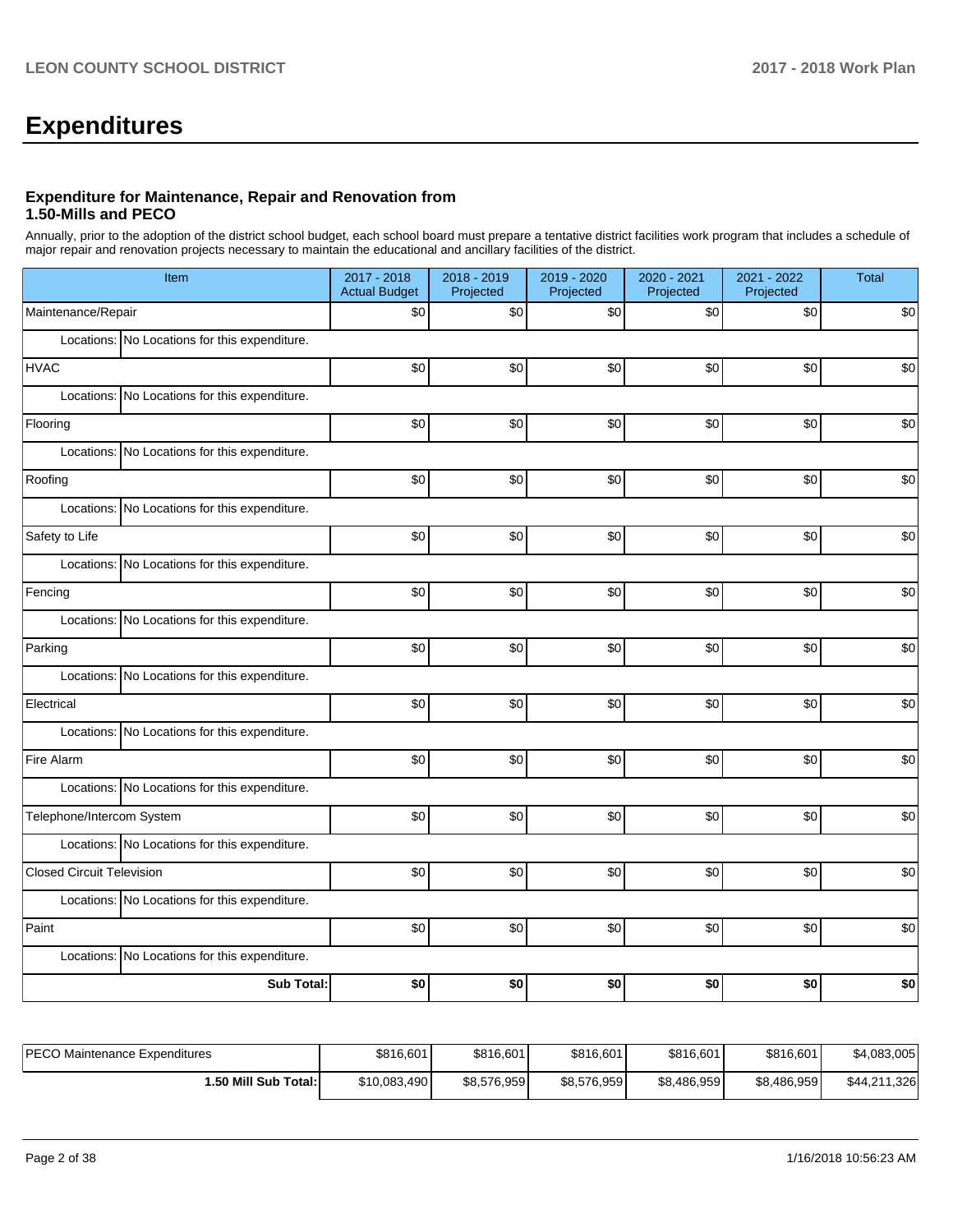# Expenditures

### Expenditure for Maintenance, Repair and Renovation from 1.50-Mills and PECO

Annually, prior to the adoption of the district school budget, each school board must prepare a tentative district facilities work program that includes a schedule of major repair and renovation projects necessary to maintain the educational and ancillary facilities of the district.

| Item | 2017 - 2018 Actual Budget | 2018 - 2019 Projected | 2019 - 2020 Projected | 2020 - 2021 Projected | 2021 - 2022 Projected | Total |
|---|---|---|---|---|---|---|
| Maintenance/Repair | $0 | $0 | $0 | $0 | $0 | $0 |
| Locations: No Locations for this expenditure. | | | | | | |
| HVAC | $0 | $0 | $0 | $0 | $0 | $0 |
| Locations: No Locations for this expenditure. | | | | | | |
| Flooring | $0 | $0 | $0 | $0 | $0 | $0 |
| Locations: No Locations for this expenditure. | | | | | | |
| Roofing | $0 | $0 | $0 | $0 | $0 | $0 |
| Locations: No Locations for this expenditure. | | | | | | |
| Safety to Life | $0 | $0 | $0 | $0 | $0 | $0 |
| Locations: No Locations for this expenditure. | | | | | | |
| Fencing | $0 | $0 | $0 | $0 | $0 | $0 |
| Locations: No Locations for this expenditure. | | | | | | |
| Parking | $0 | $0 | $0 | $0 | $0 | $0 |
| Locations: No Locations for this expenditure. | | | | | | |
| Electrical | $0 | $0 | $0 | $0 | $0 | $0 |
| Locations: No Locations for this expenditure. | | | | | | |
| Fire Alarm | $0 | $0 | $0 | $0 | $0 | $0 |
| Locations: No Locations for this expenditure. | | | | | | |
| Telephone/Intercom System | $0 | $0 | $0 | $0 | $0 | $0 |
| Locations: No Locations for this expenditure. | | | | | | |
| Closed Circuit Television | $0 | $0 | $0 | $0 | $0 | $0 |
| Locations: No Locations for this expenditure. | | | | | | |
| Paint | $0 | $0 | $0 | $0 | $0 | $0 |
| Locations: No Locations for this expenditure. | | | | | | |
| **Sub Total:** | **$0** | **$0** | **$0** | **$0** | **$0** | **$0** |

| | | | | | | |
|---|---|---|---|---|---|---|
| PECO Maintenance Expenditures | $816,601 | $816,601 | $816,601 | $816,601 | $816,601 | $4,083,005 |
| **1.50 Mill Sub Total:** | $10,083,490 | $8,576,959 | $8,576,959 | $8,486,959 | $8,486,959 | $44,211,326 |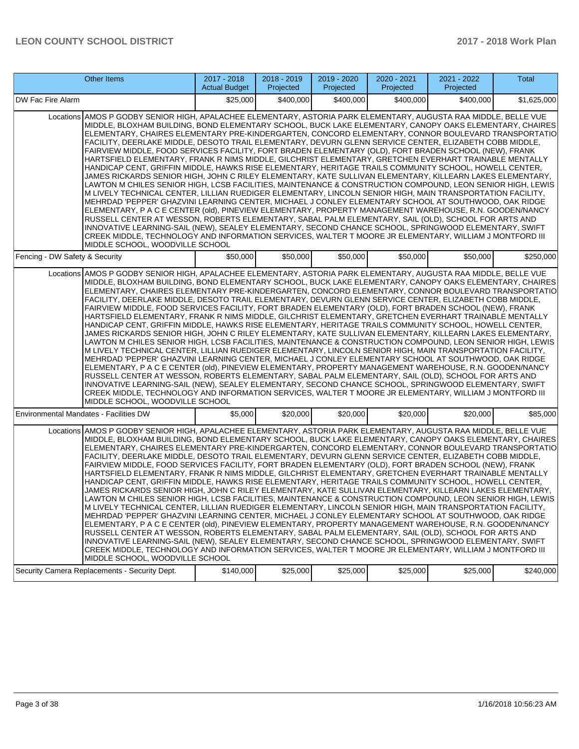| Other Items | 2017 - 2018 Actual Budget | 2018 - 2019 Projected | 2019 - 2020 Projected | 2020 - 2021 Projected | 2021 - 2022 Projected | Total |
|---|---|---|---|---|---|---|
| DW Fac Fire Alarm | $25,000 | $400,000 | $400,000 | $400,000 | $400,000 | $1,625,000 |
| Locations AMOS P GODBY SENIOR HIGH, APALACHEE ELEMENTARY, ASTORIA PARK ELEMENTARY, AUGUSTA RAA MIDDLE, BELLE VUE MIDDLE, BLOXHAM BUILDING, BOND ELEMENTARY SCHOOL, BUCK LAKE ELEMENTARY, CANOPY OAKS ELEMENTARY, CHAIRES ELEMENTARY, CHAIRES ELEMENTARY PRE-KINDERGARTEN, CONCORD ELEMENTARY, CONNOR BOULEVARD TRANSPORTATIO FACILITY, DEERLAKE MIDDLE, DESOTO TRAIL ELEMENTARY, DEVURN GLENN SERVICE CENTER, ELIZABETH COBB MIDDLE, FAIRVIEW MIDDLE, FOOD SERVICES FACILITY, FORT BRADEN ELEMENTARY (OLD), FORT BRADEN SCHOOL (NEW), FRANK HARTSFIELD ELEMENTARY, FRANK R NIMS MIDDLE, GILCHRIST ELEMENTARY, GRETCHEN EVERHART TRAINABLE MENTALLY HANDICAP CENT, GRIFFIN MIDDLE, HAWKS RISE ELEMENTARY, HERITAGE TRAILS COMMUNITY SCHOOL, HOWELL CENTER, JAMES RICKARDS SENIOR HIGH, JOHN C RILEY ELEMENTARY, KATE SULLIVAN ELEMENTARY, KILLEARN LAKES ELEMENTARY, LAWTON M CHILES SENIOR HIGH, LCSB FACILITIES, MAINTENANCE & CONSTRUCTION COMPOUND, LEON SENIOR HIGH, LEWIS M LIVELY TECHNICAL CENTER, LILLIAN RUEDIGER ELEMENTARY, LINCOLN SENIOR HIGH, MAIN TRANSPORTATION FACILITY, MEHRDAD 'PEPPER' GHAZVINI LEARNING CENTER, MICHAEL J CONLEY ELEMENTARY SCHOOL AT SOUTHWOOD, OAK RIDGE ELEMENTARY, P A C E CENTER (old), PINEVIEW ELEMENTARY, PROPERTY MANAGEMENT WAREHOUSE, R.N. GOODEN/NANCY RUSSELL CENTER AT WESSON, ROBERTS ELEMENTARY, SABAL PALM ELEMENTARY, SAIL (OLD), SCHOOL FOR ARTS AND INNOVATIVE LEARNING-SAIL (NEW), SEALEY ELEMENTARY, SECOND CHANCE SCHOOL, SPRINGWOOD ELEMENTARY, SWIFT CREEK MIDDLE, TECHNOLOGY AND INFORMATION SERVICES, WALTER T MOORE JR ELEMENTARY, WILLIAM J MONTFORD III MIDDLE SCHOOL, WOODVILLE SCHOOL | | | | | | |
| Fencing - DW Safety & Security | $50,000 | $50,000 | $50,000 | $50,000 | $50,000 | $250,000 |
| Locations AMOS P GODBY SENIOR HIGH, APALACHEE ELEMENTARY, ASTORIA PARK ELEMENTARY, AUGUSTA RAA MIDDLE, BELLE VUE MIDDLE, BLOXHAM BUILDING, BOND ELEMENTARY SCHOOL, BUCK LAKE ELEMENTARY, CANOPY OAKS ELEMENTARY, CHAIRES ELEMENTARY, CHAIRES ELEMENTARY PRE-KINDERGARTEN, CONCORD ELEMENTARY, CONNOR BOULEVARD TRANSPORTATIO FACILITY, DEERLAKE MIDDLE, DESOTO TRAIL ELEMENTARY, DEVURN GLENN SERVICE CENTER, ELIZABETH COBB MIDDLE, FAIRVIEW MIDDLE, FOOD SERVICES FACILITY, FORT BRADEN ELEMENTARY (OLD), FORT BRADEN SCHOOL (NEW), FRANK HARTSFIELD ELEMENTARY, FRANK R NIMS MIDDLE, GILCHRIST ELEMENTARY, GRETCHEN EVERHART TRAINABLE MENTALLY HANDICAP CENT, GRIFFIN MIDDLE, HAWKS RISE ELEMENTARY, HERITAGE TRAILS COMMUNITY SCHOOL, HOWELL CENTER, JAMES RICKARDS SENIOR HIGH, JOHN C RILEY ELEMENTARY, KATE SULLIVAN ELEMENTARY, KILLEARN LAKES ELEMENTARY, LAWTON M CHILES SENIOR HIGH, LCSB FACILITIES, MAINTENANCE & CONSTRUCTION COMPOUND, LEON SENIOR HIGH, LEWIS M LIVELY TECHNICAL CENTER, LILLIAN RUEDIGER ELEMENTARY, LINCOLN SENIOR HIGH, MAIN TRANSPORTATION FACILITY, MEHRDAD 'PEPPER' GHAZVINI LEARNING CENTER, MICHAEL J CONLEY ELEMENTARY SCHOOL AT SOUTHWOOD, OAK RIDGE ELEMENTARY, P A C E CENTER (old), PINEVIEW ELEMENTARY, PROPERTY MANAGEMENT WAREHOUSE, R.N. GOODEN/NANCY RUSSELL CENTER AT WESSON, ROBERTS ELEMENTARY, SABAL PALM ELEMENTARY, SAIL (OLD), SCHOOL FOR ARTS AND INNOVATIVE LEARNING-SAIL (NEW), SEALEY ELEMENTARY, SECOND CHANCE SCHOOL, SPRINGWOOD ELEMENTARY, SWIFT CREEK MIDDLE, TECHNOLOGY AND INFORMATION SERVICES, WALTER T MOORE JR ELEMENTARY, WILLIAM J MONTFORD III MIDDLE SCHOOL, WOODVILLE SCHOOL | | | | | | |
| Environmental Mandates - Facilities DW | $5,000 | $20,000 | $20,000 | $20,000 | $20,000 | $85,000 |
| Locations AMOS P GODBY SENIOR HIGH, APALACHEE ELEMENTARY, ASTORIA PARK ELEMENTARY, AUGUSTA RAA MIDDLE, BELLE VUE MIDDLE, BLOXHAM BUILDING, BOND ELEMENTARY SCHOOL, BUCK LAKE ELEMENTARY, CANOPY OAKS ELEMENTARY, CHAIRES ELEMENTARY, CHAIRES ELEMENTARY PRE-KINDERGARTEN, CONCORD ELEMENTARY, CONNOR BOULEVARD TRANSPORTATIO FACILITY, DEERLAKE MIDDLE, DESOTO TRAIL ELEMENTARY, DEVURN GLENN SERVICE CENTER, ELIZABETH COBB MIDDLE, FAIRVIEW MIDDLE, FOOD SERVICES FACILITY, FORT BRADEN ELEMENTARY (OLD), FORT BRADEN SCHOOL (NEW), FRANK HARTSFIELD ELEMENTARY, FRANK R NIMS MIDDLE, GILCHRIST ELEMENTARY, GRETCHEN EVERHART TRAINABLE MENTALLY HANDICAP CENT, GRIFFIN MIDDLE, HAWKS RISE ELEMENTARY, HERITAGE TRAILS COMMUNITY SCHOOL, HOWELL CENTER, JAMES RICKARDS SENIOR HIGH, JOHN C RILEY ELEMENTARY, KATE SULLIVAN ELEMENTARY, KILLEARN LAKES ELEMENTARY, LAWTON M CHILES SENIOR HIGH, LCSB FACILITIES, MAINTENANCE & CONSTRUCTION COMPOUND, LEON SENIOR HIGH, LEWIS M LIVELY TECHNICAL CENTER, LILLIAN RUEDIGER ELEMENTARY, LINCOLN SENIOR HIGH, MAIN TRANSPORTATION FACILITY, MEHRDAD 'PEPPER' GHAZVINI LEARNING CENTER, MICHAEL J CONLEY ELEMENTARY SCHOOL AT SOUTHWOOD, OAK RIDGE ELEMENTARY, P A C E CENTER (old), PINEVIEW ELEMENTARY, PROPERTY MANAGEMENT WAREHOUSE, R.N. GOODEN/NANCY RUSSELL CENTER AT WESSON, ROBERTS ELEMENTARY, SABAL PALM ELEMENTARY, SAIL (OLD), SCHOOL FOR ARTS AND INNOVATIVE LEARNING-SAIL (NEW), SEALEY ELEMENTARY, SECOND CHANCE SCHOOL, SPRINGWOOD ELEMENTARY, SWIFT CREEK MIDDLE, TECHNOLOGY AND INFORMATION SERVICES, WALTER T MOORE JR ELEMENTARY, WILLIAM J MONTFORD III MIDDLE SCHOOL, WOODVILLE SCHOOL | | | | | | |
| Security Camera Replacements - Security Dept. | $140,000 | $25,000 | $25,000 | $25,000 | $25,000 | $240,000 |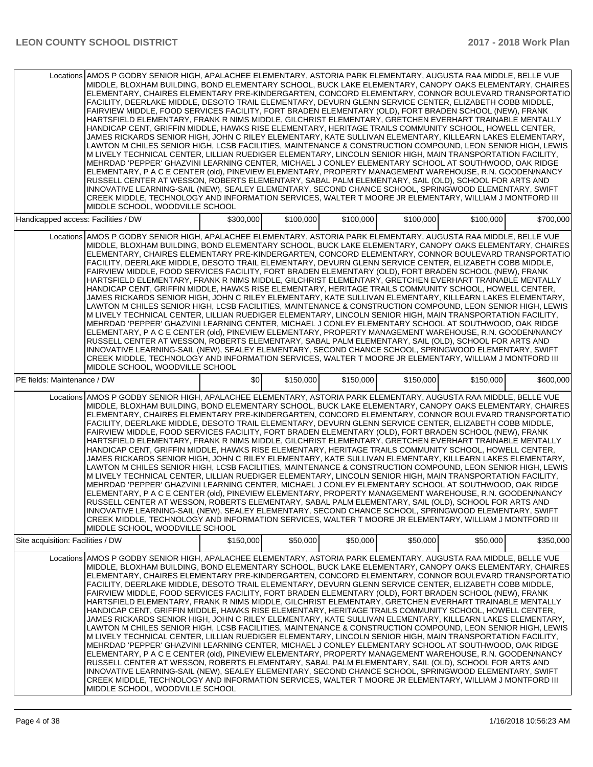| | | | | | | |
|---|---|---|---|---|---|---|
| Locations | AMOS P GODBY SENIOR HIGH, APALACHEE ELEMENTARY, ASTORIA PARK ELEMENTARY, AUGUSTA RAA MIDDLE, BELLE VUE MIDDLE, BLOXHAM BUILDING, BOND ELEMENTARY SCHOOL, BUCK LAKE ELEMENTARY, CANOPY OAKS ELEMENTARY, CHAIRES ELEMENTARY, CHAIRES ELEMENTARY PRE-KINDERGARTEN, CONCORD ELEMENTARY, CONNOR BOULEVARD TRANSPORTATIO FACILITY, DEERLAKE MIDDLE, DESOTO TRAIL ELEMENTARY, DEVURN GLENN SERVICE CENTER, ELIZABETH COBB MIDDLE, FAIRVIEW MIDDLE, FOOD SERVICES FACILITY, FORT BRADEN ELEMENTARY (OLD), FORT BRADEN SCHOOL (NEW), FRANK HARTSFIELD ELEMENTARY, FRANK R NIMS MIDDLE, GILCHRIST ELEMENTARY, GRETCHEN EVERHART TRAINABLE MENTALLY HANDICAP CENT, GRIFFIN MIDDLE, HAWKS RISE ELEMENTARY, HERITAGE TRAILS COMMUNITY SCHOOL, HOWELL CENTER, JAMES RICKARDS SENIOR HIGH, JOHN C RILEY ELEMENTARY, KATE SULLIVAN ELEMENTARY, KILLEARN LAKES ELEMENTARY, LAWTON M CHILES SENIOR HIGH, LCSB FACILITIES, MAINTENANCE & CONSTRUCTION COMPOUND, LEON SENIOR HIGH, LEWIS M LIVELY TECHNICAL CENTER, LILLIAN RUEDIGER ELEMENTARY, LINCOLN SENIOR HIGH, MAIN TRANSPORTATION FACILITY, MEHRDAD 'PEPPER' GHAZVINI LEARNING CENTER, MICHAEL J CONLEY ELEMENTARY SCHOOL AT SOUTHWOOD, OAK RIDGE ELEMENTARY, P A C E CENTER (old), PINEVIEW ELEMENTARY, PROPERTY MANAGEMENT WAREHOUSE, R.N. GOODEN/NANCY RUSSELL CENTER AT WESSON, ROBERTS ELEMENTARY, SABAL PALM ELEMENTARY, SAIL (OLD), SCHOOL FOR ARTS AND INNOVATIVE LEARNING-SAIL (NEW), SEALEY ELEMENTARY, SECOND CHANCE SCHOOL, SPRINGWOOD ELEMENTARY, SWIFT CREEK MIDDLE, TECHNOLOGY AND INFORMATION SERVICES, WALTER T MOORE JR ELEMENTARY, WILLIAM J MONTFORD III MIDDLE SCHOOL, WOODVILLE SCHOOL | | | | | |
| Handicapped access: Facilities / DW | | $300,000 | $100,000 | $100,000 | $100,000 | $100,000 | $700,000 |
| Locations | AMOS P GODBY SENIOR HIGH, APALACHEE ELEMENTARY, ASTORIA PARK ELEMENTARY, AUGUSTA RAA MIDDLE, BELLE VUE MIDDLE, BLOXHAM BUILDING, BOND ELEMENTARY SCHOOL, BUCK LAKE ELEMENTARY, CANOPY OAKS ELEMENTARY, CHAIRES ELEMENTARY, CHAIRES ELEMENTARY PRE-KINDERGARTEN, CONCORD ELEMENTARY, CONNOR BOULEVARD TRANSPORTATIO FACILITY, DEERLAKE MIDDLE, DESOTO TRAIL ELEMENTARY, DEVURN GLENN SERVICE CENTER, ELIZABETH COBB MIDDLE, FAIRVIEW MIDDLE, FOOD SERVICES FACILITY, FORT BRADEN ELEMENTARY (OLD), FORT BRADEN SCHOOL (NEW), FRANK HARTSFIELD ELEMENTARY, FRANK R NIMS MIDDLE, GILCHRIST ELEMENTARY, GRETCHEN EVERHART TRAINABLE MENTALLY HANDICAP CENT, GRIFFIN MIDDLE, HAWKS RISE ELEMENTARY, HERITAGE TRAILS COMMUNITY SCHOOL, HOWELL CENTER, JAMES RICKARDS SENIOR HIGH, JOHN C RILEY ELEMENTARY, KATE SULLIVAN ELEMENTARY, KILLEARN LAKES ELEMENTARY, LAWTON M CHILES SENIOR HIGH, LCSB FACILITIES, MAINTENANCE & CONSTRUCTION COMPOUND, LEON SENIOR HIGH, LEWIS M LIVELY TECHNICAL CENTER, LILLIAN RUEDIGER ELEMENTARY, LINCOLN SENIOR HIGH, MAIN TRANSPORTATION FACILITY, MEHRDAD 'PEPPER' GHAZVINI LEARNING CENTER, MICHAEL J CONLEY ELEMENTARY SCHOOL AT SOUTHWOOD, OAK RIDGE ELEMENTARY, P A C E CENTER (old), PINEVIEW ELEMENTARY, PROPERTY MANAGEMENT WAREHOUSE, R.N. GOODEN/NANCY RUSSELL CENTER AT WESSON, ROBERTS ELEMENTARY, SABAL PALM ELEMENTARY, SAIL (OLD), SCHOOL FOR ARTS AND INNOVATIVE LEARNING-SAIL (NEW), SEALEY ELEMENTARY, SECOND CHANCE SCHOOL, SPRINGWOOD ELEMENTARY, SWIFT CREEK MIDDLE, TECHNOLOGY AND INFORMATION SERVICES, WALTER T MOORE JR ELEMENTARY, WILLIAM J MONTFORD III MIDDLE SCHOOL, WOODVILLE SCHOOL | | | | | |
| PE fields: Maintenance / DW | | $0 | $150,000 | $150,000 | $150,000 | $150,000 | $600,000 |
| Locations | AMOS P GODBY SENIOR HIGH, APALACHEE ELEMENTARY, ASTORIA PARK ELEMENTARY, AUGUSTA RAA MIDDLE, BELLE VUE MIDDLE, BLOXHAM BUILDING, BOND ELEMENTARY SCHOOL, BUCK LAKE ELEMENTARY, CANOPY OAKS ELEMENTARY, CHAIRES ELEMENTARY, CHAIRES ELEMENTARY PRE-KINDERGARTEN, CONCORD ELEMENTARY, CONNOR BOULEVARD TRANSPORTATIO FACILITY, DEERLAKE MIDDLE, DESOTO TRAIL ELEMENTARY, DEVURN GLENN SERVICE CENTER, ELIZABETH COBB MIDDLE, FAIRVIEW MIDDLE, FOOD SERVICES FACILITY, FORT BRADEN ELEMENTARY (OLD), FORT BRADEN SCHOOL (NEW), FRANK HARTSFIELD ELEMENTARY, FRANK R NIMS MIDDLE, GILCHRIST ELEMENTARY, GRETCHEN EVERHART TRAINABLE MENTALLY HANDICAP CENT, GRIFFIN MIDDLE, HAWKS RISE ELEMENTARY, HERITAGE TRAILS COMMUNITY SCHOOL, HOWELL CENTER, JAMES RICKARDS SENIOR HIGH, JOHN C RILEY ELEMENTARY, KATE SULLIVAN ELEMENTARY, KILLEARN LAKES ELEMENTARY, LAWTON M CHILES SENIOR HIGH, LCSB FACILITIES, MAINTENANCE & CONSTRUCTION COMPOUND, LEON SENIOR HIGH, LEWIS M LIVELY TECHNICAL CENTER, LILLIAN RUEDIGER ELEMENTARY, LINCOLN SENIOR HIGH, MAIN TRANSPORTATION FACILITY, MEHRDAD 'PEPPER' GHAZVINI LEARNING CENTER, MICHAEL J CONLEY ELEMENTARY SCHOOL AT SOUTHWOOD, OAK RIDGE ELEMENTARY, P A C E CENTER (old), PINEVIEW ELEMENTARY, PROPERTY MANAGEMENT WAREHOUSE, R.N. GOODEN/NANCY RUSSELL CENTER AT WESSON, ROBERTS ELEMENTARY, SABAL PALM ELEMENTARY, SAIL (OLD), SCHOOL FOR ARTS AND INNOVATIVE LEARNING-SAIL (NEW), SEALEY ELEMENTARY, SECOND CHANCE SCHOOL, SPRINGWOOD ELEMENTARY, SWIFT CREEK MIDDLE, TECHNOLOGY AND INFORMATION SERVICES, WALTER T MOORE JR ELEMENTARY, WILLIAM J MONTFORD III MIDDLE SCHOOL, WOODVILLE SCHOOL | | | | | |
| Site acquisition: Facilities / DW | | $150,000 | $50,000 | $50,000 | $50,000 | $50,000 | $350,000 |
| Locations | AMOS P GODBY SENIOR HIGH, APALACHEE ELEMENTARY, ASTORIA PARK ELEMENTARY, AUGUSTA RAA MIDDLE, BELLE VUE MIDDLE, BLOXHAM BUILDING, BOND ELEMENTARY SCHOOL, BUCK LAKE ELEMENTARY, CANOPY OAKS ELEMENTARY, CHAIRES ELEMENTARY, CHAIRES ELEMENTARY PRE-KINDERGARTEN, CONCORD ELEMENTARY, CONNOR BOULEVARD TRANSPORTATIO FACILITY, DEERLAKE MIDDLE, DESOTO TRAIL ELEMENTARY, DEVURN GLENN SERVICE CENTER, ELIZABETH COBB MIDDLE, FAIRVIEW MIDDLE, FOOD SERVICES FACILITY, FORT BRADEN ELEMENTARY (OLD), FORT BRADEN SCHOOL (NEW), FRANK HARTSFIELD ELEMENTARY, FRANK R NIMS MIDDLE, GILCHRIST ELEMENTARY, GRETCHEN EVERHART TRAINABLE MENTALLY HANDICAP CENT, GRIFFIN MIDDLE, HAWKS RISE ELEMENTARY, HERITAGE TRAILS COMMUNITY SCHOOL, HOWELL CENTER, JAMES RICKARDS SENIOR HIGH, JOHN C RILEY ELEMENTARY, KATE SULLIVAN ELEMENTARY, KILLEARN LAKES ELEMENTARY, LAWTON M CHILES SENIOR HIGH, LCSB FACILITIES, MAINTENANCE & CONSTRUCTION COMPOUND, LEON SENIOR HIGH, LEWIS M LIVELY TECHNICAL CENTER, LILLIAN RUEDIGER ELEMENTARY, LINCOLN SENIOR HIGH, MAIN TRANSPORTATION FACILITY, MEHRDAD 'PEPPER' GHAZVINI LEARNING CENTER, MICHAEL J CONLEY ELEMENTARY SCHOOL AT SOUTHWOOD, OAK RIDGE ELEMENTARY, P A C E CENTER (old), PINEVIEW ELEMENTARY, PROPERTY MANAGEMENT WAREHOUSE, R.N. GOODEN/NANCY RUSSELL CENTER AT WESSON, ROBERTS ELEMENTARY, SABAL PALM ELEMENTARY, SAIL (OLD), SCHOOL FOR ARTS AND INNOVATIVE LEARNING-SAIL (NEW), SEALEY ELEMENTARY, SECOND CHANCE SCHOOL, SPRINGWOOD ELEMENTARY, SWIFT CREEK MIDDLE, TECHNOLOGY AND INFORMATION SERVICES, WALTER T MOORE JR ELEMENTARY, WILLIAM J MONTFORD III MIDDLE SCHOOL, WOODVILLE SCHOOL | | | | | |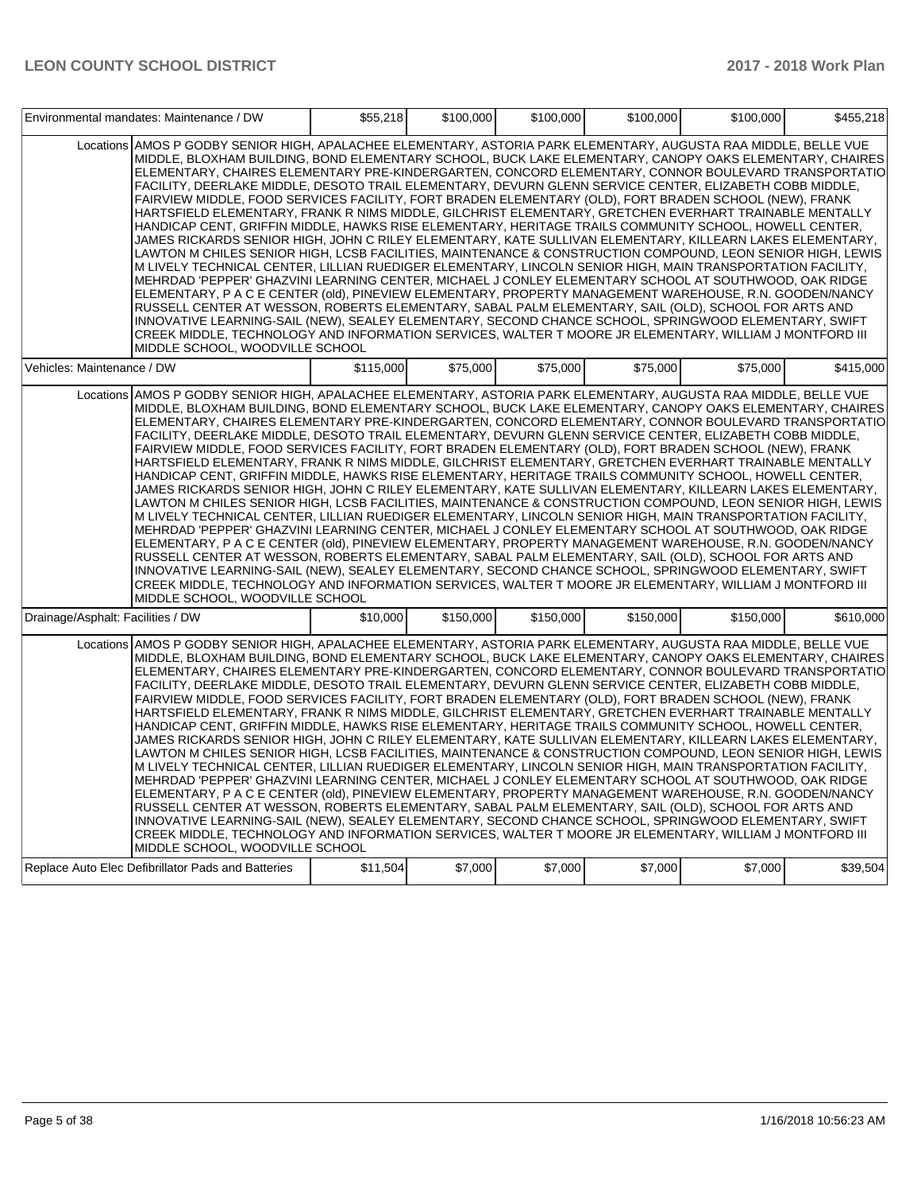| | | | | | | |
|---|---|---|---|---|---|---|
| Environmental mandates: Maintenance / DW | | $55,218 | $100,000 | $100,000 | $100,000 | $100,000 | $455,218 |
| | Locations | AMOS P GODBY SENIOR HIGH, APALACHEE ELEMENTARY, ASTORIA PARK ELEMENTARY, AUGUSTA RAA MIDDLE, BELLE VUE MIDDLE, BLOXHAM BUILDING, BOND ELEMENTARY SCHOOL, BUCK LAKE ELEMENTARY, CANOPY OAKS ELEMENTARY, CHAIRES ELEMENTARY, CHAIRES ELEMENTARY PRE-KINDERGARTEN, CONCORD ELEMENTARY, CONNOR BOULEVARD TRANSPORTATIO FACILITY, DEERLAKE MIDDLE, DESOTO TRAIL ELEMENTARY, DEVURN GLENN SERVICE CENTER, ELIZABETH COBB MIDDLE, FAIRVIEW MIDDLE, FOOD SERVICES FACILITY, FORT BRADEN ELEMENTARY (OLD), FORT BRADEN SCHOOL (NEW), FRANK HARTSFIELD ELEMENTARY, FRANK R NIMS MIDDLE, GILCHRIST ELEMENTARY, GRETCHEN EVERHART TRAINABLE MENTALLY HANDICAP CENT, GRIFFIN MIDDLE, HAWKS RISE ELEMENTARY, HERITAGE TRAILS COMMUNITY SCHOOL, HOWELL CENTER, JAMES RICKARDS SENIOR HIGH, JOHN C RILEY ELEMENTARY, KATE SULLIVAN ELEMENTARY, KILLEARN LAKES ELEMENTARY, LAWTON M CHILES SENIOR HIGH, LCSB FACILITIES, MAINTENANCE & CONSTRUCTION COMPOUND, LEON SENIOR HIGH, LEWIS M LIVELY TECHNICAL CENTER, LILLIAN RUEDIGER ELEMENTARY, LINCOLN SENIOR HIGH, MAIN TRANSPORTATION FACILITY, MEHRDAD 'PEPPER' GHAZVINI LEARNING CENTER, MICHAEL J CONLEY ELEMENTARY SCHOOL AT SOUTHWOOD, OAK RIDGE ELEMENTARY, P A C E CENTER (old), PINEVIEW ELEMENTARY, PROPERTY MANAGEMENT WAREHOUSE, R.N. GOODEN/NANCY RUSSELL CENTER AT WESSON, ROBERTS ELEMENTARY, SABAL PALM ELEMENTARY, SAIL (OLD), SCHOOL FOR ARTS AND INNOVATIVE LEARNING-SAIL (NEW), SEALEY ELEMENTARY, SECOND CHANCE SCHOOL, SPRINGWOOD ELEMENTARY, SWIFT CREEK MIDDLE, TECHNOLOGY AND INFORMATION SERVICES, WALTER T MOORE JR ELEMENTARY, WILLIAM J MONTFORD III MIDDLE SCHOOL, WOODVILLE SCHOOL | | | | | |
| Vehicles: Maintenance / DW | | $115,000 | $75,000 | $75,000 | $75,000 | $75,000 | $415,000 |
| | Locations | AMOS P GODBY SENIOR HIGH, APALACHEE ELEMENTARY, ASTORIA PARK ELEMENTARY, AUGUSTA RAA MIDDLE, BELLE VUE MIDDLE, BLOXHAM BUILDING, BOND ELEMENTARY SCHOOL, BUCK LAKE ELEMENTARY, CANOPY OAKS ELEMENTARY, CHAIRES ELEMENTARY, CHAIRES ELEMENTARY PRE-KINDERGARTEN, CONCORD ELEMENTARY, CONNOR BOULEVARD TRANSPORTATIO FACILITY, DEERLAKE MIDDLE, DESOTO TRAIL ELEMENTARY, DEVURN GLENN SERVICE CENTER, ELIZABETH COBB MIDDLE, FAIRVIEW MIDDLE, FOOD SERVICES FACILITY, FORT BRADEN ELEMENTARY (OLD), FORT BRADEN SCHOOL (NEW), FRANK HARTSFIELD ELEMENTARY, FRANK R NIMS MIDDLE, GILCHRIST ELEMENTARY, GRETCHEN EVERHART TRAINABLE MENTALLY HANDICAP CENT, GRIFFIN MIDDLE, HAWKS RISE ELEMENTARY, HERITAGE TRAILS COMMUNITY SCHOOL, HOWELL CENTER, JAMES RICKARDS SENIOR HIGH, JOHN C RILEY ELEMENTARY, KATE SULLIVAN ELEMENTARY, KILLEARN LAKES ELEMENTARY, LAWTON M CHILES SENIOR HIGH, LCSB FACILITIES, MAINTENANCE & CONSTRUCTION COMPOUND, LEON SENIOR HIGH, LEWIS M LIVELY TECHNICAL CENTER, LILLIAN RUEDIGER ELEMENTARY, LINCOLN SENIOR HIGH, MAIN TRANSPORTATION FACILITY, MEHRDAD 'PEPPER' GHAZVINI LEARNING CENTER, MICHAEL J CONLEY ELEMENTARY SCHOOL AT SOUTHWOOD, OAK RIDGE ELEMENTARY, P A C E CENTER (old), PINEVIEW ELEMENTARY, PROPERTY MANAGEMENT WAREHOUSE, R.N. GOODEN/NANCY RUSSELL CENTER AT WESSON, ROBERTS ELEMENTARY, SABAL PALM ELEMENTARY, SAIL (OLD), SCHOOL FOR ARTS AND INNOVATIVE LEARNING-SAIL (NEW), SEALEY ELEMENTARY, SECOND CHANCE SCHOOL, SPRINGWOOD ELEMENTARY, SWIFT CREEK MIDDLE, TECHNOLOGY AND INFORMATION SERVICES, WALTER T MOORE JR ELEMENTARY, WILLIAM J MONTFORD III MIDDLE SCHOOL, WOODVILLE SCHOOL | | | | | |
| Drainage/Asphalt: Facilities / DW | | $10,000 | $150,000 | $150,000 | $150,000 | $150,000 | $610,000 |
| | Locations | AMOS P GODBY SENIOR HIGH, APALACHEE ELEMENTARY, ASTORIA PARK ELEMENTARY, AUGUSTA RAA MIDDLE, BELLE VUE MIDDLE, BLOXHAM BUILDING, BOND ELEMENTARY SCHOOL, BUCK LAKE ELEMENTARY, CANOPY OAKS ELEMENTARY, CHAIRES ELEMENTARY, CHAIRES ELEMENTARY PRE-KINDERGARTEN, CONCORD ELEMENTARY, CONNOR BOULEVARD TRANSPORTATIO FACILITY, DEERLAKE MIDDLE, DESOTO TRAIL ELEMENTARY, DEVURN GLENN SERVICE CENTER, ELIZABETH COBB MIDDLE, FAIRVIEW MIDDLE, FOOD SERVICES FACILITY, FORT BRADEN ELEMENTARY (OLD), FORT BRADEN SCHOOL (NEW), FRANK HARTSFIELD ELEMENTARY, FRANK R NIMS MIDDLE, GILCHRIST ELEMENTARY, GRETCHEN EVERHART TRAINABLE MENTALLY HANDICAP CENT, GRIFFIN MIDDLE, HAWKS RISE ELEMENTARY, HERITAGE TRAILS COMMUNITY SCHOOL, HOWELL CENTER, JAMES RICKARDS SENIOR HIGH, JOHN C RILEY ELEMENTARY, KATE SULLIVAN ELEMENTARY, KILLEARN LAKES ELEMENTARY, LAWTON M CHILES SENIOR HIGH, LCSB FACILITIES, MAINTENANCE & CONSTRUCTION COMPOUND, LEON SENIOR HIGH, LEWIS M LIVELY TECHNICAL CENTER, LILLIAN RUEDIGER ELEMENTARY, LINCOLN SENIOR HIGH, MAIN TRANSPORTATION FACILITY, MEHRDAD 'PEPPER' GHAZVINI LEARNING CENTER, MICHAEL J CONLEY ELEMENTARY SCHOOL AT SOUTHWOOD, OAK RIDGE ELEMENTARY, P A C E CENTER (old), PINEVIEW ELEMENTARY, PROPERTY MANAGEMENT WAREHOUSE, R.N. GOODEN/NANCY RUSSELL CENTER AT WESSON, ROBERTS ELEMENTARY, SABAL PALM ELEMENTARY, SAIL (OLD), SCHOOL FOR ARTS AND INNOVATIVE LEARNING-SAIL (NEW), SEALEY ELEMENTARY, SECOND CHANCE SCHOOL, SPRINGWOOD ELEMENTARY, SWIFT CREEK MIDDLE, TECHNOLOGY AND INFORMATION SERVICES, WALTER T MOORE JR ELEMENTARY, WILLIAM J MONTFORD III MIDDLE SCHOOL, WOODVILLE SCHOOL | | | | | |
| Replace Auto Elec Defibrillator Pads and Batteries | | $11,504 | $7,000 | $7,000 | $7,000 | $7,000 | $39,504 |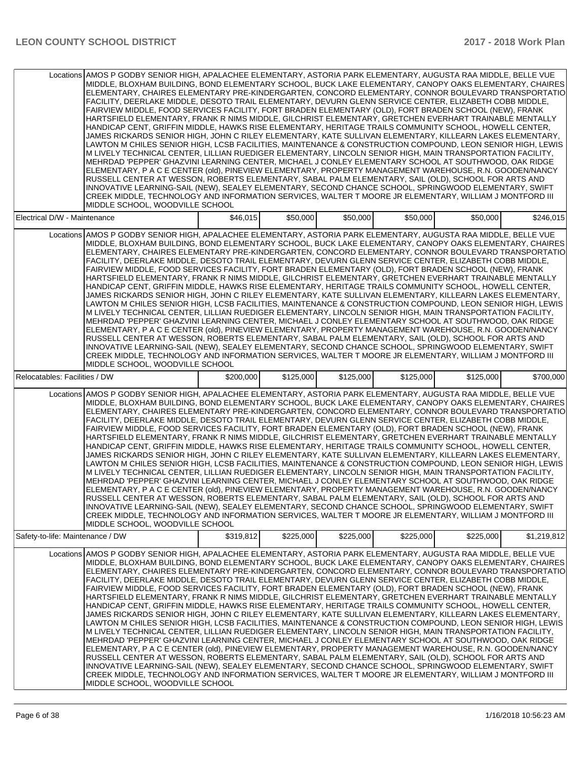| | | | | | | |
|---|---|---|---|---|---|---|
| Locations | AMOS P GODBY SENIOR HIGH, APALACHEE ELEMENTARY, ASTORIA PARK ELEMENTARY, AUGUSTA RAA MIDDLE, BELLE VUE MIDDLE, BLOXHAM BUILDING, BOND ELEMENTARY SCHOOL, BUCK LAKE ELEMENTARY, CANOPY OAKS ELEMENTARY, CHAIRES ELEMENTARY, CHAIRES ELEMENTARY PRE-KINDERGARTEN, CONCORD ELEMENTARY, CONNOR BOULEVARD TRANSPORTATIO FACILITY, DEERLAKE MIDDLE, DESOTO TRAIL ELEMENTARY, DEVURN GLENN SERVICE CENTER, ELIZABETH COBB MIDDLE, FAIRVIEW MIDDLE, FOOD SERVICES FACILITY, FORT BRADEN ELEMENTARY (OLD), FORT BRADEN SCHOOL (NEW), FRANK HARTSFIELD ELEMENTARY, FRANK R NIMS MIDDLE, GILCHRIST ELEMENTARY, GRETCHEN EVERHART TRAINABLE MENTALLY HANDICAP CENT, GRIFFIN MIDDLE, HAWKS RISE ELEMENTARY, HERITAGE TRAILS COMMUNITY SCHOOL, HOWELL CENTER, JAMES RICKARDS SENIOR HIGH, JOHN C RILEY ELEMENTARY, KATE SULLIVAN ELEMENTARY, KILLEARN LAKES ELEMENTARY, LAWTON M CHILES SENIOR HIGH, LCSB FACILITIES, MAINTENANCE & CONSTRUCTION COMPOUND, LEON SENIOR HIGH, LEWIS M LIVELY TECHNICAL CENTER, LILLIAN RUEDIGER ELEMENTARY, LINCOLN SENIOR HIGH, MAIN TRANSPORTATION FACILITY, MEHRDAD 'PEPPER' GHAZVINI LEARNING CENTER, MICHAEL J CONLEY ELEMENTARY SCHOOL AT SOUTHWOOD, OAK RIDGE ELEMENTARY, P A C E CENTER (old), PINEVIEW ELEMENTARY, PROPERTY MANAGEMENT WAREHOUSE, R.N. GOODEN/NANCY RUSSELL CENTER AT WESSON, ROBERTS ELEMENTARY, SABAL PALM ELEMENTARY, SAIL (OLD), SCHOOL FOR ARTS AND INNOVATIVE LEARNING-SAIL (NEW), SEALEY ELEMENTARY, SECOND CHANCE SCHOOL, SPRINGWOOD ELEMENTARY, SWIFT CREEK MIDDLE, TECHNOLOGY AND INFORMATION SERVICES, WALTER T MOORE JR ELEMENTARY, WILLIAM J MONTFORD III MIDDLE SCHOOL, WOODVILLE SCHOOL | | | | | |
| Electrical D/W - Maintenance | | $46,015 | $50,000 | $50,000 | $50,000 | $50,000 | $246,015 |
| Locations | AMOS P GODBY SENIOR HIGH, APALACHEE ELEMENTARY, ASTORIA PARK ELEMENTARY, AUGUSTA RAA MIDDLE, BELLE VUE MIDDLE, BLOXHAM BUILDING, BOND ELEMENTARY SCHOOL, BUCK LAKE ELEMENTARY, CANOPY OAKS ELEMENTARY, CHAIRES ELEMENTARY, CHAIRES ELEMENTARY PRE-KINDERGARTEN, CONCORD ELEMENTARY, CONNOR BOULEVARD TRANSPORTATIO FACILITY, DEERLAKE MIDDLE, DESOTO TRAIL ELEMENTARY, DEVURN GLENN SERVICE CENTER, ELIZABETH COBB MIDDLE, FAIRVIEW MIDDLE, FOOD SERVICES FACILITY, FORT BRADEN ELEMENTARY (OLD), FORT BRADEN SCHOOL (NEW), FRANK HARTSFIELD ELEMENTARY, FRANK R NIMS MIDDLE, GILCHRIST ELEMENTARY, GRETCHEN EVERHART TRAINABLE MENTALLY HANDICAP CENT, GRIFFIN MIDDLE, HAWKS RISE ELEMENTARY, HERITAGE TRAILS COMMUNITY SCHOOL, HOWELL CENTER, JAMES RICKARDS SENIOR HIGH, JOHN C RILEY ELEMENTARY, KATE SULLIVAN ELEMENTARY, KILLEARN LAKES ELEMENTARY, LAWTON M CHILES SENIOR HIGH, LCSB FACILITIES, MAINTENANCE & CONSTRUCTION COMPOUND, LEON SENIOR HIGH, LEWIS M LIVELY TECHNICAL CENTER, LILLIAN RUEDIGER ELEMENTARY, LINCOLN SENIOR HIGH, MAIN TRANSPORTATION FACILITY, MEHRDAD 'PEPPER' GHAZVINI LEARNING CENTER, MICHAEL J CONLEY ELEMENTARY SCHOOL AT SOUTHWOOD, OAK RIDGE ELEMENTARY, P A C E CENTER (old), PINEVIEW ELEMENTARY, PROPERTY MANAGEMENT WAREHOUSE, R.N. GOODEN/NANCY RUSSELL CENTER AT WESSON, ROBERTS ELEMENTARY, SABAL PALM ELEMENTARY, SAIL (OLD), SCHOOL FOR ARTS AND INNOVATIVE LEARNING-SAIL (NEW), SEALEY ELEMENTARY, SECOND CHANCE SCHOOL, SPRINGWOOD ELEMENTARY, SWIFT CREEK MIDDLE, TECHNOLOGY AND INFORMATION SERVICES, WALTER T MOORE JR ELEMENTARY, WILLIAM J MONTFORD III MIDDLE SCHOOL, WOODVILLE SCHOOL | | | | | |
| Relocatables: Facilities / DW | | $200,000 | $125,000 | $125,000 | $125,000 | $125,000 | $700,000 |
| Locations | AMOS P GODBY SENIOR HIGH, APALACHEE ELEMENTARY, ASTORIA PARK ELEMENTARY, AUGUSTA RAA MIDDLE, BELLE VUE MIDDLE, BLOXHAM BUILDING, BOND ELEMENTARY SCHOOL, BUCK LAKE ELEMENTARY, CANOPY OAKS ELEMENTARY, CHAIRES ELEMENTARY, CHAIRES ELEMENTARY PRE-KINDERGARTEN, CONCORD ELEMENTARY, CONNOR BOULEVARD TRANSPORTATIO FACILITY, DEERLAKE MIDDLE, DESOTO TRAIL ELEMENTARY, DEVURN GLENN SERVICE CENTER, ELIZABETH COBB MIDDLE, FAIRVIEW MIDDLE, FOOD SERVICES FACILITY, FORT BRADEN ELEMENTARY (OLD), FORT BRADEN SCHOOL (NEW), FRANK HARTSFIELD ELEMENTARY, FRANK R NIMS MIDDLE, GILCHRIST ELEMENTARY, GRETCHEN EVERHART TRAINABLE MENTALLY HANDICAP CENT, GRIFFIN MIDDLE, HAWKS RISE ELEMENTARY, HERITAGE TRAILS COMMUNITY SCHOOL, HOWELL CENTER, JAMES RICKARDS SENIOR HIGH, JOHN C RILEY ELEMENTARY, KATE SULLIVAN ELEMENTARY, KILLEARN LAKES ELEMENTARY, LAWTON M CHILES SENIOR HIGH, LCSB FACILITIES, MAINTENANCE & CONSTRUCTION COMPOUND, LEON SENIOR HIGH, LEWIS M LIVELY TECHNICAL CENTER, LILLIAN RUEDIGER ELEMENTARY, LINCOLN SENIOR HIGH, MAIN TRANSPORTATION FACILITY, MEHRDAD 'PEPPER' GHAZVINI LEARNING CENTER, MICHAEL J CONLEY ELEMENTARY SCHOOL AT SOUTHWOOD, OAK RIDGE ELEMENTARY, P A C E CENTER (old), PINEVIEW ELEMENTARY, PROPERTY MANAGEMENT WAREHOUSE, R.N. GOODEN/NANCY RUSSELL CENTER AT WESSON, ROBERTS ELEMENTARY, SABAL PALM ELEMENTARY, SAIL (OLD), SCHOOL FOR ARTS AND INNOVATIVE LEARNING-SAIL (NEW), SEALEY ELEMENTARY, SECOND CHANCE SCHOOL, SPRINGWOOD ELEMENTARY, SWIFT CREEK MIDDLE, TECHNOLOGY AND INFORMATION SERVICES, WALTER T MOORE JR ELEMENTARY, WILLIAM J MONTFORD III MIDDLE SCHOOL, WOODVILLE SCHOOL | | | | | |
| Safety-to-life: Maintenance / DW | | $319,812 | $225,000 | $225,000 | $225,000 | $225,000 | $1,219,812 |
| Locations | AMOS P GODBY SENIOR HIGH, APALACHEE ELEMENTARY, ASTORIA PARK ELEMENTARY, AUGUSTA RAA MIDDLE, BELLE VUE MIDDLE, BLOXHAM BUILDING, BOND ELEMENTARY SCHOOL, BUCK LAKE ELEMENTARY, CANOPY OAKS ELEMENTARY, CHAIRES ELEMENTARY, CHAIRES ELEMENTARY PRE-KINDERGARTEN, CONCORD ELEMENTARY, CONNOR BOULEVARD TRANSPORTATIO FACILITY, DEERLAKE MIDDLE, DESOTO TRAIL ELEMENTARY, DEVURN GLENN SERVICE CENTER, ELIZABETH COBB MIDDLE, FAIRVIEW MIDDLE, FOOD SERVICES FACILITY, FORT BRADEN ELEMENTARY (OLD), FORT BRADEN SCHOOL (NEW), FRANK HARTSFIELD ELEMENTARY, FRANK R NIMS MIDDLE, GILCHRIST ELEMENTARY, GRETCHEN EVERHART TRAINABLE MENTALLY HANDICAP CENT, GRIFFIN MIDDLE, HAWKS RISE ELEMENTARY, HERITAGE TRAILS COMMUNITY SCHOOL, HOWELL CENTER, JAMES RICKARDS SENIOR HIGH, JOHN C RILEY ELEMENTARY, KATE SULLIVAN ELEMENTARY, KILLEARN LAKES ELEMENTARY, LAWTON M CHILES SENIOR HIGH, LCSB FACILITIES, MAINTENANCE & CONSTRUCTION COMPOUND, LEON SENIOR HIGH, LEWIS M LIVELY TECHNICAL CENTER, LILLIAN RUEDIGER ELEMENTARY, LINCOLN SENIOR HIGH, MAIN TRANSPORTATION FACILITY, MEHRDAD 'PEPPER' GHAZVINI LEARNING CENTER, MICHAEL J CONLEY ELEMENTARY SCHOOL AT SOUTHWOOD, OAK RIDGE ELEMENTARY, P A C E CENTER (old), PINEVIEW ELEMENTARY, PROPERTY MANAGEMENT WAREHOUSE, R.N. GOODEN/NANCY RUSSELL CENTER AT WESSON, ROBERTS ELEMENTARY, SABAL PALM ELEMENTARY, SAIL (OLD), SCHOOL FOR ARTS AND INNOVATIVE LEARNING-SAIL (NEW), SEALEY ELEMENTARY, SECOND CHANCE SCHOOL, SPRINGWOOD ELEMENTARY, SWIFT CREEK MIDDLE, TECHNOLOGY AND INFORMATION SERVICES, WALTER T MOORE JR ELEMENTARY, WILLIAM J MONTFORD III MIDDLE SCHOOL, WOODVILLE SCHOOL | | | | | |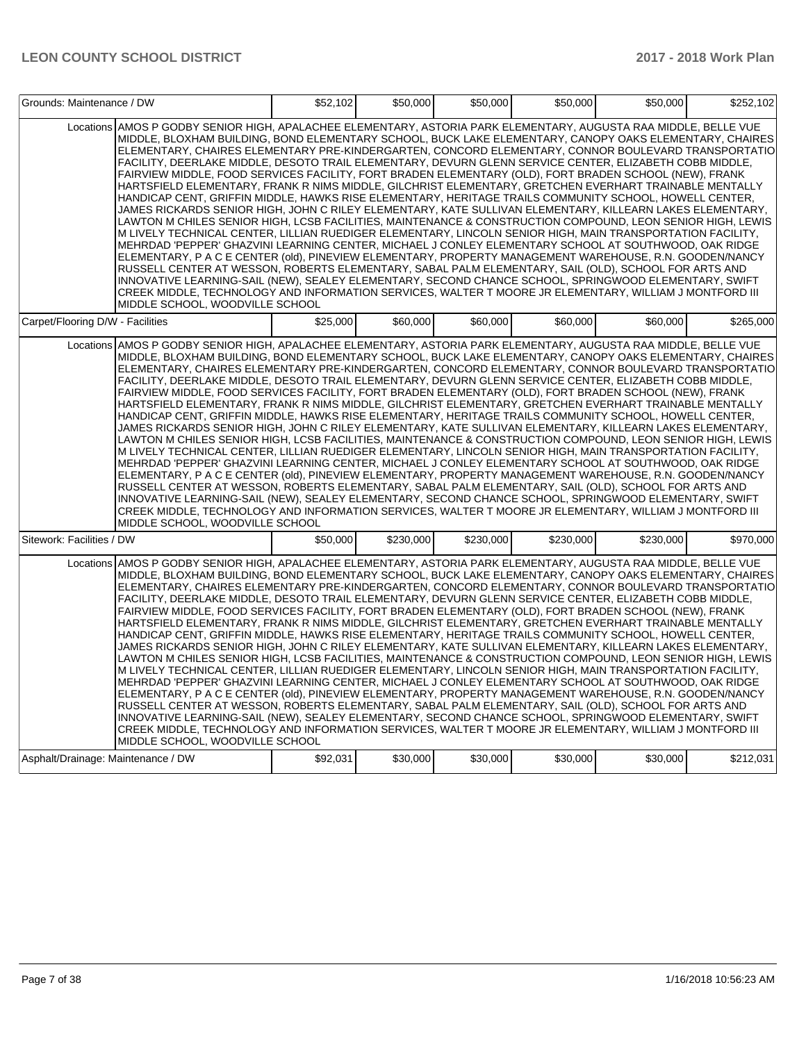| Grounds: Maintenance / DW | | $52,102 | $50,000 | $50,000 | $50,000 | $50,000 | $252,102 |
|---|---|---|---|---|---|---|---|
| | Locations | AMOS P GODBY SENIOR HIGH, APALACHEE ELEMENTARY, ASTORIA PARK ELEMENTARY, AUGUSTA RAA MIDDLE, BELLE VUE MIDDLE, BLOXHAM BUILDING, BOND ELEMENTARY SCHOOL, BUCK LAKE ELEMENTARY, CANOPY OAKS ELEMENTARY, CHAIRES ELEMENTARY, CHAIRES ELEMENTARY PRE-KINDERGARTEN, CONCORD ELEMENTARY, CONNOR BOULEVARD TRANSPORTATIO FACILITY, DEERLAKE MIDDLE, DESOTO TRAIL ELEMENTARY, DEVURN GLENN SERVICE CENTER, ELIZABETH COBB MIDDLE, FAIRVIEW MIDDLE, FOOD SERVICES FACILITY, FORT BRADEN ELEMENTARY (OLD), FORT BRADEN SCHOOL (NEW), FRANK HARTSFIELD ELEMENTARY, FRANK R NIMS MIDDLE, GILCHRIST ELEMENTARY, GRETCHEN EVERHART TRAINABLE MENTALLY HANDICAP CENT, GRIFFIN MIDDLE, HAWKS RISE ELEMENTARY, HERITAGE TRAILS COMMUNITY SCHOOL, HOWELL CENTER, JAMES RICKARDS SENIOR HIGH, JOHN C RILEY ELEMENTARY, KATE SULLIVAN ELEMENTARY, KILLEARN LAKES ELEMENTARY, LAWTON M CHILES SENIOR HIGH, LCSB FACILITIES, MAINTENANCE & CONSTRUCTION COMPOUND, LEON SENIOR HIGH, LEWIS M LIVELY TECHNICAL CENTER, LILLIAN RUEDIGER ELEMENTARY, LINCOLN SENIOR HIGH, MAIN TRANSPORTATION FACILITY, MEHRDAD 'PEPPER' GHAZVINI LEARNING CENTER, MICHAEL J CONLEY ELEMENTARY SCHOOL AT SOUTHWOOD, OAK RIDGE ELEMENTARY, P A C E CENTER (old), PINEVIEW ELEMENTARY, PROPERTY MANAGEMENT WAREHOUSE, R.N. GOODEN/NANCY RUSSELL CENTER AT WESSON, ROBERTS ELEMENTARY, SABAL PALM ELEMENTARY, SAIL (OLD), SCHOOL FOR ARTS AND INNOVATIVE LEARNING-SAIL (NEW), SEALEY ELEMENTARY, SECOND CHANCE SCHOOL, SPRINGWOOD ELEMENTARY, SWIFT CREEK MIDDLE, TECHNOLOGY AND INFORMATION SERVICES, WALTER T MOORE JR ELEMENTARY, WILLIAM J MONTFORD III MIDDLE SCHOOL, WOODVILLE SCHOOL | | | | | |
| Carpet/Flooring D/W - Facilities | | $25,000 | $60,000 | $60,000 | $60,000 | $60,000 | $265,000 |
| | Locations | AMOS P GODBY SENIOR HIGH, APALACHEE ELEMENTARY, ASTORIA PARK ELEMENTARY, AUGUSTA RAA MIDDLE, BELLE VUE MIDDLE, BLOXHAM BUILDING, BOND ELEMENTARY SCHOOL, BUCK LAKE ELEMENTARY, CANOPY OAKS ELEMENTARY, CHAIRES ELEMENTARY, CHAIRES ELEMENTARY PRE-KINDERGARTEN, CONCORD ELEMENTARY, CONNOR BOULEVARD TRANSPORTATIO FACILITY, DEERLAKE MIDDLE, DESOTO TRAIL ELEMENTARY, DEVURN GLENN SERVICE CENTER, ELIZABETH COBB MIDDLE, FAIRVIEW MIDDLE, FOOD SERVICES FACILITY, FORT BRADEN ELEMENTARY (OLD), FORT BRADEN SCHOOL (NEW), FRANK HARTSFIELD ELEMENTARY, FRANK R NIMS MIDDLE, GILCHRIST ELEMENTARY, GRETCHEN EVERHART TRAINABLE MENTALLY HANDICAP CENT, GRIFFIN MIDDLE, HAWKS RISE ELEMENTARY, HERITAGE TRAILS COMMUNITY SCHOOL, HOWELL CENTER, JAMES RICKARDS SENIOR HIGH, JOHN C RILEY ELEMENTARY, KATE SULLIVAN ELEMENTARY, KILLEARN LAKES ELEMENTARY, LAWTON M CHILES SENIOR HIGH, LCSB FACILITIES, MAINTENANCE & CONSTRUCTION COMPOUND, LEON SENIOR HIGH, LEWIS M LIVELY TECHNICAL CENTER, LILLIAN RUEDIGER ELEMENTARY, LINCOLN SENIOR HIGH, MAIN TRANSPORTATION FACILITY, MEHRDAD 'PEPPER' GHAZVINI LEARNING CENTER, MICHAEL J CONLEY ELEMENTARY SCHOOL AT SOUTHWOOD, OAK RIDGE ELEMENTARY, P A C E CENTER (old), PINEVIEW ELEMENTARY, PROPERTY MANAGEMENT WAREHOUSE, R.N. GOODEN/NANCY RUSSELL CENTER AT WESSON, ROBERTS ELEMENTARY, SABAL PALM ELEMENTARY, SAIL (OLD), SCHOOL FOR ARTS AND INNOVATIVE LEARNING-SAIL (NEW), SEALEY ELEMENTARY, SECOND CHANCE SCHOOL, SPRINGWOOD ELEMENTARY, SWIFT CREEK MIDDLE, TECHNOLOGY AND INFORMATION SERVICES, WALTER T MOORE JR ELEMENTARY, WILLIAM J MONTFORD III MIDDLE SCHOOL, WOODVILLE SCHOOL | | | | | |
| Sitework: Facilities / DW | | $50,000 | $230,000 | $230,000 | $230,000 | $230,000 | $970,000 |
| | Locations | AMOS P GODBY SENIOR HIGH, APALACHEE ELEMENTARY, ASTORIA PARK ELEMENTARY, AUGUSTA RAA MIDDLE, BELLE VUE MIDDLE, BLOXHAM BUILDING, BOND ELEMENTARY SCHOOL, BUCK LAKE ELEMENTARY, CANOPY OAKS ELEMENTARY, CHAIRES ELEMENTARY, CHAIRES ELEMENTARY PRE-KINDERGARTEN, CONCORD ELEMENTARY, CONNOR BOULEVARD TRANSPORTATIO FACILITY, DEERLAKE MIDDLE, DESOTO TRAIL ELEMENTARY, DEVURN GLENN SERVICE CENTER, ELIZABETH COBB MIDDLE, FAIRVIEW MIDDLE, FOOD SERVICES FACILITY, FORT BRADEN ELEMENTARY (OLD), FORT BRADEN SCHOOL (NEW), FRANK HARTSFIELD ELEMENTARY, FRANK R NIMS MIDDLE, GILCHRIST ELEMENTARY, GRETCHEN EVERHART TRAINABLE MENTALLY HANDICAP CENT, GRIFFIN MIDDLE, HAWKS RISE ELEMENTARY, HERITAGE TRAILS COMMUNITY SCHOOL, HOWELL CENTER, JAMES RICKARDS SENIOR HIGH, JOHN C RILEY ELEMENTARY, KATE SULLIVAN ELEMENTARY, KILLEARN LAKES ELEMENTARY, LAWTON M CHILES SENIOR HIGH, LCSB FACILITIES, MAINTENANCE & CONSTRUCTION COMPOUND, LEON SENIOR HIGH, LEWIS M LIVELY TECHNICAL CENTER, LILLIAN RUEDIGER ELEMENTARY, LINCOLN SENIOR HIGH, MAIN TRANSPORTATION FACILITY, MEHRDAD 'PEPPER' GHAZVINI LEARNING CENTER, MICHAEL J CONLEY ELEMENTARY SCHOOL AT SOUTHWOOD, OAK RIDGE ELEMENTARY, P A C E CENTER (old), PINEVIEW ELEMENTARY, PROPERTY MANAGEMENT WAREHOUSE, R.N. GOODEN/NANCY RUSSELL CENTER AT WESSON, ROBERTS ELEMENTARY, SABAL PALM ELEMENTARY, SAIL (OLD), SCHOOL FOR ARTS AND INNOVATIVE LEARNING-SAIL (NEW), SEALEY ELEMENTARY, SECOND CHANCE SCHOOL, SPRINGWOOD ELEMENTARY, SWIFT CREEK MIDDLE, TECHNOLOGY AND INFORMATION SERVICES, WALTER T MOORE JR ELEMENTARY, WILLIAM J MONTFORD III MIDDLE SCHOOL, WOODVILLE SCHOOL | | | | | |
| Asphalt/Drainage: Maintenance / DW | | $92,031 | $30,000 | $30,000 | $30,000 | $30,000 | $212,031 |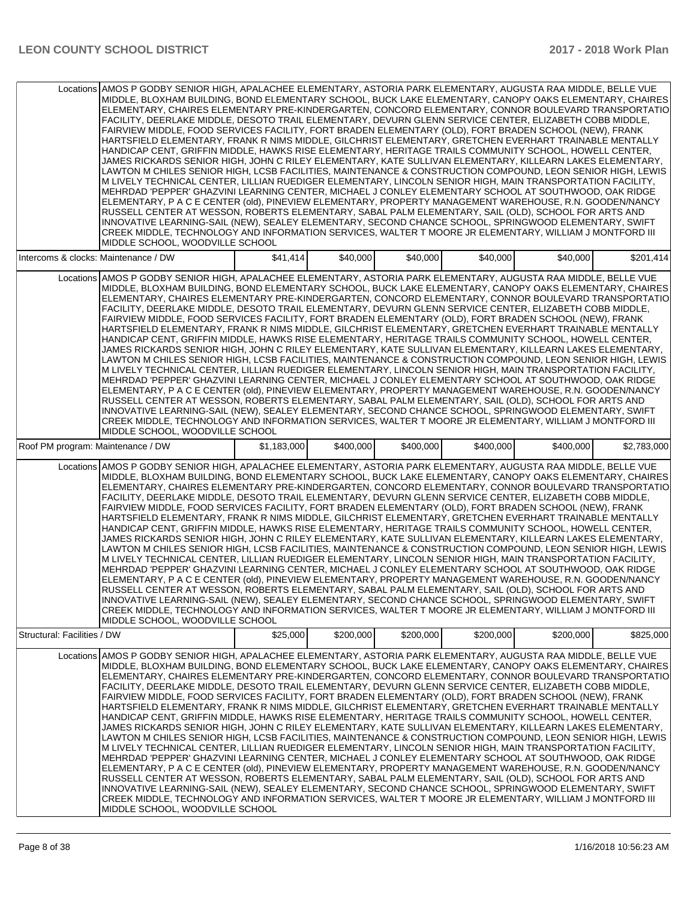| | | | | | | |
|---|---|---|---|---|---|---|
| Locations | AMOS P GODBY SENIOR HIGH, APALACHEE ELEMENTARY, ASTORIA PARK ELEMENTARY, AUGUSTA RAA MIDDLE, BELLE VUE MIDDLE, BLOXHAM BUILDING, BOND ELEMENTARY SCHOOL, BUCK LAKE ELEMENTARY, CANOPY OAKS ELEMENTARY, CHAIRES ELEMENTARY, CHAIRES ELEMENTARY PRE-KINDERGARTEN, CONCORD ELEMENTARY, CONNOR BOULEVARD TRANSPORTATIO FACILITY, DEERLAKE MIDDLE, DESOTO TRAIL ELEMENTARY, DEVURN GLENN SERVICE CENTER, ELIZABETH COBB MIDDLE, FAIRVIEW MIDDLE, FOOD SERVICES FACILITY, FORT BRADEN ELEMENTARY (OLD), FORT BRADEN SCHOOL (NEW), FRANK HARTSFIELD ELEMENTARY, FRANK R NIMS MIDDLE, GILCHRIST ELEMENTARY, GRETCHEN EVERHART TRAINABLE MENTALLY HANDICAP CENT, GRIFFIN MIDDLE, HAWKS RISE ELEMENTARY, HERITAGE TRAILS COMMUNITY SCHOOL, HOWELL CENTER, JAMES RICKARDS SENIOR HIGH, JOHN C RILEY ELEMENTARY, KATE SULLIVAN ELEMENTARY, KILLEARN LAKES ELEMENTARY, LAWTON M CHILES SENIOR HIGH, LCSB FACILITIES, MAINTENANCE & CONSTRUCTION COMPOUND, LEON SENIOR HIGH, LEWIS M LIVELY TECHNICAL CENTER, LILLIAN RUEDIGER ELEMENTARY, LINCOLN SENIOR HIGH, MAIN TRANSPORTATION FACILITY, MEHRDAD 'PEPPER' GHAZVINI LEARNING CENTER, MICHAEL J CONLEY ELEMENTARY SCHOOL AT SOUTHWOOD, OAK RIDGE ELEMENTARY, P A C E CENTER (old), PINEVIEW ELEMENTARY, PROPERTY MANAGEMENT WAREHOUSE, R.N. GOODEN/NANCY RUSSELL CENTER AT WESSON, ROBERTS ELEMENTARY, SABAL PALM ELEMENTARY, SAIL (OLD), SCHOOL FOR ARTS AND INNOVATIVE LEARNING-SAIL (NEW), SEALEY ELEMENTARY, SECOND CHANCE SCHOOL, SPRINGWOOD ELEMENTARY, SWIFT CREEK MIDDLE, TECHNOLOGY AND INFORMATION SERVICES, WALTER T MOORE JR ELEMENTARY, WILLIAM J MONTFORD III MIDDLE SCHOOL, WOODVILLE SCHOOL | | | | | |
| Intercoms & clocks: Maintenance / DW | | $41,414 | $40,000 | $40,000 | $40,000 | $40,000 | $201,414 |
| Locations | AMOS P GODBY SENIOR HIGH, APALACHEE ELEMENTARY, ASTORIA PARK ELEMENTARY, AUGUSTA RAA MIDDLE, BELLE VUE MIDDLE, BLOXHAM BUILDING, BOND ELEMENTARY SCHOOL, BUCK LAKE ELEMENTARY, CANOPY OAKS ELEMENTARY, CHAIRES ELEMENTARY, CHAIRES ELEMENTARY PRE-KINDERGARTEN, CONCORD ELEMENTARY, CONNOR BOULEVARD TRANSPORTATIO FACILITY, DEERLAKE MIDDLE, DESOTO TRAIL ELEMENTARY, DEVURN GLENN SERVICE CENTER, ELIZABETH COBB MIDDLE, FAIRVIEW MIDDLE, FOOD SERVICES FACILITY, FORT BRADEN ELEMENTARY (OLD), FORT BRADEN SCHOOL (NEW), FRANK HARTSFIELD ELEMENTARY, FRANK R NIMS MIDDLE, GILCHRIST ELEMENTARY, GRETCHEN EVERHART TRAINABLE MENTALLY HANDICAP CENT, GRIFFIN MIDDLE, HAWKS RISE ELEMENTARY, HERITAGE TRAILS COMMUNITY SCHOOL, HOWELL CENTER, JAMES RICKARDS SENIOR HIGH, JOHN C RILEY ELEMENTARY, KATE SULLIVAN ELEMENTARY, KILLEARN LAKES ELEMENTARY, LAWTON M CHILES SENIOR HIGH, LCSB FACILITIES, MAINTENANCE & CONSTRUCTION COMPOUND, LEON SENIOR HIGH, LEWIS M LIVELY TECHNICAL CENTER, LILLIAN RUEDIGER ELEMENTARY, LINCOLN SENIOR HIGH, MAIN TRANSPORTATION FACILITY, MEHRDAD 'PEPPER' GHAZVINI LEARNING CENTER, MICHAEL J CONLEY ELEMENTARY SCHOOL AT SOUTHWOOD, OAK RIDGE ELEMENTARY, P A C E CENTER (old), PINEVIEW ELEMENTARY, PROPERTY MANAGEMENT WAREHOUSE, R.N. GOODEN/NANCY RUSSELL CENTER AT WESSON, ROBERTS ELEMENTARY, SABAL PALM ELEMENTARY, SAIL (OLD), SCHOOL FOR ARTS AND INNOVATIVE LEARNING-SAIL (NEW), SEALEY ELEMENTARY, SECOND CHANCE SCHOOL, SPRINGWOOD ELEMENTARY, SWIFT CREEK MIDDLE, TECHNOLOGY AND INFORMATION SERVICES, WALTER T MOORE JR ELEMENTARY, WILLIAM J MONTFORD III MIDDLE SCHOOL, WOODVILLE SCHOOL | | | | | |
| Roof PM program: Maintenance / DW | | $1,183,000 | $400,000 | $400,000 | $400,000 | $400,000 | $2,783,000 |
| Locations | AMOS P GODBY SENIOR HIGH, APALACHEE ELEMENTARY, ASTORIA PARK ELEMENTARY, AUGUSTA RAA MIDDLE, BELLE VUE MIDDLE, BLOXHAM BUILDING, BOND ELEMENTARY SCHOOL, BUCK LAKE ELEMENTARY, CANOPY OAKS ELEMENTARY, CHAIRES ELEMENTARY, CHAIRES ELEMENTARY PRE-KINDERGARTEN, CONCORD ELEMENTARY, CONNOR BOULEVARD TRANSPORTATIO FACILITY, DEERLAKE MIDDLE, DESOTO TRAIL ELEMENTARY, DEVURN GLENN SERVICE CENTER, ELIZABETH COBB MIDDLE, FAIRVIEW MIDDLE, FOOD SERVICES FACILITY, FORT BRADEN ELEMENTARY (OLD), FORT BRADEN SCHOOL (NEW), FRANK HARTSFIELD ELEMENTARY, FRANK R NIMS MIDDLE, GILCHRIST ELEMENTARY, GRETCHEN EVERHART TRAINABLE MENTALLY HANDICAP CENT, GRIFFIN MIDDLE, HAWKS RISE ELEMENTARY, HERITAGE TRAILS COMMUNITY SCHOOL, HOWELL CENTER, JAMES RICKARDS SENIOR HIGH, JOHN C RILEY ELEMENTARY, KATE SULLIVAN ELEMENTARY, KILLEARN LAKES ELEMENTARY, LAWTON M CHILES SENIOR HIGH, LCSB FACILITIES, MAINTENANCE & CONSTRUCTION COMPOUND, LEON SENIOR HIGH, LEWIS M LIVELY TECHNICAL CENTER, LILLIAN RUEDIGER ELEMENTARY, LINCOLN SENIOR HIGH, MAIN TRANSPORTATION FACILITY, MEHRDAD 'PEPPER' GHAZVINI LEARNING CENTER, MICHAEL J CONLEY ELEMENTARY SCHOOL AT SOUTHWOOD, OAK RIDGE ELEMENTARY, P A C E CENTER (old), PINEVIEW ELEMENTARY, PROPERTY MANAGEMENT WAREHOUSE, R.N. GOODEN/NANCY RUSSELL CENTER AT WESSON, ROBERTS ELEMENTARY, SABAL PALM ELEMENTARY, SAIL (OLD), SCHOOL FOR ARTS AND INNOVATIVE LEARNING-SAIL (NEW), SEALEY ELEMENTARY, SECOND CHANCE SCHOOL, SPRINGWOOD ELEMENTARY, SWIFT CREEK MIDDLE, TECHNOLOGY AND INFORMATION SERVICES, WALTER T MOORE JR ELEMENTARY, WILLIAM J MONTFORD III MIDDLE SCHOOL, WOODVILLE SCHOOL | | | | | |
| Structural: Facilities / DW | | $25,000 | $200,000 | $200,000 | $200,000 | $200,000 | $825,000 |
| Locations | AMOS P GODBY SENIOR HIGH, APALACHEE ELEMENTARY, ASTORIA PARK ELEMENTARY, AUGUSTA RAA MIDDLE, BELLE VUE MIDDLE, BLOXHAM BUILDING, BOND ELEMENTARY SCHOOL, BUCK LAKE ELEMENTARY, CANOPY OAKS ELEMENTARY, CHAIRES ELEMENTARY, CHAIRES ELEMENTARY PRE-KINDERGARTEN, CONCORD ELEMENTARY, CONNOR BOULEVARD TRANSPORTATIO FACILITY, DEERLAKE MIDDLE, DESOTO TRAIL ELEMENTARY, DEVURN GLENN SERVICE CENTER, ELIZABETH COBB MIDDLE, FAIRVIEW MIDDLE, FOOD SERVICES FACILITY, FORT BRADEN ELEMENTARY (OLD), FORT BRADEN SCHOOL (NEW), FRANK HARTSFIELD ELEMENTARY, FRANK R NIMS MIDDLE, GILCHRIST ELEMENTARY, GRETCHEN EVERHART TRAINABLE MENTALLY HANDICAP CENT, GRIFFIN MIDDLE, HAWKS RISE ELEMENTARY, HERITAGE TRAILS COMMUNITY SCHOOL, HOWELL CENTER, JAMES RICKARDS SENIOR HIGH, JOHN C RILEY ELEMENTARY, KATE SULLIVAN ELEMENTARY, KILLEARN LAKES ELEMENTARY, LAWTON M CHILES SENIOR HIGH, LCSB FACILITIES, MAINTENANCE & CONSTRUCTION COMPOUND, LEON SENIOR HIGH, LEWIS M LIVELY TECHNICAL CENTER, LILLIAN RUEDIGER ELEMENTARY, LINCOLN SENIOR HIGH, MAIN TRANSPORTATION FACILITY, MEHRDAD 'PEPPER' GHAZVINI LEARNING CENTER, MICHAEL J CONLEY ELEMENTARY SCHOOL AT SOUTHWOOD, OAK RIDGE ELEMENTARY, P A C E CENTER (old), PINEVIEW ELEMENTARY, PROPERTY MANAGEMENT WAREHOUSE, R.N. GOODEN/NANCY RUSSELL CENTER AT WESSON, ROBERTS ELEMENTARY, SABAL PALM ELEMENTARY, SAIL (OLD), SCHOOL FOR ARTS AND INNOVATIVE LEARNING-SAIL (NEW), SEALEY ELEMENTARY, SECOND CHANCE SCHOOL, SPRINGWOOD ELEMENTARY, SWIFT CREEK MIDDLE, TECHNOLOGY AND INFORMATION SERVICES, WALTER T MOORE JR ELEMENTARY, WILLIAM J MONTFORD III MIDDLE SCHOOL, WOODVILLE SCHOOL | | | | | |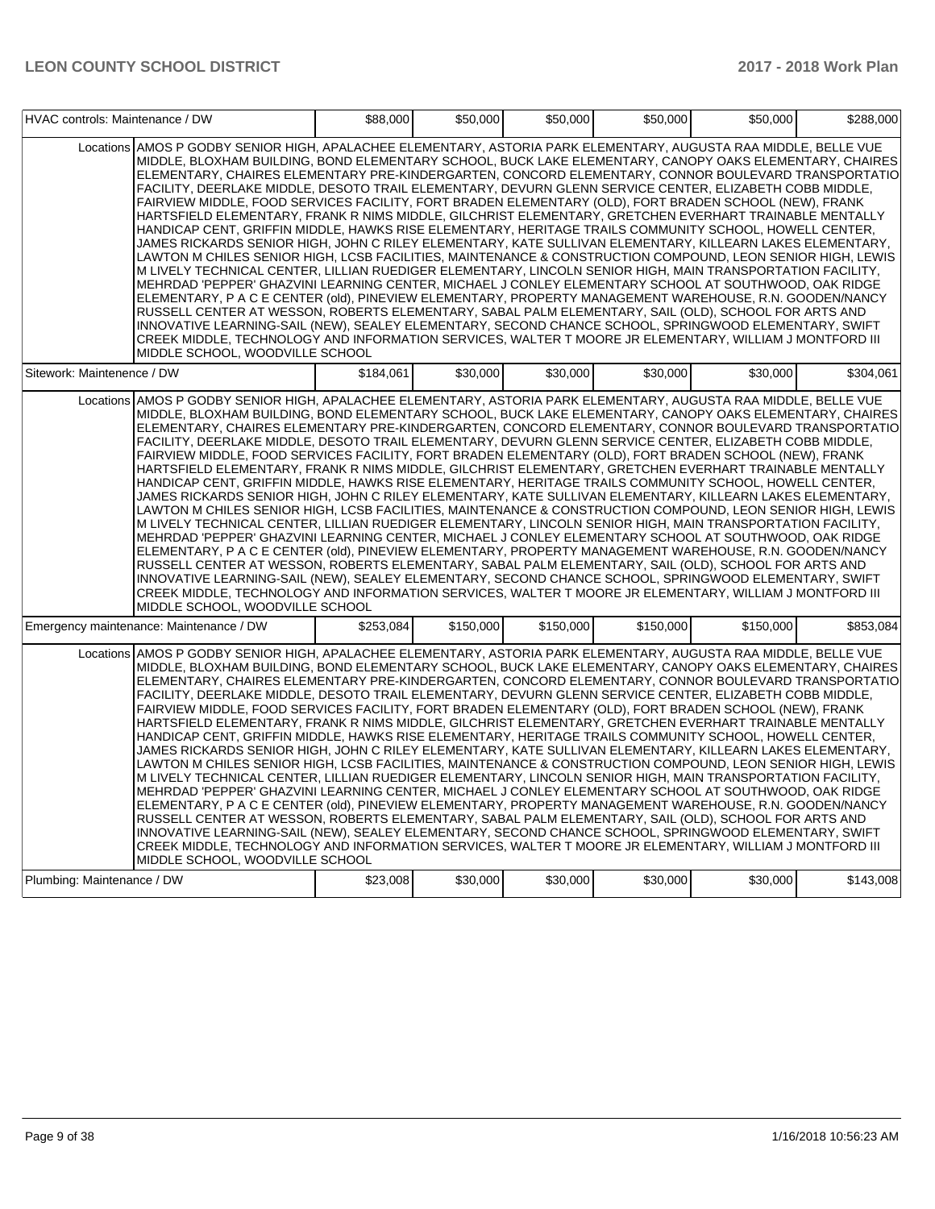| HVAC controls: Maintenance / DW | | $88,000 | $50,000 | $50,000 | $50,000 | $50,000 | $288,000 |
|---|---|---|---|---|---|---|---|
| | Locations | AMOS P GODBY SENIOR HIGH, APALACHEE ELEMENTARY, ASTORIA PARK ELEMENTARY, AUGUSTA RAA MIDDLE, BELLE VUE MIDDLE, BLOXHAM BUILDING, BOND ELEMENTARY SCHOOL, BUCK LAKE ELEMENTARY, CANOPY OAKS ELEMENTARY, CHAIRES ELEMENTARY, CHAIRES ELEMENTARY PRE-KINDERGARTEN, CONCORD ELEMENTARY, CONNOR BOULEVARD TRANSPORTATIO FACILITY, DEERLAKE MIDDLE, DESOTO TRAIL ELEMENTARY, DEVURN GLENN SERVICE CENTER, ELIZABETH COBB MIDDLE, FAIRVIEW MIDDLE, FOOD SERVICES FACILITY, FORT BRADEN ELEMENTARY (OLD), FORT BRADEN SCHOOL (NEW), FRANK HARTSFIELD ELEMENTARY, FRANK R NIMS MIDDLE, GILCHRIST ELEMENTARY, GRETCHEN EVERHART TRAINABLE MENTALLY HANDICAP CENT, GRIFFIN MIDDLE, HAWKS RISE ELEMENTARY, HERITAGE TRAILS COMMUNITY SCHOOL, HOWELL CENTER, JAMES RICKARDS SENIOR HIGH, JOHN C RILEY ELEMENTARY, KATE SULLIVAN ELEMENTARY, KILLEARN LAKES ELEMENTARY, LAWTON M CHILES SENIOR HIGH, LCSB FACILITIES, MAINTENANCE & CONSTRUCTION COMPOUND, LEON SENIOR HIGH, LEWIS M LIVELY TECHNICAL CENTER, LILLIAN RUEDIGER ELEMENTARY, LINCOLN SENIOR HIGH, MAIN TRANSPORTATION FACILITY, MEHRDAD 'PEPPER' GHAZVINI LEARNING CENTER, MICHAEL J CONLEY ELEMENTARY SCHOOL AT SOUTHWOOD, OAK RIDGE ELEMENTARY, P A C E CENTER (old), PINEVIEW ELEMENTARY, PROPERTY MANAGEMENT WAREHOUSE, R.N. GOODEN/NANCY RUSSELL CENTER AT WESSON, ROBERTS ELEMENTARY, SABAL PALM ELEMENTARY, SAIL (OLD), SCHOOL FOR ARTS AND INNOVATIVE LEARNING-SAIL (NEW), SEALEY ELEMENTARY, SECOND CHANCE SCHOOL, SPRINGWOOD ELEMENTARY, SWIFT CREEK MIDDLE, TECHNOLOGY AND INFORMATION SERVICES, WALTER T MOORE JR ELEMENTARY, WILLIAM J MONTFORD III MIDDLE SCHOOL, WOODVILLE SCHOOL | | | | | |
| Sitework: Maintenence / DW | | $184,061 | $30,000 | $30,000 | $30,000 | $30,000 | $304,061 |
| | Locations | AMOS P GODBY SENIOR HIGH, APALACHEE ELEMENTARY, ASTORIA PARK ELEMENTARY, AUGUSTA RAA MIDDLE, BELLE VUE MIDDLE, BLOXHAM BUILDING, BOND ELEMENTARY SCHOOL, BUCK LAKE ELEMENTARY, CANOPY OAKS ELEMENTARY, CHAIRES ELEMENTARY, CHAIRES ELEMENTARY PRE-KINDERGARTEN, CONCORD ELEMENTARY, CONNOR BOULEVARD TRANSPORTATIO FACILITY, DEERLAKE MIDDLE, DESOTO TRAIL ELEMENTARY, DEVURN GLENN SERVICE CENTER, ELIZABETH COBB MIDDLE, FAIRVIEW MIDDLE, FOOD SERVICES FACILITY, FORT BRADEN ELEMENTARY (OLD), FORT BRADEN SCHOOL (NEW), FRANK HARTSFIELD ELEMENTARY, FRANK R NIMS MIDDLE, GILCHRIST ELEMENTARY, GRETCHEN EVERHART TRAINABLE MENTALLY HANDICAP CENT, GRIFFIN MIDDLE, HAWKS RISE ELEMENTARY, HERITAGE TRAILS COMMUNITY SCHOOL, HOWELL CENTER, JAMES RICKARDS SENIOR HIGH, JOHN C RILEY ELEMENTARY, KATE SULLIVAN ELEMENTARY, KILLEARN LAKES ELEMENTARY, LAWTON M CHILES SENIOR HIGH, LCSB FACILITIES, MAINTENANCE & CONSTRUCTION COMPOUND, LEON SENIOR HIGH, LEWIS M LIVELY TECHNICAL CENTER, LILLIAN RUEDIGER ELEMENTARY, LINCOLN SENIOR HIGH, MAIN TRANSPORTATION FACILITY, MEHRDAD 'PEPPER' GHAZVINI LEARNING CENTER, MICHAEL J CONLEY ELEMENTARY SCHOOL AT SOUTHWOOD, OAK RIDGE ELEMENTARY, P A C E CENTER (old), PINEVIEW ELEMENTARY, PROPERTY MANAGEMENT WAREHOUSE, R.N. GOODEN/NANCY RUSSELL CENTER AT WESSON, ROBERTS ELEMENTARY, SABAL PALM ELEMENTARY, SAIL (OLD), SCHOOL FOR ARTS AND INNOVATIVE LEARNING-SAIL (NEW), SEALEY ELEMENTARY, SECOND CHANCE SCHOOL, SPRINGWOOD ELEMENTARY, SWIFT CREEK MIDDLE, TECHNOLOGY AND INFORMATION SERVICES, WALTER T MOORE JR ELEMENTARY, WILLIAM J MONTFORD III MIDDLE SCHOOL, WOODVILLE SCHOOL | | | | | |
| Emergency maintenance: Maintenance / DW | | $253,084 | $150,000 | $150,000 | $150,000 | $150,000 | $853,084 |
| | Locations | AMOS P GODBY SENIOR HIGH, APALACHEE ELEMENTARY, ASTORIA PARK ELEMENTARY, AUGUSTA RAA MIDDLE, BELLE VUE MIDDLE, BLOXHAM BUILDING, BOND ELEMENTARY SCHOOL, BUCK LAKE ELEMENTARY, CANOPY OAKS ELEMENTARY, CHAIRES ELEMENTARY, CHAIRES ELEMENTARY PRE-KINDERGARTEN, CONCORD ELEMENTARY, CONNOR BOULEVARD TRANSPORTATIO FACILITY, DEERLAKE MIDDLE, DESOTO TRAIL ELEMENTARY, DEVURN GLENN SERVICE CENTER, ELIZABETH COBB MIDDLE, FAIRVIEW MIDDLE, FOOD SERVICES FACILITY, FORT BRADEN ELEMENTARY (OLD), FORT BRADEN SCHOOL (NEW), FRANK HARTSFIELD ELEMENTARY, FRANK R NIMS MIDDLE, GILCHRIST ELEMENTARY, GRETCHEN EVERHART TRAINABLE MENTALLY HANDICAP CENT, GRIFFIN MIDDLE, HAWKS RISE ELEMENTARY, HERITAGE TRAILS COMMUNITY SCHOOL, HOWELL CENTER, JAMES RICKARDS SENIOR HIGH, JOHN C RILEY ELEMENTARY, KATE SULLIVAN ELEMENTARY, KILLEARN LAKES ELEMENTARY, LAWTON M CHILES SENIOR HIGH, LCSB FACILITIES, MAINTENANCE & CONSTRUCTION COMPOUND, LEON SENIOR HIGH, LEWIS M LIVELY TECHNICAL CENTER, LILLIAN RUEDIGER ELEMENTARY, LINCOLN SENIOR HIGH, MAIN TRANSPORTATION FACILITY, MEHRDAD 'PEPPER' GHAZVINI LEARNING CENTER, MICHAEL J CONLEY ELEMENTARY SCHOOL AT SOUTHWOOD, OAK RIDGE ELEMENTARY, P A C E CENTER (old), PINEVIEW ELEMENTARY, PROPERTY MANAGEMENT WAREHOUSE, R.N. GOODEN/NANCY RUSSELL CENTER AT WESSON, ROBERTS ELEMENTARY, SABAL PALM ELEMENTARY, SAIL (OLD), SCHOOL FOR ARTS AND INNOVATIVE LEARNING-SAIL (NEW), SEALEY ELEMENTARY, SECOND CHANCE SCHOOL, SPRINGWOOD ELEMENTARY, SWIFT CREEK MIDDLE, TECHNOLOGY AND INFORMATION SERVICES, WALTER T MOORE JR ELEMENTARY, WILLIAM J MONTFORD III MIDDLE SCHOOL, WOODVILLE SCHOOL | | | | | |
| Plumbing: Maintenance / DW | | $23,008 | $30,000 | $30,000 | $30,000 | $30,000 | $143,008 |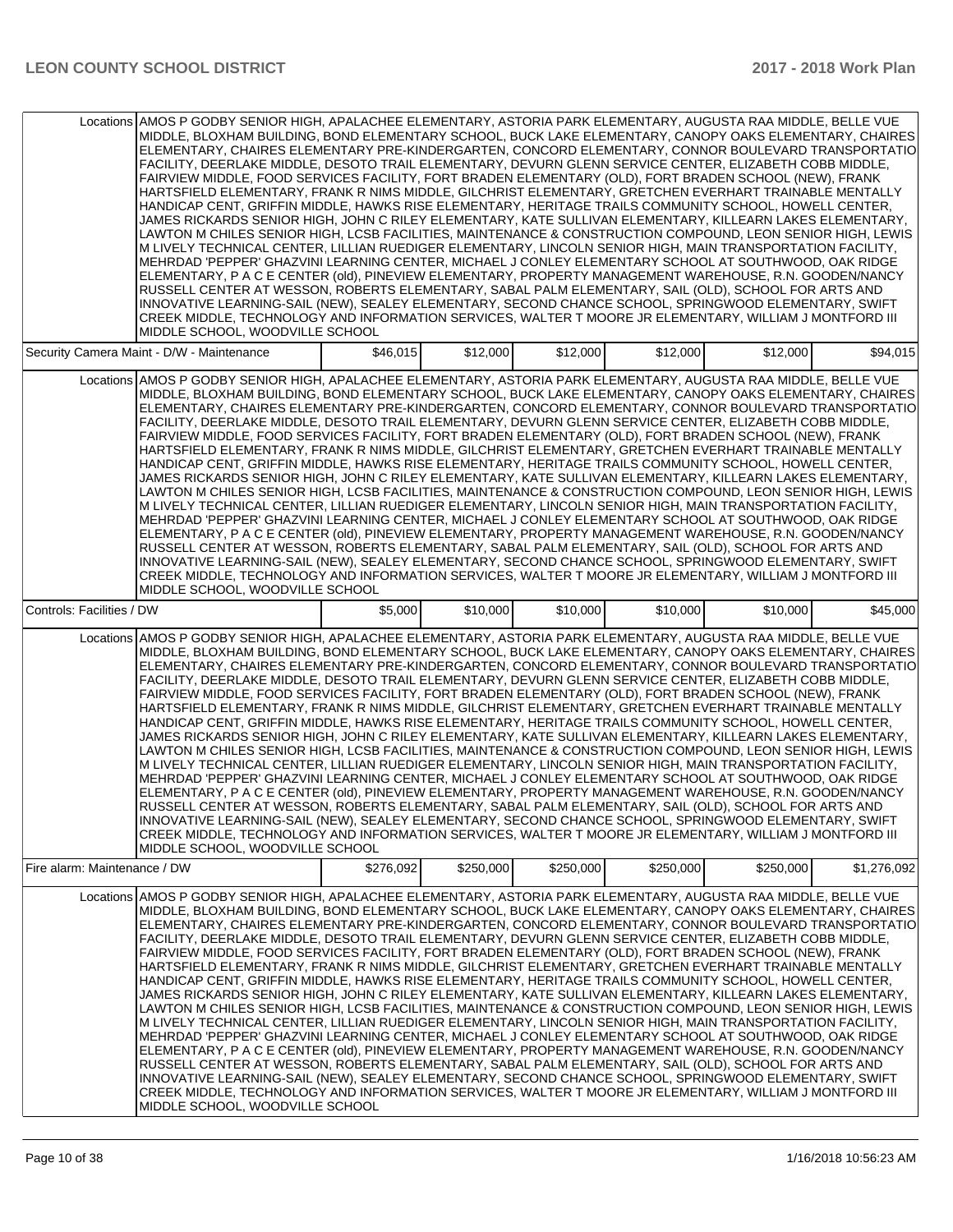| | | | | | | |
|---|---|---|---|---|---|---|
| Locations | AMOS P GODBY SENIOR HIGH, APALACHEE ELEMENTARY, ASTORIA PARK ELEMENTARY, AUGUSTA RAA MIDDLE, BELLE VUE MIDDLE, BLOXHAM BUILDING, BOND ELEMENTARY SCHOOL, BUCK LAKE ELEMENTARY, CANOPY OAKS ELEMENTARY, CHAIRES ELEMENTARY, CHAIRES ELEMENTARY PRE-KINDERGARTEN, CONCORD ELEMENTARY, CONNOR BOULEVARD TRANSPORTATIO FACILITY, DEERLAKE MIDDLE, DESOTO TRAIL ELEMENTARY, DEVURN GLENN SERVICE CENTER, ELIZABETH COBB MIDDLE, FAIRVIEW MIDDLE, FOOD SERVICES FACILITY, FORT BRADEN ELEMENTARY (OLD), FORT BRADEN SCHOOL (NEW), FRANK HARTSFIELD ELEMENTARY, FRANK R NIMS MIDDLE, GILCHRIST ELEMENTARY, GRETCHEN EVERHART TRAINABLE MENTALLY HANDICAP CENT, GRIFFIN MIDDLE, HAWKS RISE ELEMENTARY, HERITAGE TRAILS COMMUNITY SCHOOL, HOWELL CENTER, JAMES RICKARDS SENIOR HIGH, JOHN C RILEY ELEMENTARY, KATE SULLIVAN ELEMENTARY, KILLEARN LAKES ELEMENTARY, LAWTON M CHILES SENIOR HIGH, LCSB FACILITIES, MAINTENANCE & CONSTRUCTION COMPOUND, LEON SENIOR HIGH, LEWIS M LIVELY TECHNICAL CENTER, LILLIAN RUEDIGER ELEMENTARY, LINCOLN SENIOR HIGH, MAIN TRANSPORTATION FACILITY, MEHRDAD 'PEPPER' GHAZVINI LEARNING CENTER, MICHAEL J CONLEY ELEMENTARY SCHOOL AT SOUTHWOOD, OAK RIDGE ELEMENTARY, P A C E CENTER (old), PINEVIEW ELEMENTARY, PROPERTY MANAGEMENT WAREHOUSE, R.N. GOODEN/NANCY RUSSELL CENTER AT WESSON, ROBERTS ELEMENTARY, SABAL PALM ELEMENTARY, SAIL (OLD), SCHOOL FOR ARTS AND INNOVATIVE LEARNING-SAIL (NEW), SEALEY ELEMENTARY, SECOND CHANCE SCHOOL, SPRINGWOOD ELEMENTARY, SWIFT CREEK MIDDLE, TECHNOLOGY AND INFORMATION SERVICES, WALTER T MOORE JR ELEMENTARY, WILLIAM J MONTFORD III MIDDLE SCHOOL, WOODVILLE SCHOOL | | | | | |
| Security Camera Maint - D/W - Maintenance | | $46,015 | $12,000 | $12,000 | $12,000 | $12,000 | $94,015 |
| Locations | AMOS P GODBY SENIOR HIGH, APALACHEE ELEMENTARY, ASTORIA PARK ELEMENTARY, AUGUSTA RAA MIDDLE, BELLE VUE MIDDLE, BLOXHAM BUILDING, BOND ELEMENTARY SCHOOL, BUCK LAKE ELEMENTARY, CANOPY OAKS ELEMENTARY, CHAIRES ELEMENTARY, CHAIRES ELEMENTARY PRE-KINDERGARTEN, CONCORD ELEMENTARY, CONNOR BOULEVARD TRANSPORTATIO FACILITY, DEERLAKE MIDDLE, DESOTO TRAIL ELEMENTARY, DEVURN GLENN SERVICE CENTER, ELIZABETH COBB MIDDLE, FAIRVIEW MIDDLE, FOOD SERVICES FACILITY, FORT BRADEN ELEMENTARY (OLD), FORT BRADEN SCHOOL (NEW), FRANK HARTSFIELD ELEMENTARY, FRANK R NIMS MIDDLE, GILCHRIST ELEMENTARY, GRETCHEN EVERHART TRAINABLE MENTALLY HANDICAP CENT, GRIFFIN MIDDLE, HAWKS RISE ELEMENTARY, HERITAGE TRAILS COMMUNITY SCHOOL, HOWELL CENTER, JAMES RICKARDS SENIOR HIGH, JOHN C RILEY ELEMENTARY, KATE SULLIVAN ELEMENTARY, KILLEARN LAKES ELEMENTARY, LAWTON M CHILES SENIOR HIGH, LCSB FACILITIES, MAINTENANCE & CONSTRUCTION COMPOUND, LEON SENIOR HIGH, LEWIS M LIVELY TECHNICAL CENTER, LILLIAN RUEDIGER ELEMENTARY, LINCOLN SENIOR HIGH, MAIN TRANSPORTATION FACILITY, MEHRDAD 'PEPPER' GHAZVINI LEARNING CENTER, MICHAEL J CONLEY ELEMENTARY SCHOOL AT SOUTHWOOD, OAK RIDGE ELEMENTARY, P A C E CENTER (old), PINEVIEW ELEMENTARY, PROPERTY MANAGEMENT WAREHOUSE, R.N. GOODEN/NANCY RUSSELL CENTER AT WESSON, ROBERTS ELEMENTARY, SABAL PALM ELEMENTARY, SAIL (OLD), SCHOOL FOR ARTS AND INNOVATIVE LEARNING-SAIL (NEW), SEALEY ELEMENTARY, SECOND CHANCE SCHOOL, SPRINGWOOD ELEMENTARY, SWIFT CREEK MIDDLE, TECHNOLOGY AND INFORMATION SERVICES, WALTER T MOORE JR ELEMENTARY, WILLIAM J MONTFORD III MIDDLE SCHOOL, WOODVILLE SCHOOL | | | | | |
| Controls: Facilities / DW | | $5,000 | $10,000 | $10,000 | $10,000 | $10,000 | $45,000 |
| Locations | AMOS P GODBY SENIOR HIGH, APALACHEE ELEMENTARY, ASTORIA PARK ELEMENTARY, AUGUSTA RAA MIDDLE, BELLE VUE MIDDLE, BLOXHAM BUILDING, BOND ELEMENTARY SCHOOL, BUCK LAKE ELEMENTARY, CANOPY OAKS ELEMENTARY, CHAIRES ELEMENTARY, CHAIRES ELEMENTARY PRE-KINDERGARTEN, CONCORD ELEMENTARY, CONNOR BOULEVARD TRANSPORTATIO FACILITY, DEERLAKE MIDDLE, DESOTO TRAIL ELEMENTARY, DEVURN GLENN SERVICE CENTER, ELIZABETH COBB MIDDLE, FAIRVIEW MIDDLE, FOOD SERVICES FACILITY, FORT BRADEN ELEMENTARY (OLD), FORT BRADEN SCHOOL (NEW), FRANK HARTSFIELD ELEMENTARY, FRANK R NIMS MIDDLE, GILCHRIST ELEMENTARY, GRETCHEN EVERHART TRAINABLE MENTALLY HANDICAP CENT, GRIFFIN MIDDLE, HAWKS RISE ELEMENTARY, HERITAGE TRAILS COMMUNITY SCHOOL, HOWELL CENTER, JAMES RICKARDS SENIOR HIGH, JOHN C RILEY ELEMENTARY, KATE SULLIVAN ELEMENTARY, KILLEARN LAKES ELEMENTARY, LAWTON M CHILES SENIOR HIGH, LCSB FACILITIES, MAINTENANCE & CONSTRUCTION COMPOUND, LEON SENIOR HIGH, LEWIS M LIVELY TECHNICAL CENTER, LILLIAN RUEDIGER ELEMENTARY, LINCOLN SENIOR HIGH, MAIN TRANSPORTATION FACILITY, MEHRDAD 'PEPPER' GHAZVINI LEARNING CENTER, MICHAEL J CONLEY ELEMENTARY SCHOOL AT SOUTHWOOD, OAK RIDGE ELEMENTARY, P A C E CENTER (old), PINEVIEW ELEMENTARY, PROPERTY MANAGEMENT WAREHOUSE, R.N. GOODEN/NANCY RUSSELL CENTER AT WESSON, ROBERTS ELEMENTARY, SABAL PALM ELEMENTARY, SAIL (OLD), SCHOOL FOR ARTS AND INNOVATIVE LEARNING-SAIL (NEW), SEALEY ELEMENTARY, SECOND CHANCE SCHOOL, SPRINGWOOD ELEMENTARY, SWIFT CREEK MIDDLE, TECHNOLOGY AND INFORMATION SERVICES, WALTER T MOORE JR ELEMENTARY, WILLIAM J MONTFORD III MIDDLE SCHOOL, WOODVILLE SCHOOL | | | | | |
| Fire alarm: Maintenance / DW | | $276,092 | $250,000 | $250,000 | $250,000 | $250,000 | $1,276,092 |
| Locations | AMOS P GODBY SENIOR HIGH, APALACHEE ELEMENTARY, ASTORIA PARK ELEMENTARY, AUGUSTA RAA MIDDLE, BELLE VUE MIDDLE, BLOXHAM BUILDING, BOND ELEMENTARY SCHOOL, BUCK LAKE ELEMENTARY, CANOPY OAKS ELEMENTARY, CHAIRES ELEMENTARY, CHAIRES ELEMENTARY PRE-KINDERGARTEN, CONCORD ELEMENTARY, CONNOR BOULEVARD TRANSPORTATIO FACILITY, DEERLAKE MIDDLE, DESOTO TRAIL ELEMENTARY, DEVURN GLENN SERVICE CENTER, ELIZABETH COBB MIDDLE, FAIRVIEW MIDDLE, FOOD SERVICES FACILITY, FORT BRADEN ELEMENTARY (OLD), FORT BRADEN SCHOOL (NEW), FRANK HARTSFIELD ELEMENTARY, FRANK R NIMS MIDDLE, GILCHRIST ELEMENTARY, GRETCHEN EVERHART TRAINABLE MENTALLY HANDICAP CENT, GRIFFIN MIDDLE, HAWKS RISE ELEMENTARY, HERITAGE TRAILS COMMUNITY SCHOOL, HOWELL CENTER, JAMES RICKARDS SENIOR HIGH, JOHN C RILEY ELEMENTARY, KATE SULLIVAN ELEMENTARY, KILLEARN LAKES ELEMENTARY, LAWTON M CHILES SENIOR HIGH, LCSB FACILITIES, MAINTENANCE & CONSTRUCTION COMPOUND, LEON SENIOR HIGH, LEWIS M LIVELY TECHNICAL CENTER, LILLIAN RUEDIGER ELEMENTARY, LINCOLN SENIOR HIGH, MAIN TRANSPORTATION FACILITY, MEHRDAD 'PEPPER' GHAZVINI LEARNING CENTER, MICHAEL J CONLEY ELEMENTARY SCHOOL AT SOUTHWOOD, OAK RIDGE ELEMENTARY, P A C E CENTER (old), PINEVIEW ELEMENTARY, PROPERTY MANAGEMENT WAREHOUSE, R.N. GOODEN/NANCY RUSSELL CENTER AT WESSON, ROBERTS ELEMENTARY, SABAL PALM ELEMENTARY, SAIL (OLD), SCHOOL FOR ARTS AND INNOVATIVE LEARNING-SAIL (NEW), SEALEY ELEMENTARY, SECOND CHANCE SCHOOL, SPRINGWOOD ELEMENTARY, SWIFT CREEK MIDDLE, TECHNOLOGY AND INFORMATION SERVICES, WALTER T MOORE JR ELEMENTARY, WILLIAM J MONTFORD III MIDDLE SCHOOL, WOODVILLE SCHOOL | | | | | |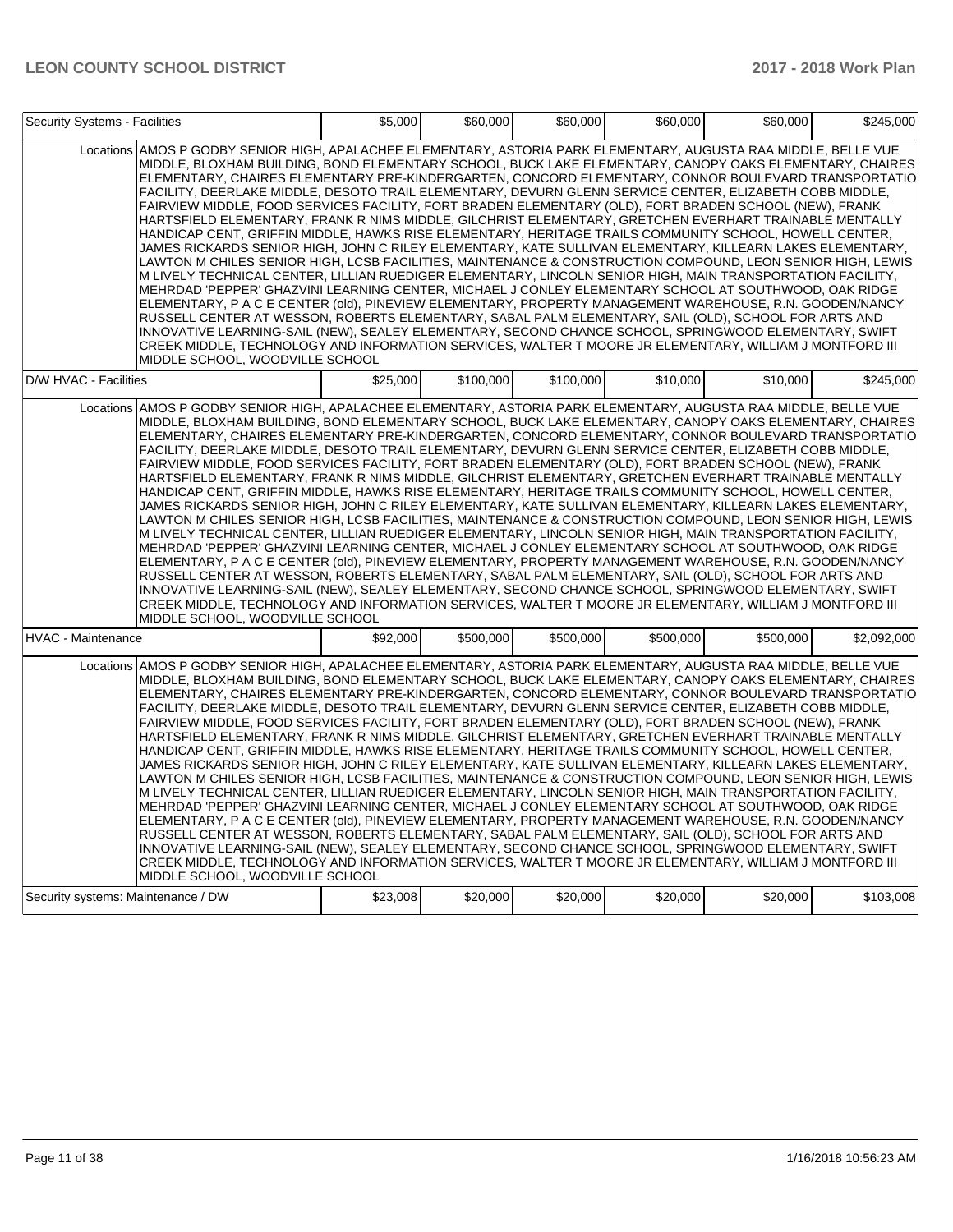| Security Systems - Facilities | | $5,000 | $60,000 | $60,000 | $60,000 | $60,000 | $245,000 |
|---|---|---|---|---|---|---|---|
| | Locations | AMOS P GODBY SENIOR HIGH, APALACHEE ELEMENTARY, ASTORIA PARK ELEMENTARY, AUGUSTA RAA MIDDLE, BELLE VUE MIDDLE, BLOXHAM BUILDING, BOND ELEMENTARY SCHOOL, BUCK LAKE ELEMENTARY, CANOPY OAKS ELEMENTARY, CHAIRES ELEMENTARY, CHAIRES ELEMENTARY PRE-KINDERGARTEN, CONCORD ELEMENTARY, CONNOR BOULEVARD TRANSPORTATIO FACILITY, DEERLAKE MIDDLE, DESOTO TRAIL ELEMENTARY, DEVURN GLENN SERVICE CENTER, ELIZABETH COBB MIDDLE, FAIRVIEW MIDDLE, FOOD SERVICES FACILITY, FORT BRADEN ELEMENTARY (OLD), FORT BRADEN SCHOOL (NEW), FRANK HARTSFIELD ELEMENTARY, FRANK R NIMS MIDDLE, GILCHRIST ELEMENTARY, GRETCHEN EVERHART TRAINABLE MENTALLY HANDICAP CENT, GRIFFIN MIDDLE, HAWKS RISE ELEMENTARY, HERITAGE TRAILS COMMUNITY SCHOOL, HOWELL CENTER, JAMES RICKARDS SENIOR HIGH, JOHN C RILEY ELEMENTARY, KATE SULLIVAN ELEMENTARY, KILLEARN LAKES ELEMENTARY, LAWTON M CHILES SENIOR HIGH, LCSB FACILITIES, MAINTENANCE & CONSTRUCTION COMPOUND, LEON SENIOR HIGH, LEWIS M LIVELY TECHNICAL CENTER, LILLIAN RUEDIGER ELEMENTARY, LINCOLN SENIOR HIGH, MAIN TRANSPORTATION FACILITY, MEHRDAD 'PEPPER' GHAZVINI LEARNING CENTER, MICHAEL J CONLEY ELEMENTARY SCHOOL AT SOUTHWOOD, OAK RIDGE ELEMENTARY, P A C E CENTER (old), PINEVIEW ELEMENTARY, PROPERTY MANAGEMENT WAREHOUSE, R.N. GOODEN/NANCY RUSSELL CENTER AT WESSON, ROBERTS ELEMENTARY, SABAL PALM ELEMENTARY, SAIL (OLD), SCHOOL FOR ARTS AND INNOVATIVE LEARNING-SAIL (NEW), SEALEY ELEMENTARY, SECOND CHANCE SCHOOL, SPRINGWOOD ELEMENTARY, SWIFT CREEK MIDDLE, TECHNOLOGY AND INFORMATION SERVICES, WALTER T MOORE JR ELEMENTARY, WILLIAM J MONTFORD III MIDDLE SCHOOL, WOODVILLE SCHOOL | | | | | | |
| D/W HVAC - Facilities | | $25,000 | $100,000 | $100,000 | $10,000 | $10,000 | $245,000 |
| | Locations | AMOS P GODBY SENIOR HIGH, APALACHEE ELEMENTARY, ASTORIA PARK ELEMENTARY, AUGUSTA RAA MIDDLE, BELLE VUE MIDDLE, BLOXHAM BUILDING, BOND ELEMENTARY SCHOOL, BUCK LAKE ELEMENTARY, CANOPY OAKS ELEMENTARY, CHAIRES ELEMENTARY, CHAIRES ELEMENTARY PRE-KINDERGARTEN, CONCORD ELEMENTARY, CONNOR BOULEVARD TRANSPORTATIO FACILITY, DEERLAKE MIDDLE, DESOTO TRAIL ELEMENTARY, DEVURN GLENN SERVICE CENTER, ELIZABETH COBB MIDDLE, FAIRVIEW MIDDLE, FOOD SERVICES FACILITY, FORT BRADEN ELEMENTARY (OLD), FORT BRADEN SCHOOL (NEW), FRANK HARTSFIELD ELEMENTARY, FRANK R NIMS MIDDLE, GILCHRIST ELEMENTARY, GRETCHEN EVERHART TRAINABLE MENTALLY HANDICAP CENT, GRIFFIN MIDDLE, HAWKS RISE ELEMENTARY, HERITAGE TRAILS COMMUNITY SCHOOL, HOWELL CENTER, JAMES RICKARDS SENIOR HIGH, JOHN C RILEY ELEMENTARY, KATE SULLIVAN ELEMENTARY, KILLEARN LAKES ELEMENTARY, LAWTON M CHILES SENIOR HIGH, LCSB FACILITIES, MAINTENANCE & CONSTRUCTION COMPOUND, LEON SENIOR HIGH, LEWIS M LIVELY TECHNICAL CENTER, LILLIAN RUEDIGER ELEMENTARY, LINCOLN SENIOR HIGH, MAIN TRANSPORTATION FACILITY, MEHRDAD 'PEPPER' GHAZVINI LEARNING CENTER, MICHAEL J CONLEY ELEMENTARY SCHOOL AT SOUTHWOOD, OAK RIDGE ELEMENTARY, P A C E CENTER (old), PINEVIEW ELEMENTARY, PROPERTY MANAGEMENT WAREHOUSE, R.N. GOODEN/NANCY RUSSELL CENTER AT WESSON, ROBERTS ELEMENTARY, SABAL PALM ELEMENTARY, SAIL (OLD), SCHOOL FOR ARTS AND INNOVATIVE LEARNING-SAIL (NEW), SEALEY ELEMENTARY, SECOND CHANCE SCHOOL, SPRINGWOOD ELEMENTARY, SWIFT CREEK MIDDLE, TECHNOLOGY AND INFORMATION SERVICES, WALTER T MOORE JR ELEMENTARY, WILLIAM J MONTFORD III MIDDLE SCHOOL, WOODVILLE SCHOOL | | | | | | |
| HVAC - Maintenance | | $92,000 | $500,000 | $500,000 | $500,000 | $500,000 | $2,092,000 |
| | Locations | AMOS P GODBY SENIOR HIGH, APALACHEE ELEMENTARY, ASTORIA PARK ELEMENTARY, AUGUSTA RAA MIDDLE, BELLE VUE MIDDLE, BLOXHAM BUILDING, BOND ELEMENTARY SCHOOL, BUCK LAKE ELEMENTARY, CANOPY OAKS ELEMENTARY, CHAIRES ELEMENTARY, CHAIRES ELEMENTARY PRE-KINDERGARTEN, CONCORD ELEMENTARY, CONNOR BOULEVARD TRANSPORTATIO FACILITY, DEERLAKE MIDDLE, DESOTO TRAIL ELEMENTARY, DEVURN GLENN SERVICE CENTER, ELIZABETH COBB MIDDLE, FAIRVIEW MIDDLE, FOOD SERVICES FACILITY, FORT BRADEN ELEMENTARY (OLD), FORT BRADEN SCHOOL (NEW), FRANK HARTSFIELD ELEMENTARY, FRANK R NIMS MIDDLE, GILCHRIST ELEMENTARY, GRETCHEN EVERHART TRAINABLE MENTALLY HANDICAP CENT, GRIFFIN MIDDLE, HAWKS RISE ELEMENTARY, HERITAGE TRAILS COMMUNITY SCHOOL, HOWELL CENTER, JAMES RICKARDS SENIOR HIGH, JOHN C RILEY ELEMENTARY, KATE SULLIVAN ELEMENTARY, KILLEARN LAKES ELEMENTARY, LAWTON M CHILES SENIOR HIGH, LCSB FACILITIES, MAINTENANCE & CONSTRUCTION COMPOUND, LEON SENIOR HIGH, LEWIS M LIVELY TECHNICAL CENTER, LILLIAN RUEDIGER ELEMENTARY, LINCOLN SENIOR HIGH, MAIN TRANSPORTATION FACILITY, MEHRDAD 'PEPPER' GHAZVINI LEARNING CENTER, MICHAEL J CONLEY ELEMENTARY SCHOOL AT SOUTHWOOD, OAK RIDGE ELEMENTARY, P A C E CENTER (old), PINEVIEW ELEMENTARY, PROPERTY MANAGEMENT WAREHOUSE, R.N. GOODEN/NANCY RUSSELL CENTER AT WESSON, ROBERTS ELEMENTARY, SABAL PALM ELEMENTARY, SAIL (OLD), SCHOOL FOR ARTS AND INNOVATIVE LEARNING-SAIL (NEW), SEALEY ELEMENTARY, SECOND CHANCE SCHOOL, SPRINGWOOD ELEMENTARY, SWIFT CREEK MIDDLE, TECHNOLOGY AND INFORMATION SERVICES, WALTER T MOORE JR ELEMENTARY, WILLIAM J MONTFORD III MIDDLE SCHOOL, WOODVILLE SCHOOL | | | | | | |
| Security systems: Maintenance / DW | | $23,008 | $20,000 | $20,000 | $20,000 | $20,000 | $103,008 |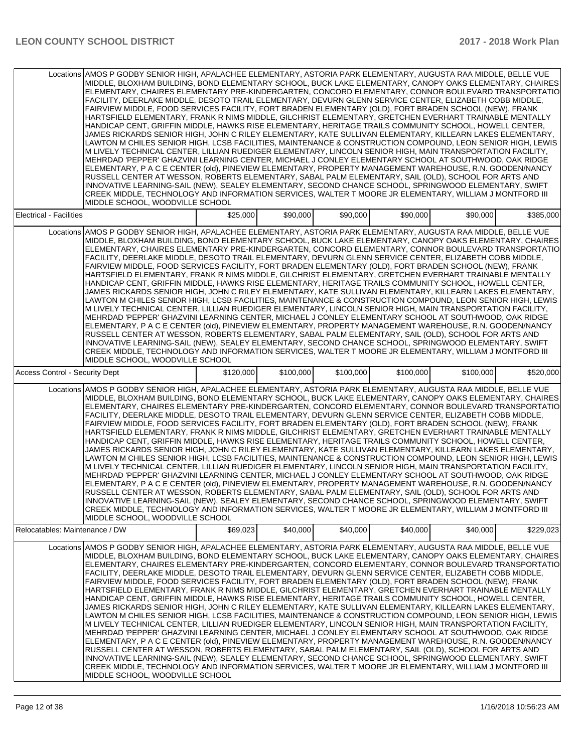| | | | | | | |
|---|---|---|---|---|---|---|
| Locations | AMOS P GODBY SENIOR HIGH, APALACHEE ELEMENTARY, ASTORIA PARK ELEMENTARY, AUGUSTA RAA MIDDLE, BELLE VUE MIDDLE, BLOXHAM BUILDING, BOND ELEMENTARY SCHOOL, BUCK LAKE ELEMENTARY, CANOPY OAKS ELEMENTARY, CHAIRES ELEMENTARY, CHAIRES ELEMENTARY PRE-KINDERGARTEN, CONCORD ELEMENTARY, CONNOR BOULEVARD TRANSPORTATIO FACILITY, DEERLAKE MIDDLE, DESOTO TRAIL ELEMENTARY, DEVURN GLENN SERVICE CENTER, ELIZABETH COBB MIDDLE, FAIRVIEW MIDDLE, FOOD SERVICES FACILITY, FORT BRADEN ELEMENTARY (OLD), FORT BRADEN SCHOOL (NEW), FRANK HARTSFIELD ELEMENTARY, FRANK R NIMS MIDDLE, GILCHRIST ELEMENTARY, GRETCHEN EVERHART TRAINABLE MENTALLY HANDICAP CENT, GRIFFIN MIDDLE, HAWKS RISE ELEMENTARY, HERITAGE TRAILS COMMUNITY SCHOOL, HOWELL CENTER, JAMES RICKARDS SENIOR HIGH, JOHN C RILEY ELEMENTARY, KATE SULLIVAN ELEMENTARY, KILLEARN LAKES ELEMENTARY, LAWTON M CHILES SENIOR HIGH, LCSB FACILITIES, MAINTENANCE & CONSTRUCTION COMPOUND, LEON SENIOR HIGH, LEWIS M LIVELY TECHNICAL CENTER, LILLIAN RUEDIGER ELEMENTARY, LINCOLN SENIOR HIGH, MAIN TRANSPORTATION FACILITY, MEHRDAD 'PEPPER' GHAZVINI LEARNING CENTER, MICHAEL J CONLEY ELEMENTARY SCHOOL AT SOUTHWOOD, OAK RIDGE ELEMENTARY, P A C E CENTER (old), PINEVIEW ELEMENTARY, PROPERTY MANAGEMENT WAREHOUSE, R.N. GOODEN/NANCY RUSSELL CENTER AT WESSON, ROBERTS ELEMENTARY, SABAL PALM ELEMENTARY, SAIL (OLD), SCHOOL FOR ARTS AND INNOVATIVE LEARNING-SAIL (NEW), SEALEY ELEMENTARY, SECOND CHANCE SCHOOL, SPRINGWOOD ELEMENTARY, SWIFT CREEK MIDDLE, TECHNOLOGY AND INFORMATION SERVICES, WALTER T MOORE JR ELEMENTARY, WILLIAM J MONTFORD III MIDDLE SCHOOL, WOODVILLE SCHOOL | | | | | |
| Electrical - Facilities | | $25,000 | $90,000 | $90,000 | $90,000 | $90,000 | $385,000 |
| Locations | AMOS P GODBY SENIOR HIGH, APALACHEE ELEMENTARY, ASTORIA PARK ELEMENTARY, AUGUSTA RAA MIDDLE, BELLE VUE MIDDLE, BLOXHAM BUILDING, BOND ELEMENTARY SCHOOL, BUCK LAKE ELEMENTARY, CANOPY OAKS ELEMENTARY, CHAIRES ELEMENTARY, CHAIRES ELEMENTARY PRE-KINDERGARTEN, CONCORD ELEMENTARY, CONNOR BOULEVARD TRANSPORTATIO FACILITY, DEERLAKE MIDDLE, DESOTO TRAIL ELEMENTARY, DEVURN GLENN SERVICE CENTER, ELIZABETH COBB MIDDLE, FAIRVIEW MIDDLE, FOOD SERVICES FACILITY, FORT BRADEN ELEMENTARY (OLD), FORT BRADEN SCHOOL (NEW), FRANK HARTSFIELD ELEMENTARY, FRANK R NIMS MIDDLE, GILCHRIST ELEMENTARY, GRETCHEN EVERHART TRAINABLE MENTALLY HANDICAP CENT, GRIFFIN MIDDLE, HAWKS RISE ELEMENTARY, HERITAGE TRAILS COMMUNITY SCHOOL, HOWELL CENTER, JAMES RICKARDS SENIOR HIGH, JOHN C RILEY ELEMENTARY, KATE SULLIVAN ELEMENTARY, KILLEARN LAKES ELEMENTARY, LAWTON M CHILES SENIOR HIGH, LCSB FACILITIES, MAINTENANCE & CONSTRUCTION COMPOUND, LEON SENIOR HIGH, LEWIS M LIVELY TECHNICAL CENTER, LILLIAN RUEDIGER ELEMENTARY, LINCOLN SENIOR HIGH, MAIN TRANSPORTATION FACILITY, MEHRDAD 'PEPPER' GHAZVINI LEARNING CENTER, MICHAEL J CONLEY ELEMENTARY SCHOOL AT SOUTHWOOD, OAK RIDGE ELEMENTARY, P A C E CENTER (old), PINEVIEW ELEMENTARY, PROPERTY MANAGEMENT WAREHOUSE, R.N. GOODEN/NANCY RUSSELL CENTER AT WESSON, ROBERTS ELEMENTARY, SABAL PALM ELEMENTARY, SAIL (OLD), SCHOOL FOR ARTS AND INNOVATIVE LEARNING-SAIL (NEW), SEALEY ELEMENTARY, SECOND CHANCE SCHOOL, SPRINGWOOD ELEMENTARY, SWIFT CREEK MIDDLE, TECHNOLOGY AND INFORMATION SERVICES, WALTER T MOORE JR ELEMENTARY, WILLIAM J MONTFORD III MIDDLE SCHOOL, WOODVILLE SCHOOL | | | | | |
| Access Control - Security Dept | | $120,000 | $100,000 | $100,000 | $100,000 | $100,000 | $520,000 |
| Locations | AMOS P GODBY SENIOR HIGH, APALACHEE ELEMENTARY, ASTORIA PARK ELEMENTARY, AUGUSTA RAA MIDDLE, BELLE VUE MIDDLE, BLOXHAM BUILDING, BOND ELEMENTARY SCHOOL, BUCK LAKE ELEMENTARY, CANOPY OAKS ELEMENTARY, CHAIRES ELEMENTARY, CHAIRES ELEMENTARY PRE-KINDERGARTEN, CONCORD ELEMENTARY, CONNOR BOULEVARD TRANSPORTATIO FACILITY, DEERLAKE MIDDLE, DESOTO TRAIL ELEMENTARY, DEVURN GLENN SERVICE CENTER, ELIZABETH COBB MIDDLE, FAIRVIEW MIDDLE, FOOD SERVICES FACILITY, FORT BRADEN ELEMENTARY (OLD), FORT BRADEN SCHOOL (NEW), FRANK HARTSFIELD ELEMENTARY, FRANK R NIMS MIDDLE, GILCHRIST ELEMENTARY, GRETCHEN EVERHART TRAINABLE MENTALLY HANDICAP CENT, GRIFFIN MIDDLE, HAWKS RISE ELEMENTARY, HERITAGE TRAILS COMMUNITY SCHOOL, HOWELL CENTER, JAMES RICKARDS SENIOR HIGH, JOHN C RILEY ELEMENTARY, KATE SULLIVAN ELEMENTARY, KILLEARN LAKES ELEMENTARY, LAWTON M CHILES SENIOR HIGH, LCSB FACILITIES, MAINTENANCE & CONSTRUCTION COMPOUND, LEON SENIOR HIGH, LEWIS M LIVELY TECHNICAL CENTER, LILLIAN RUEDIGER ELEMENTARY, LINCOLN SENIOR HIGH, MAIN TRANSPORTATION FACILITY, MEHRDAD 'PEPPER' GHAZVINI LEARNING CENTER, MICHAEL J CONLEY ELEMENTARY SCHOOL AT SOUTHWOOD, OAK RIDGE ELEMENTARY, P A C E CENTER (old), PINEVIEW ELEMENTARY, PROPERTY MANAGEMENT WAREHOUSE, R.N. GOODEN/NANCY RUSSELL CENTER AT WESSON, ROBERTS ELEMENTARY, SABAL PALM ELEMENTARY, SAIL (OLD), SCHOOL FOR ARTS AND INNOVATIVE LEARNING-SAIL (NEW), SEALEY ELEMENTARY, SECOND CHANCE SCHOOL, SPRINGWOOD ELEMENTARY, SWIFT CREEK MIDDLE, TECHNOLOGY AND INFORMATION SERVICES, WALTER T MOORE JR ELEMENTARY, WILLIAM J MONTFORD III MIDDLE SCHOOL, WOODVILLE SCHOOL | | | | | |
| Relocatables: Maintenance / DW | | $69,023 | $40,000 | $40,000 | $40,000 | $40,000 | $229,023 |
| Locations | AMOS P GODBY SENIOR HIGH, APALACHEE ELEMENTARY, ASTORIA PARK ELEMENTARY, AUGUSTA RAA MIDDLE, BELLE VUE MIDDLE, BLOXHAM BUILDING, BOND ELEMENTARY SCHOOL, BUCK LAKE ELEMENTARY, CANOPY OAKS ELEMENTARY, CHAIRES ELEMENTARY, CHAIRES ELEMENTARY PRE-KINDERGARTEN, CONCORD ELEMENTARY, CONNOR BOULEVARD TRANSPORTATIO FACILITY, DEERLAKE MIDDLE, DESOTO TRAIL ELEMENTARY, DEVURN GLENN SERVICE CENTER, ELIZABETH COBB MIDDLE, FAIRVIEW MIDDLE, FOOD SERVICES FACILITY, FORT BRADEN ELEMENTARY (OLD), FORT BRADEN SCHOOL (NEW), FRANK HARTSFIELD ELEMENTARY, FRANK R NIMS MIDDLE, GILCHRIST ELEMENTARY, GRETCHEN EVERHART TRAINABLE MENTALLY HANDICAP CENT, GRIFFIN MIDDLE, HAWKS RISE ELEMENTARY, HERITAGE TRAILS COMMUNITY SCHOOL, HOWELL CENTER, JAMES RICKARDS SENIOR HIGH, JOHN C RILEY ELEMENTARY, KATE SULLIVAN ELEMENTARY, KILLEARN LAKES ELEMENTARY, LAWTON M CHILES SENIOR HIGH, LCSB FACILITIES, MAINTENANCE & CONSTRUCTION COMPOUND, LEON SENIOR HIGH, LEWIS M LIVELY TECHNICAL CENTER, LILLIAN RUEDIGER ELEMENTARY, LINCOLN SENIOR HIGH, MAIN TRANSPORTATION FACILITY, MEHRDAD 'PEPPER' GHAZVINI LEARNING CENTER, MICHAEL J CONLEY ELEMENTARY SCHOOL AT SOUTHWOOD, OAK RIDGE ELEMENTARY, P A C E CENTER (old), PINEVIEW ELEMENTARY, PROPERTY MANAGEMENT WAREHOUSE, R.N. GOODEN/NANCY RUSSELL CENTER AT WESSON, ROBERTS ELEMENTARY, SABAL PALM ELEMENTARY, SAIL (OLD), SCHOOL FOR ARTS AND INNOVATIVE LEARNING-SAIL (NEW), SEALEY ELEMENTARY, SECOND CHANCE SCHOOL, SPRINGWOOD ELEMENTARY, SWIFT CREEK MIDDLE, TECHNOLOGY AND INFORMATION SERVICES, WALTER T MOORE JR ELEMENTARY, WILLIAM J MONTFORD III MIDDLE SCHOOL, WOODVILLE SCHOOL | | | | | |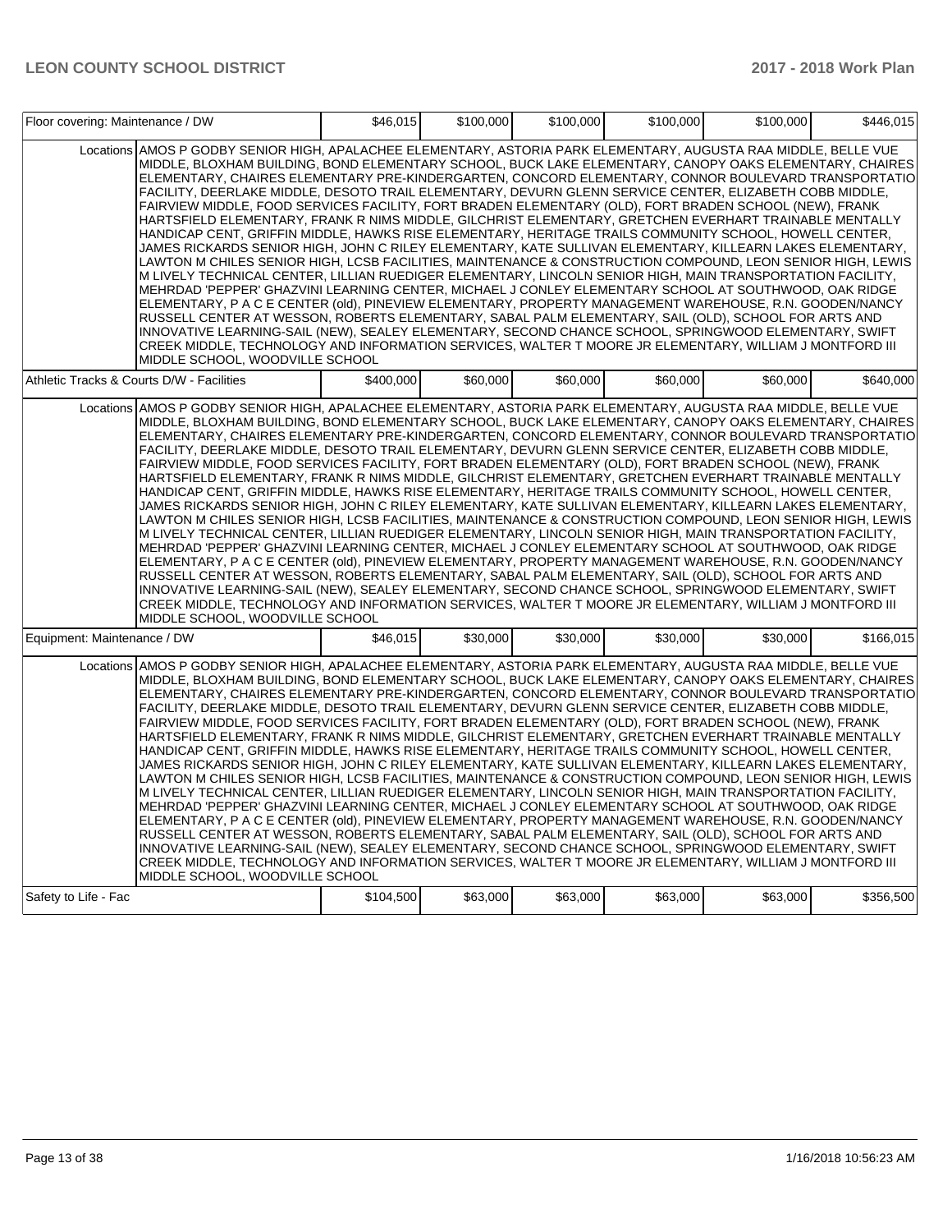| | | | | | | |
|---|---|---|---|---|---|---|
| Floor covering: Maintenance / DW | | $46,015 | $100,000 | $100,000 | $100,000 | $100,000 | $446,015 |
| | Locations | AMOS P GODBY SENIOR HIGH, APALACHEE ELEMENTARY, ASTORIA PARK ELEMENTARY, AUGUSTA RAA MIDDLE, BELLE VUE MIDDLE, BLOXHAM BUILDING, BOND ELEMENTARY SCHOOL, BUCK LAKE ELEMENTARY, CANOPY OAKS ELEMENTARY, CHAIRES ELEMENTARY, CHAIRES ELEMENTARY PRE-KINDERGARTEN, CONCORD ELEMENTARY, CONNOR BOULEVARD TRANSPORTATIO FACILITY, DEERLAKE MIDDLE, DESOTO TRAIL ELEMENTARY, DEVURN GLENN SERVICE CENTER, ELIZABETH COBB MIDDLE, FAIRVIEW MIDDLE, FOOD SERVICES FACILITY, FORT BRADEN ELEMENTARY (OLD), FORT BRADEN SCHOOL (NEW), FRANK HARTSFIELD ELEMENTARY, FRANK R NIMS MIDDLE, GILCHRIST ELEMENTARY, GRETCHEN EVERHART TRAINABLE MENTALLY HANDICAP CENT, GRIFFIN MIDDLE, HAWKS RISE ELEMENTARY, HERITAGE TRAILS COMMUNITY SCHOOL, HOWELL CENTER, JAMES RICKARDS SENIOR HIGH, JOHN C RILEY ELEMENTARY, KATE SULLIVAN ELEMENTARY, KILLEARN LAKES ELEMENTARY, LAWTON M CHILES SENIOR HIGH, LCSB FACILITIES, MAINTENANCE & CONSTRUCTION COMPOUND, LEON SENIOR HIGH, LEWIS M LIVELY TECHNICAL CENTER, LILLIAN RUEDIGER ELEMENTARY, LINCOLN SENIOR HIGH, MAIN TRANSPORTATION FACILITY, MEHRDAD 'PEPPER' GHAZVINI LEARNING CENTER, MICHAEL J CONLEY ELEMENTARY SCHOOL AT SOUTHWOOD, OAK RIDGE ELEMENTARY, P A C E CENTER (old), PINEVIEW ELEMENTARY, PROPERTY MANAGEMENT WAREHOUSE, R.N. GOODEN/NANCY RUSSELL CENTER AT WESSON, ROBERTS ELEMENTARY, SABAL PALM ELEMENTARY, SAIL (OLD), SCHOOL FOR ARTS AND INNOVATIVE LEARNING-SAIL (NEW), SEALEY ELEMENTARY, SECOND CHANCE SCHOOL, SPRINGWOOD ELEMENTARY, SWIFT CREEK MIDDLE, TECHNOLOGY AND INFORMATION SERVICES, WALTER T MOORE JR ELEMENTARY, WILLIAM J MONTFORD III MIDDLE SCHOOL, WOODVILLE SCHOOL | | | | | |
| Athletic Tracks & Courts D/W - Facilities | | $400,000 | $60,000 | $60,000 | $60,000 | $60,000 | $640,000 |
| | Locations | AMOS P GODBY SENIOR HIGH, APALACHEE ELEMENTARY, ASTORIA PARK ELEMENTARY, AUGUSTA RAA MIDDLE, BELLE VUE MIDDLE, BLOXHAM BUILDING, BOND ELEMENTARY SCHOOL, BUCK LAKE ELEMENTARY, CANOPY OAKS ELEMENTARY, CHAIRES ELEMENTARY, CHAIRES ELEMENTARY PRE-KINDERGARTEN, CONCORD ELEMENTARY, CONNOR BOULEVARD TRANSPORTATIO FACILITY, DEERLAKE MIDDLE, DESOTO TRAIL ELEMENTARY, DEVURN GLENN SERVICE CENTER, ELIZABETH COBB MIDDLE, FAIRVIEW MIDDLE, FOOD SERVICES FACILITY, FORT BRADEN ELEMENTARY (OLD), FORT BRADEN SCHOOL (NEW), FRANK HARTSFIELD ELEMENTARY, FRANK R NIMS MIDDLE, GILCHRIST ELEMENTARY, GRETCHEN EVERHART TRAINABLE MENTALLY HANDICAP CENT, GRIFFIN MIDDLE, HAWKS RISE ELEMENTARY, HERITAGE TRAILS COMMUNITY SCHOOL, HOWELL CENTER, JAMES RICKARDS SENIOR HIGH, JOHN C RILEY ELEMENTARY, KATE SULLIVAN ELEMENTARY, KILLEARN LAKES ELEMENTARY, LAWTON M CHILES SENIOR HIGH, LCSB FACILITIES, MAINTENANCE & CONSTRUCTION COMPOUND, LEON SENIOR HIGH, LEWIS M LIVELY TECHNICAL CENTER, LILLIAN RUEDIGER ELEMENTARY, LINCOLN SENIOR HIGH, MAIN TRANSPORTATION FACILITY, MEHRDAD 'PEPPER' GHAZVINI LEARNING CENTER, MICHAEL J CONLEY ELEMENTARY SCHOOL AT SOUTHWOOD, OAK RIDGE ELEMENTARY, P A C E CENTER (old), PINEVIEW ELEMENTARY, PROPERTY MANAGEMENT WAREHOUSE, R.N. GOODEN/NANCY RUSSELL CENTER AT WESSON, ROBERTS ELEMENTARY, SABAL PALM ELEMENTARY, SAIL (OLD), SCHOOL FOR ARTS AND INNOVATIVE LEARNING-SAIL (NEW), SEALEY ELEMENTARY, SECOND CHANCE SCHOOL, SPRINGWOOD ELEMENTARY, SWIFT CREEK MIDDLE, TECHNOLOGY AND INFORMATION SERVICES, WALTER T MOORE JR ELEMENTARY, WILLIAM J MONTFORD III MIDDLE SCHOOL, WOODVILLE SCHOOL | | | | | |
| Equipment: Maintenance / DW | | $46,015 | $30,000 | $30,000 | $30,000 | $30,000 | $166,015 |
| | Locations | AMOS P GODBY SENIOR HIGH, APALACHEE ELEMENTARY, ASTORIA PARK ELEMENTARY, AUGUSTA RAA MIDDLE, BELLE VUE MIDDLE, BLOXHAM BUILDING, BOND ELEMENTARY SCHOOL, BUCK LAKE ELEMENTARY, CANOPY OAKS ELEMENTARY, CHAIRES ELEMENTARY, CHAIRES ELEMENTARY PRE-KINDERGARTEN, CONCORD ELEMENTARY, CONNOR BOULEVARD TRANSPORTATIO FACILITY, DEERLAKE MIDDLE, DESOTO TRAIL ELEMENTARY, DEVURN GLENN SERVICE CENTER, ELIZABETH COBB MIDDLE, FAIRVIEW MIDDLE, FOOD SERVICES FACILITY, FORT BRADEN ELEMENTARY (OLD), FORT BRADEN SCHOOL (NEW), FRANK HARTSFIELD ELEMENTARY, FRANK R NIMS MIDDLE, GILCHRIST ELEMENTARY, GRETCHEN EVERHART TRAINABLE MENTALLY HANDICAP CENT, GRIFFIN MIDDLE, HAWKS RISE ELEMENTARY, HERITAGE TRAILS COMMUNITY SCHOOL, HOWELL CENTER, JAMES RICKARDS SENIOR HIGH, JOHN C RILEY ELEMENTARY, KATE SULLIVAN ELEMENTARY, KILLEARN LAKES ELEMENTARY, LAWTON M CHILES SENIOR HIGH, LCSB FACILITIES, MAINTENANCE & CONSTRUCTION COMPOUND, LEON SENIOR HIGH, LEWIS M LIVELY TECHNICAL CENTER, LILLIAN RUEDIGER ELEMENTARY, LINCOLN SENIOR HIGH, MAIN TRANSPORTATION FACILITY, MEHRDAD 'PEPPER' GHAZVINI LEARNING CENTER, MICHAEL J CONLEY ELEMENTARY SCHOOL AT SOUTHWOOD, OAK RIDGE ELEMENTARY, P A C E CENTER (old), PINEVIEW ELEMENTARY, PROPERTY MANAGEMENT WAREHOUSE, R.N. GOODEN/NANCY RUSSELL CENTER AT WESSON, ROBERTS ELEMENTARY, SABAL PALM ELEMENTARY, SAIL (OLD), SCHOOL FOR ARTS AND INNOVATIVE LEARNING-SAIL (NEW), SEALEY ELEMENTARY, SECOND CHANCE SCHOOL, SPRINGWOOD ELEMENTARY, SWIFT CREEK MIDDLE, TECHNOLOGY AND INFORMATION SERVICES, WALTER T MOORE JR ELEMENTARY, WILLIAM J MONTFORD III MIDDLE SCHOOL, WOODVILLE SCHOOL | | | | | |
| Safety to Life - Fac | | $104,500 | $63,000 | $63,000 | $63,000 | $63,000 | $356,500 |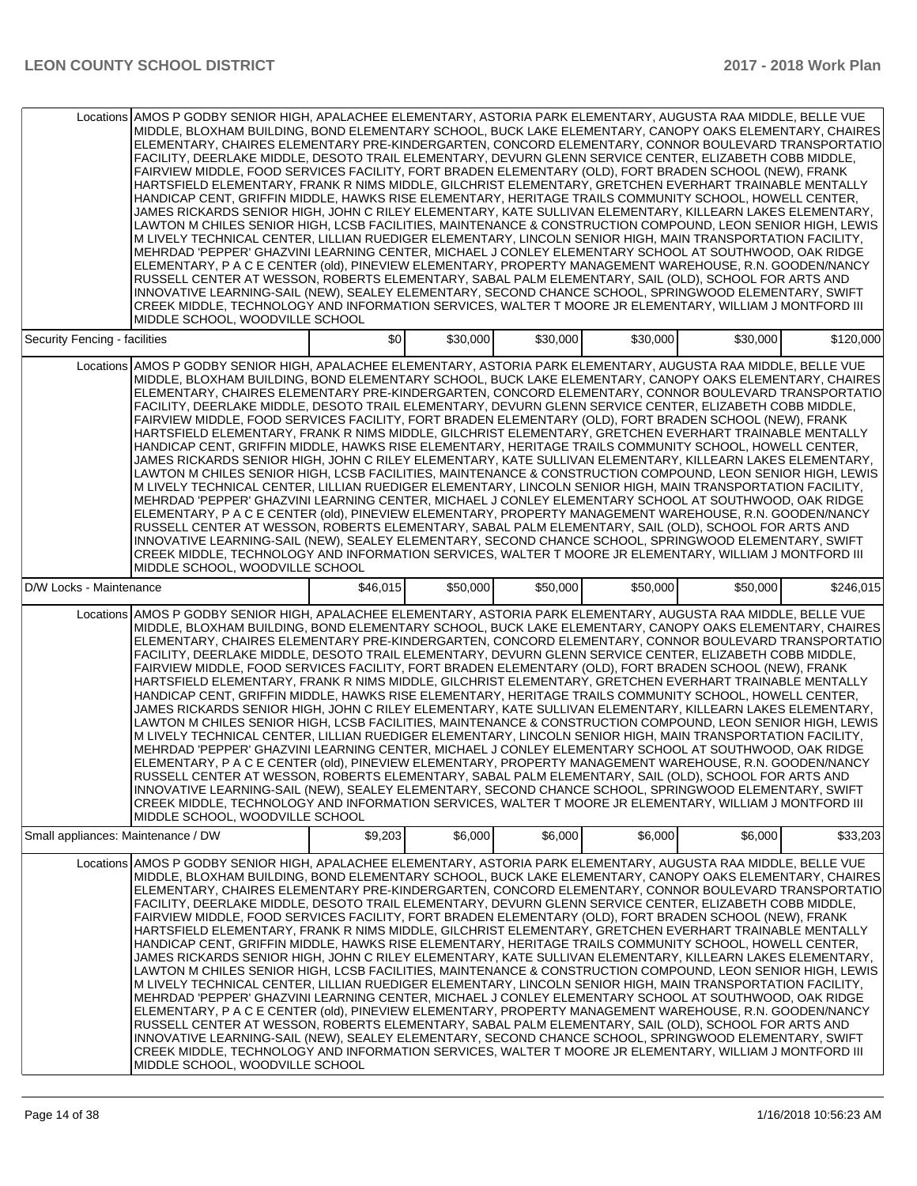| | | | | | | |
|---|---|---|---|---|---|---|
| Locations | AMOS P GODBY SENIOR HIGH, APALACHEE ELEMENTARY, ASTORIA PARK ELEMENTARY, AUGUSTA RAA MIDDLE, BELLE VUE MIDDLE, BLOXHAM BUILDING, BOND ELEMENTARY SCHOOL, BUCK LAKE ELEMENTARY, CANOPY OAKS ELEMENTARY, CHAIRES ELEMENTARY, CHAIRES ELEMENTARY PRE-KINDERGARTEN, CONCORD ELEMENTARY, CONNOR BOULEVARD TRANSPORTATIO FACILITY, DEERLAKE MIDDLE, DESOTO TRAIL ELEMENTARY, DEVURN GLENN SERVICE CENTER, ELIZABETH COBB MIDDLE, FAIRVIEW MIDDLE, FOOD SERVICES FACILITY, FORT BRADEN ELEMENTARY (OLD), FORT BRADEN SCHOOL (NEW), FRANK HARTSFIELD ELEMENTARY, FRANK R NIMS MIDDLE, GILCHRIST ELEMENTARY, GRETCHEN EVERHART TRAINABLE MENTALLY HANDICAP CENT, GRIFFIN MIDDLE, HAWKS RISE ELEMENTARY, HERITAGE TRAILS COMMUNITY SCHOOL, HOWELL CENTER, JAMES RICKARDS SENIOR HIGH, JOHN C RILEY ELEMENTARY, KATE SULLIVAN ELEMENTARY, KILLEARN LAKES ELEMENTARY, LAWTON M CHILES SENIOR HIGH, LCSB FACILITIES, MAINTENANCE & CONSTRUCTION COMPOUND, LEON SENIOR HIGH, LEWIS M LIVELY TECHNICAL CENTER, LILLIAN RUEDIGER ELEMENTARY, LINCOLN SENIOR HIGH, MAIN TRANSPORTATION FACILITY, MEHRDAD 'PEPPER' GHAZVINI LEARNING CENTER, MICHAEL J CONLEY ELEMENTARY SCHOOL AT SOUTHWOOD, OAK RIDGE ELEMENTARY, P A C E CENTER (old), PINEVIEW ELEMENTARY, PROPERTY MANAGEMENT WAREHOUSE, R.N. GOODEN/NANCY RUSSELL CENTER AT WESSON, ROBERTS ELEMENTARY, SABAL PALM ELEMENTARY, SAIL (OLD), SCHOOL FOR ARTS AND INNOVATIVE LEARNING-SAIL (NEW), SEALEY ELEMENTARY, SECOND CHANCE SCHOOL, SPRINGWOOD ELEMENTARY, SWIFT CREEK MIDDLE, TECHNOLOGY AND INFORMATION SERVICES, WALTER T MOORE JR ELEMENTARY, WILLIAM J MONTFORD III MIDDLE SCHOOL, WOODVILLE SCHOOL | | | | | |
| Security Fencing - facilities | | $0 | $30,000 | $30,000 | $30,000 | $30,000 | $120,000 |
| Locations | AMOS P GODBY SENIOR HIGH, APALACHEE ELEMENTARY, ASTORIA PARK ELEMENTARY, AUGUSTA RAA MIDDLE, BELLE VUE MIDDLE, BLOXHAM BUILDING, BOND ELEMENTARY SCHOOL, BUCK LAKE ELEMENTARY, CANOPY OAKS ELEMENTARY, CHAIRES ELEMENTARY, CHAIRES ELEMENTARY PRE-KINDERGARTEN, CONCORD ELEMENTARY, CONNOR BOULEVARD TRANSPORTATIO FACILITY, DEERLAKE MIDDLE, DESOTO TRAIL ELEMENTARY, DEVURN GLENN SERVICE CENTER, ELIZABETH COBB MIDDLE, FAIRVIEW MIDDLE, FOOD SERVICES FACILITY, FORT BRADEN ELEMENTARY (OLD), FORT BRADEN SCHOOL (NEW), FRANK HARTSFIELD ELEMENTARY, FRANK R NIMS MIDDLE, GILCHRIST ELEMENTARY, GRETCHEN EVERHART TRAINABLE MENTALLY HANDICAP CENT, GRIFFIN MIDDLE, HAWKS RISE ELEMENTARY, HERITAGE TRAILS COMMUNITY SCHOOL, HOWELL CENTER, JAMES RICKARDS SENIOR HIGH, JOHN C RILEY ELEMENTARY, KATE SULLIVAN ELEMENTARY, KILLEARN LAKES ELEMENTARY, LAWTON M CHILES SENIOR HIGH, LCSB FACILITIES, MAINTENANCE & CONSTRUCTION COMPOUND, LEON SENIOR HIGH, LEWIS M LIVELY TECHNICAL CENTER, LILLIAN RUEDIGER ELEMENTARY, LINCOLN SENIOR HIGH, MAIN TRANSPORTATION FACILITY, MEHRDAD 'PEPPER' GHAZVINI LEARNING CENTER, MICHAEL J CONLEY ELEMENTARY SCHOOL AT SOUTHWOOD, OAK RIDGE ELEMENTARY, P A C E CENTER (old), PINEVIEW ELEMENTARY, PROPERTY MANAGEMENT WAREHOUSE, R.N. GOODEN/NANCY RUSSELL CENTER AT WESSON, ROBERTS ELEMENTARY, SABAL PALM ELEMENTARY, SAIL (OLD), SCHOOL FOR ARTS AND INNOVATIVE LEARNING-SAIL (NEW), SEALEY ELEMENTARY, SECOND CHANCE SCHOOL, SPRINGWOOD ELEMENTARY, SWIFT CREEK MIDDLE, TECHNOLOGY AND INFORMATION SERVICES, WALTER T MOORE JR ELEMENTARY, WILLIAM J MONTFORD III MIDDLE SCHOOL, WOODVILLE SCHOOL | | | | | |
| D/W Locks - Maintenance | | $46,015 | $50,000 | $50,000 | $50,000 | $50,000 | $246,015 |
| Locations | AMOS P GODBY SENIOR HIGH, APALACHEE ELEMENTARY, ASTORIA PARK ELEMENTARY, AUGUSTA RAA MIDDLE, BELLE VUE MIDDLE, BLOXHAM BUILDING, BOND ELEMENTARY SCHOOL, BUCK LAKE ELEMENTARY, CANOPY OAKS ELEMENTARY, CHAIRES ELEMENTARY, CHAIRES ELEMENTARY PRE-KINDERGARTEN, CONCORD ELEMENTARY, CONNOR BOULEVARD TRANSPORTATIO FACILITY, DEERLAKE MIDDLE, DESOTO TRAIL ELEMENTARY, DEVURN GLENN SERVICE CENTER, ELIZABETH COBB MIDDLE, FAIRVIEW MIDDLE, FOOD SERVICES FACILITY, FORT BRADEN ELEMENTARY (OLD), FORT BRADEN SCHOOL (NEW), FRANK HARTSFIELD ELEMENTARY, FRANK R NIMS MIDDLE, GILCHRIST ELEMENTARY, GRETCHEN EVERHART TRAINABLE MENTALLY HANDICAP CENT, GRIFFIN MIDDLE, HAWKS RISE ELEMENTARY, HERITAGE TRAILS COMMUNITY SCHOOL, HOWELL CENTER, JAMES RICKARDS SENIOR HIGH, JOHN C RILEY ELEMENTARY, KATE SULLIVAN ELEMENTARY, KILLEARN LAKES ELEMENTARY, LAWTON M CHILES SENIOR HIGH, LCSB FACILITIES, MAINTENANCE & CONSTRUCTION COMPOUND, LEON SENIOR HIGH, LEWIS M LIVELY TECHNICAL CENTER, LILLIAN RUEDIGER ELEMENTARY, LINCOLN SENIOR HIGH, MAIN TRANSPORTATION FACILITY, MEHRDAD 'PEPPER' GHAZVINI LEARNING CENTER, MICHAEL J CONLEY ELEMENTARY SCHOOL AT SOUTHWOOD, OAK RIDGE ELEMENTARY, P A C E CENTER (old), PINEVIEW ELEMENTARY, PROPERTY MANAGEMENT WAREHOUSE, R.N. GOODEN/NANCY RUSSELL CENTER AT WESSON, ROBERTS ELEMENTARY, SABAL PALM ELEMENTARY, SAIL (OLD), SCHOOL FOR ARTS AND INNOVATIVE LEARNING-SAIL (NEW), SEALEY ELEMENTARY, SECOND CHANCE SCHOOL, SPRINGWOOD ELEMENTARY, SWIFT CREEK MIDDLE, TECHNOLOGY AND INFORMATION SERVICES, WALTER T MOORE JR ELEMENTARY, WILLIAM J MONTFORD III MIDDLE SCHOOL, WOODVILLE SCHOOL | | | | | |
| Small appliances: Maintenance / DW | | $9,203 | $6,000 | $6,000 | $6,000 | $6,000 | $33,203 |
| Locations | AMOS P GODBY SENIOR HIGH, APALACHEE ELEMENTARY, ASTORIA PARK ELEMENTARY, AUGUSTA RAA MIDDLE, BELLE VUE MIDDLE, BLOXHAM BUILDING, BOND ELEMENTARY SCHOOL, BUCK LAKE ELEMENTARY, CANOPY OAKS ELEMENTARY, CHAIRES ELEMENTARY, CHAIRES ELEMENTARY PRE-KINDERGARTEN, CONCORD ELEMENTARY, CONNOR BOULEVARD TRANSPORTATIO FACILITY, DEERLAKE MIDDLE, DESOTO TRAIL ELEMENTARY, DEVURN GLENN SERVICE CENTER, ELIZABETH COBB MIDDLE, FAIRVIEW MIDDLE, FOOD SERVICES FACILITY, FORT BRADEN ELEMENTARY (OLD), FORT BRADEN SCHOOL (NEW), FRANK HARTSFIELD ELEMENTARY, FRANK R NIMS MIDDLE, GILCHRIST ELEMENTARY, GRETCHEN EVERHART TRAINABLE MENTALLY HANDICAP CENT, GRIFFIN MIDDLE, HAWKS RISE ELEMENTARY, HERITAGE TRAILS COMMUNITY SCHOOL, HOWELL CENTER, JAMES RICKARDS SENIOR HIGH, JOHN C RILEY ELEMENTARY, KATE SULLIVAN ELEMENTARY, KILLEARN LAKES ELEMENTARY, LAWTON M CHILES SENIOR HIGH, LCSB FACILITIES, MAINTENANCE & CONSTRUCTION COMPOUND, LEON SENIOR HIGH, LEWIS M LIVELY TECHNICAL CENTER, LILLIAN RUEDIGER ELEMENTARY, LINCOLN SENIOR HIGH, MAIN TRANSPORTATION FACILITY, MEHRDAD 'PEPPER' GHAZVINI LEARNING CENTER, MICHAEL J CONLEY ELEMENTARY SCHOOL AT SOUTHWOOD, OAK RIDGE ELEMENTARY, P A C E CENTER (old), PINEVIEW ELEMENTARY, PROPERTY MANAGEMENT WAREHOUSE, R.N. GOODEN/NANCY RUSSELL CENTER AT WESSON, ROBERTS ELEMENTARY, SABAL PALM ELEMENTARY, SAIL (OLD), SCHOOL FOR ARTS AND INNOVATIVE LEARNING-SAIL (NEW), SEALEY ELEMENTARY, SECOND CHANCE SCHOOL, SPRINGWOOD ELEMENTARY, SWIFT CREEK MIDDLE, TECHNOLOGY AND INFORMATION SERVICES, WALTER T MOORE JR ELEMENTARY, WILLIAM J MONTFORD III MIDDLE SCHOOL, WOODVILLE SCHOOL | | | | | |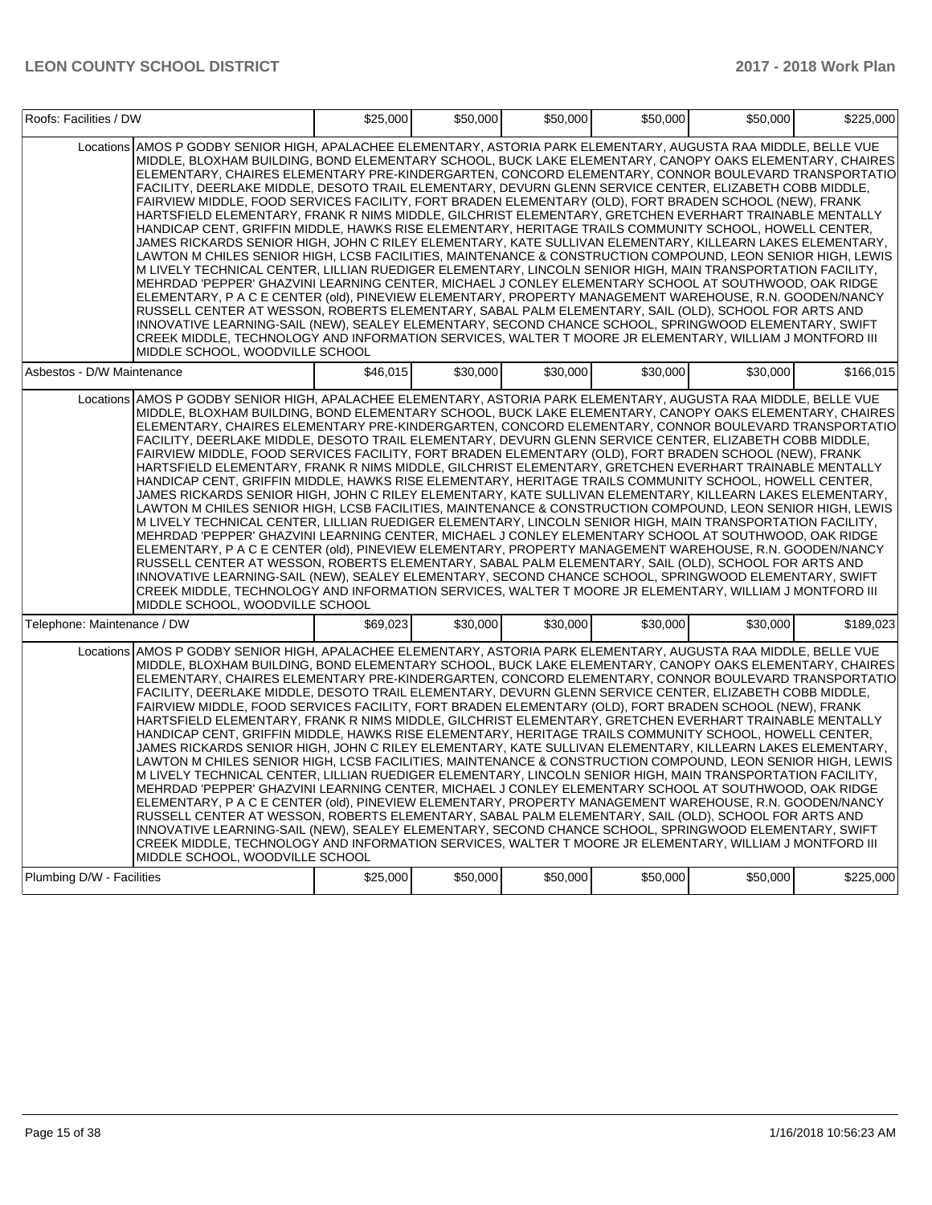| Roofs: Facilities / DW | | $25,000 | $50,000 | $50,000 | $50,000 | $50,000 | $225,000 |
|---|---|---|---|---|---|---|---|
| | Locations | AMOS P GODBY SENIOR HIGH, APALACHEE ELEMENTARY, ASTORIA PARK ELEMENTARY, AUGUSTA RAA MIDDLE, BELLE VUE MIDDLE, BLOXHAM BUILDING, BOND ELEMENTARY SCHOOL, BUCK LAKE ELEMENTARY, CANOPY OAKS ELEMENTARY, CHAIRES ELEMENTARY, CHAIRES ELEMENTARY PRE-KINDERGARTEN, CONCORD ELEMENTARY, CONNOR BOULEVARD TRANSPORTATIO FACILITY, DEERLAKE MIDDLE, DESOTO TRAIL ELEMENTARY, DEVURN GLENN SERVICE CENTER, ELIZABETH COBB MIDDLE, FAIRVIEW MIDDLE, FOOD SERVICES FACILITY, FORT BRADEN ELEMENTARY (OLD), FORT BRADEN SCHOOL (NEW), FRANK HARTSFIELD ELEMENTARY, FRANK R NIMS MIDDLE, GILCHRIST ELEMENTARY, GRETCHEN EVERHART TRAINABLE MENTALLY HANDICAP CENT, GRIFFIN MIDDLE, HAWKS RISE ELEMENTARY, HERITAGE TRAILS COMMUNITY SCHOOL, HOWELL CENTER, JAMES RICKARDS SENIOR HIGH, JOHN C RILEY ELEMENTARY, KATE SULLIVAN ELEMENTARY, KILLEARN LAKES ELEMENTARY, LAWTON M CHILES SENIOR HIGH, LCSB FACILITIES, MAINTENANCE & CONSTRUCTION COMPOUND, LEON SENIOR HIGH, LEWIS M LIVELY TECHNICAL CENTER, LILLIAN RUEDIGER ELEMENTARY, LINCOLN SENIOR HIGH, MAIN TRANSPORTATION FACILITY, MEHRDAD 'PEPPER' GHAZVINI LEARNING CENTER, MICHAEL J CONLEY ELEMENTARY SCHOOL AT SOUTHWOOD, OAK RIDGE ELEMENTARY, P A C E CENTER (old), PINEVIEW ELEMENTARY, PROPERTY MANAGEMENT WAREHOUSE, R.N. GOODEN/NANCY RUSSELL CENTER AT WESSON, ROBERTS ELEMENTARY, SABAL PALM ELEMENTARY, SAIL (OLD), SCHOOL FOR ARTS AND INNOVATIVE LEARNING-SAIL (NEW), SEALEY ELEMENTARY, SECOND CHANCE SCHOOL, SPRINGWOOD ELEMENTARY, SWIFT CREEK MIDDLE, TECHNOLOGY AND INFORMATION SERVICES, WALTER T MOORE JR ELEMENTARY, WILLIAM J MONTFORD III MIDDLE SCHOOL, WOODVILLE SCHOOL | | | | | |
| Asbestos - D/W Maintenance | | $46,015 | $30,000 | $30,000 | $30,000 | $30,000 | $166,015 |
| | Locations | AMOS P GODBY SENIOR HIGH, APALACHEE ELEMENTARY, ASTORIA PARK ELEMENTARY, AUGUSTA RAA MIDDLE, BELLE VUE MIDDLE, BLOXHAM BUILDING, BOND ELEMENTARY SCHOOL, BUCK LAKE ELEMENTARY, CANOPY OAKS ELEMENTARY, CHAIRES ELEMENTARY, CHAIRES ELEMENTARY PRE-KINDERGARTEN, CONCORD ELEMENTARY, CONNOR BOULEVARD TRANSPORTATIO FACILITY, DEERLAKE MIDDLE, DESOTO TRAIL ELEMENTARY, DEVURN GLENN SERVICE CENTER, ELIZABETH COBB MIDDLE, FAIRVIEW MIDDLE, FOOD SERVICES FACILITY, FORT BRADEN ELEMENTARY (OLD), FORT BRADEN SCHOOL (NEW), FRANK HARTSFIELD ELEMENTARY, FRANK R NIMS MIDDLE, GILCHRIST ELEMENTARY, GRETCHEN EVERHART TRAINABLE MENTALLY HANDICAP CENT, GRIFFIN MIDDLE, HAWKS RISE ELEMENTARY, HERITAGE TRAILS COMMUNITY SCHOOL, HOWELL CENTER, JAMES RICKARDS SENIOR HIGH, JOHN C RILEY ELEMENTARY, KATE SULLIVAN ELEMENTARY, KILLEARN LAKES ELEMENTARY, LAWTON M CHILES SENIOR HIGH, LCSB FACILITIES, MAINTENANCE & CONSTRUCTION COMPOUND, LEON SENIOR HIGH, LEWIS M LIVELY TECHNICAL CENTER, LILLIAN RUEDIGER ELEMENTARY, LINCOLN SENIOR HIGH, MAIN TRANSPORTATION FACILITY, MEHRDAD 'PEPPER' GHAZVINI LEARNING CENTER, MICHAEL J CONLEY ELEMENTARY SCHOOL AT SOUTHWOOD, OAK RIDGE ELEMENTARY, P A C E CENTER (old), PINEVIEW ELEMENTARY, PROPERTY MANAGEMENT WAREHOUSE, R.N. GOODEN/NANCY RUSSELL CENTER AT WESSON, ROBERTS ELEMENTARY, SABAL PALM ELEMENTARY, SAIL (OLD), SCHOOL FOR ARTS AND INNOVATIVE LEARNING-SAIL (NEW), SEALEY ELEMENTARY, SECOND CHANCE SCHOOL, SPRINGWOOD ELEMENTARY, SWIFT CREEK MIDDLE, TECHNOLOGY AND INFORMATION SERVICES, WALTER T MOORE JR ELEMENTARY, WILLIAM J MONTFORD III MIDDLE SCHOOL, WOODVILLE SCHOOL | | | | | |
| Telephone: Maintenance / DW | | $69,023 | $30,000 | $30,000 | $30,000 | $30,000 | $189,023 |
| | Locations | AMOS P GODBY SENIOR HIGH, APALACHEE ELEMENTARY, ASTORIA PARK ELEMENTARY, AUGUSTA RAA MIDDLE, BELLE VUE MIDDLE, BLOXHAM BUILDING, BOND ELEMENTARY SCHOOL, BUCK LAKE ELEMENTARY, CANOPY OAKS ELEMENTARY, CHAIRES ELEMENTARY, CHAIRES ELEMENTARY PRE-KINDERGARTEN, CONCORD ELEMENTARY, CONNOR BOULEVARD TRANSPORTATIO FACILITY, DEERLAKE MIDDLE, DESOTO TRAIL ELEMENTARY, DEVURN GLENN SERVICE CENTER, ELIZABETH COBB MIDDLE, FAIRVIEW MIDDLE, FOOD SERVICES FACILITY, FORT BRADEN ELEMENTARY (OLD), FORT BRADEN SCHOOL (NEW), FRANK HARTSFIELD ELEMENTARY, FRANK R NIMS MIDDLE, GILCHRIST ELEMENTARY, GRETCHEN EVERHART TRAINABLE MENTALLY HANDICAP CENT, GRIFFIN MIDDLE, HAWKS RISE ELEMENTARY, HERITAGE TRAILS COMMUNITY SCHOOL, HOWELL CENTER, JAMES RICKARDS SENIOR HIGH, JOHN C RILEY ELEMENTARY, KATE SULLIVAN ELEMENTARY, KILLEARN LAKES ELEMENTARY, LAWTON M CHILES SENIOR HIGH, LCSB FACILITIES, MAINTENANCE & CONSTRUCTION COMPOUND, LEON SENIOR HIGH, LEWIS M LIVELY TECHNICAL CENTER, LILLIAN RUEDIGER ELEMENTARY, LINCOLN SENIOR HIGH, MAIN TRANSPORTATION FACILITY, MEHRDAD 'PEPPER' GHAZVINI LEARNING CENTER, MICHAEL J CONLEY ELEMENTARY SCHOOL AT SOUTHWOOD, OAK RIDGE ELEMENTARY, P A C E CENTER (old), PINEVIEW ELEMENTARY, PROPERTY MANAGEMENT WAREHOUSE, R.N. GOODEN/NANCY RUSSELL CENTER AT WESSON, ROBERTS ELEMENTARY, SABAL PALM ELEMENTARY, SAIL (OLD), SCHOOL FOR ARTS AND INNOVATIVE LEARNING-SAIL (NEW), SEALEY ELEMENTARY, SECOND CHANCE SCHOOL, SPRINGWOOD ELEMENTARY, SWIFT CREEK MIDDLE, TECHNOLOGY AND INFORMATION SERVICES, WALTER T MOORE JR ELEMENTARY, WILLIAM J MONTFORD III MIDDLE SCHOOL, WOODVILLE SCHOOL | | | | | |
| Plumbing D/W - Facilities | | $25,000 | $50,000 | $50,000 | $50,000 | $50,000 | $225,000 |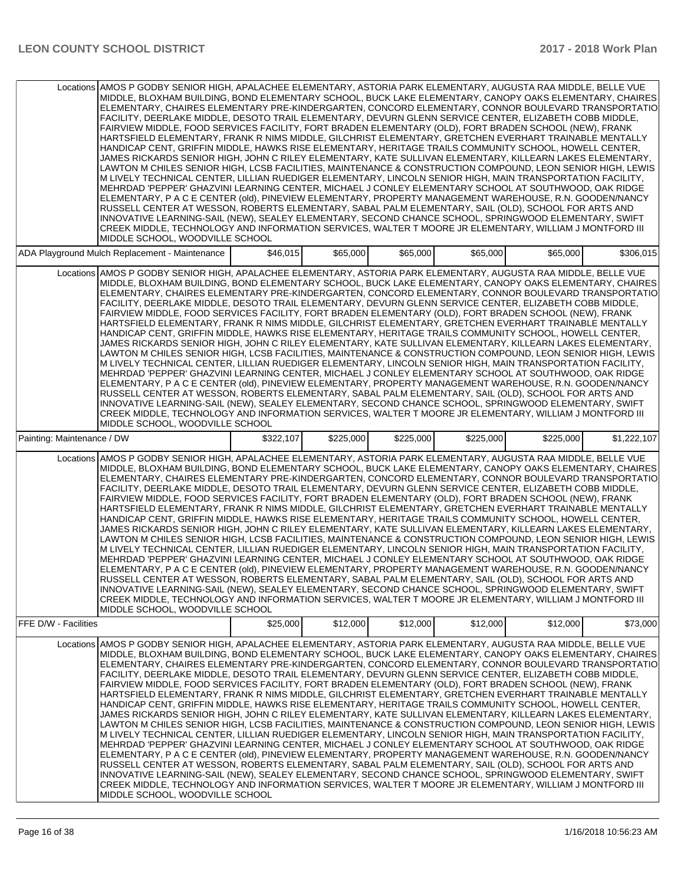| | | | | | | |
|---|---|---|---|---|---|---|
| Locations | AMOS P GODBY SENIOR HIGH, APALACHEE ELEMENTARY, ASTORIA PARK ELEMENTARY, AUGUSTA RAA MIDDLE, BELLE VUE MIDDLE, BLOXHAM BUILDING, BOND ELEMENTARY SCHOOL, BUCK LAKE ELEMENTARY, CANOPY OAKS ELEMENTARY, CHAIRES ELEMENTARY, CHAIRES ELEMENTARY PRE-KINDERGARTEN, CONCORD ELEMENTARY, CONNOR BOULEVARD TRANSPORTATIO FACILITY, DEERLAKE MIDDLE, DESOTO TRAIL ELEMENTARY, DEVURN GLENN SERVICE CENTER, ELIZABETH COBB MIDDLE, FAIRVIEW MIDDLE, FOOD SERVICES FACILITY, FORT BRADEN ELEMENTARY (OLD), FORT BRADEN SCHOOL (NEW), FRANK HARTSFIELD ELEMENTARY, FRANK R NIMS MIDDLE, GILCHRIST ELEMENTARY, GRETCHEN EVERHART TRAINABLE MENTALLY HANDICAP CENT, GRIFFIN MIDDLE, HAWKS RISE ELEMENTARY, HERITAGE TRAILS COMMUNITY SCHOOL, HOWELL CENTER, JAMES RICKARDS SENIOR HIGH, JOHN C RILEY ELEMENTARY, KATE SULLIVAN ELEMENTARY, KILLEARN LAKES ELEMENTARY, LAWTON M CHILES SENIOR HIGH, LCSB FACILITIES, MAINTENANCE & CONSTRUCTION COMPOUND, LEON SENIOR HIGH, LEWIS M LIVELY TECHNICAL CENTER, LILLIAN RUEDIGER ELEMENTARY, LINCOLN SENIOR HIGH, MAIN TRANSPORTATION FACILITY, MEHRDAD 'PEPPER' GHAZVINI LEARNING CENTER, MICHAEL J CONLEY ELEMENTARY SCHOOL AT SOUTHWOOD, OAK RIDGE ELEMENTARY, P A C E CENTER (old), PINEVIEW ELEMENTARY, PROPERTY MANAGEMENT WAREHOUSE, R.N. GOODEN/NANCY RUSSELL CENTER AT WESSON, ROBERTS ELEMENTARY, SABAL PALM ELEMENTARY, SAIL (OLD), SCHOOL FOR ARTS AND INNOVATIVE LEARNING-SAIL (NEW), SEALEY ELEMENTARY, SECOND CHANCE SCHOOL, SPRINGWOOD ELEMENTARY, SWIFT CREEK MIDDLE, TECHNOLOGY AND INFORMATION SERVICES, WALTER T MOORE JR ELEMENTARY, WILLIAM J MONTFORD III MIDDLE SCHOOL, WOODVILLE SCHOOL | | | | | |
| ADA Playground Mulch Replacement - Maintenance | | $46,015 | $65,000 | $65,000 | $65,000 | $65,000 | $306,015 |
| Locations | AMOS P GODBY SENIOR HIGH, APALACHEE ELEMENTARY, ASTORIA PARK ELEMENTARY, AUGUSTA RAA MIDDLE, BELLE VUE MIDDLE, BLOXHAM BUILDING, BOND ELEMENTARY SCHOOL, BUCK LAKE ELEMENTARY, CANOPY OAKS ELEMENTARY, CHAIRES ELEMENTARY, CHAIRES ELEMENTARY PRE-KINDERGARTEN, CONCORD ELEMENTARY, CONNOR BOULEVARD TRANSPORTATIO FACILITY, DEERLAKE MIDDLE, DESOTO TRAIL ELEMENTARY, DEVURN GLENN SERVICE CENTER, ELIZABETH COBB MIDDLE, FAIRVIEW MIDDLE, FOOD SERVICES FACILITY, FORT BRADEN ELEMENTARY (OLD), FORT BRADEN SCHOOL (NEW), FRANK HARTSFIELD ELEMENTARY, FRANK R NIMS MIDDLE, GILCHRIST ELEMENTARY, GRETCHEN EVERHART TRAINABLE MENTALLY HANDICAP CENT, GRIFFIN MIDDLE, HAWKS RISE ELEMENTARY, HERITAGE TRAILS COMMUNITY SCHOOL, HOWELL CENTER, JAMES RICKARDS SENIOR HIGH, JOHN C RILEY ELEMENTARY, KATE SULLIVAN ELEMENTARY, KILLEARN LAKES ELEMENTARY, LAWTON M CHILES SENIOR HIGH, LCSB FACILITIES, MAINTENANCE & CONSTRUCTION COMPOUND, LEON SENIOR HIGH, LEWIS M LIVELY TECHNICAL CENTER, LILLIAN RUEDIGER ELEMENTARY, LINCOLN SENIOR HIGH, MAIN TRANSPORTATION FACILITY, MEHRDAD 'PEPPER' GHAZVINI LEARNING CENTER, MICHAEL J CONLEY ELEMENTARY SCHOOL AT SOUTHWOOD, OAK RIDGE ELEMENTARY, P A C E CENTER (old), PINEVIEW ELEMENTARY, PROPERTY MANAGEMENT WAREHOUSE, R.N. GOODEN/NANCY RUSSELL CENTER AT WESSON, ROBERTS ELEMENTARY, SABAL PALM ELEMENTARY, SAIL (OLD), SCHOOL FOR ARTS AND INNOVATIVE LEARNING-SAIL (NEW), SEALEY ELEMENTARY, SECOND CHANCE SCHOOL, SPRINGWOOD ELEMENTARY, SWIFT CREEK MIDDLE, TECHNOLOGY AND INFORMATION SERVICES, WALTER T MOORE JR ELEMENTARY, WILLIAM J MONTFORD III MIDDLE SCHOOL, WOODVILLE SCHOOL | | | | | |
| Painting: Maintenance / DW | | $322,107 | $225,000 | $225,000 | $225,000 | $225,000 | $1,222,107 |
| Locations | AMOS P GODBY SENIOR HIGH, APALACHEE ELEMENTARY, ASTORIA PARK ELEMENTARY, AUGUSTA RAA MIDDLE, BELLE VUE MIDDLE, BLOXHAM BUILDING, BOND ELEMENTARY SCHOOL, BUCK LAKE ELEMENTARY, CANOPY OAKS ELEMENTARY, CHAIRES ELEMENTARY, CHAIRES ELEMENTARY PRE-KINDERGARTEN, CONCORD ELEMENTARY, CONNOR BOULEVARD TRANSPORTATIO FACILITY, DEERLAKE MIDDLE, DESOTO TRAIL ELEMENTARY, DEVURN GLENN SERVICE CENTER, ELIZABETH COBB MIDDLE, FAIRVIEW MIDDLE, FOOD SERVICES FACILITY, FORT BRADEN ELEMENTARY (OLD), FORT BRADEN SCHOOL (NEW), FRANK HARTSFIELD ELEMENTARY, FRANK R NIMS MIDDLE, GILCHRIST ELEMENTARY, GRETCHEN EVERHART TRAINABLE MENTALLY HANDICAP CENT, GRIFFIN MIDDLE, HAWKS RISE ELEMENTARY, HERITAGE TRAILS COMMUNITY SCHOOL, HOWELL CENTER, JAMES RICKARDS SENIOR HIGH, JOHN C RILEY ELEMENTARY, KATE SULLIVAN ELEMENTARY, KILLEARN LAKES ELEMENTARY, LAWTON M CHILES SENIOR HIGH, LCSB FACILITIES, MAINTENANCE & CONSTRUCTION COMPOUND, LEON SENIOR HIGH, LEWIS M LIVELY TECHNICAL CENTER, LILLIAN RUEDIGER ELEMENTARY, LINCOLN SENIOR HIGH, MAIN TRANSPORTATION FACILITY, MEHRDAD 'PEPPER' GHAZVINI LEARNING CENTER, MICHAEL J CONLEY ELEMENTARY SCHOOL AT SOUTHWOOD, OAK RIDGE ELEMENTARY, P A C E CENTER (old), PINEVIEW ELEMENTARY, PROPERTY MANAGEMENT WAREHOUSE, R.N. GOODEN/NANCY RUSSELL CENTER AT WESSON, ROBERTS ELEMENTARY, SABAL PALM ELEMENTARY, SAIL (OLD), SCHOOL FOR ARTS AND INNOVATIVE LEARNING-SAIL (NEW), SEALEY ELEMENTARY, SECOND CHANCE SCHOOL, SPRINGWOOD ELEMENTARY, SWIFT CREEK MIDDLE, TECHNOLOGY AND INFORMATION SERVICES, WALTER T MOORE JR ELEMENTARY, WILLIAM J MONTFORD III MIDDLE SCHOOL, WOODVILLE SCHOOL | | | | | |
| FFE D/W - Facilities | | $25,000 | $12,000 | $12,000 | $12,000 | $12,000 | $73,000 |
| Locations | AMOS P GODBY SENIOR HIGH, APALACHEE ELEMENTARY, ASTORIA PARK ELEMENTARY, AUGUSTA RAA MIDDLE, BELLE VUE MIDDLE, BLOXHAM BUILDING, BOND ELEMENTARY SCHOOL, BUCK LAKE ELEMENTARY, CANOPY OAKS ELEMENTARY, CHAIRES ELEMENTARY, CHAIRES ELEMENTARY PRE-KINDERGARTEN, CONCORD ELEMENTARY, CONNOR BOULEVARD TRANSPORTATIO FACILITY, DEERLAKE MIDDLE, DESOTO TRAIL ELEMENTARY, DEVURN GLENN SERVICE CENTER, ELIZABETH COBB MIDDLE, FAIRVIEW MIDDLE, FOOD SERVICES FACILITY, FORT BRADEN ELEMENTARY (OLD), FORT BRADEN SCHOOL (NEW), FRANK HARTSFIELD ELEMENTARY, FRANK R NIMS MIDDLE, GILCHRIST ELEMENTARY, GRETCHEN EVERHART TRAINABLE MENTALLY HANDICAP CENT, GRIFFIN MIDDLE, HAWKS RISE ELEMENTARY, HERITAGE TRAILS COMMUNITY SCHOOL, HOWELL CENTER, JAMES RICKARDS SENIOR HIGH, JOHN C RILEY ELEMENTARY, KATE SULLIVAN ELEMENTARY, KILLEARN LAKES ELEMENTARY, LAWTON M CHILES SENIOR HIGH, LCSB FACILITIES, MAINTENANCE & CONSTRUCTION COMPOUND, LEON SENIOR HIGH, LEWIS M LIVELY TECHNICAL CENTER, LILLIAN RUEDIGER ELEMENTARY, LINCOLN SENIOR HIGH, MAIN TRANSPORTATION FACILITY, MEHRDAD 'PEPPER' GHAZVINI LEARNING CENTER, MICHAEL J CONLEY ELEMENTARY SCHOOL AT SOUTHWOOD, OAK RIDGE ELEMENTARY, P A C E CENTER (old), PINEVIEW ELEMENTARY, PROPERTY MANAGEMENT WAREHOUSE, R.N. GOODEN/NANCY RUSSELL CENTER AT WESSON, ROBERTS ELEMENTARY, SABAL PALM ELEMENTARY, SAIL (OLD), SCHOOL FOR ARTS AND INNOVATIVE LEARNING-SAIL (NEW), SEALEY ELEMENTARY, SECOND CHANCE SCHOOL, SPRINGWOOD ELEMENTARY, SWIFT CREEK MIDDLE, TECHNOLOGY AND INFORMATION SERVICES, WALTER T MOORE JR ELEMENTARY, WILLIAM J MONTFORD III MIDDLE SCHOOL, WOODVILLE SCHOOL | | | | | |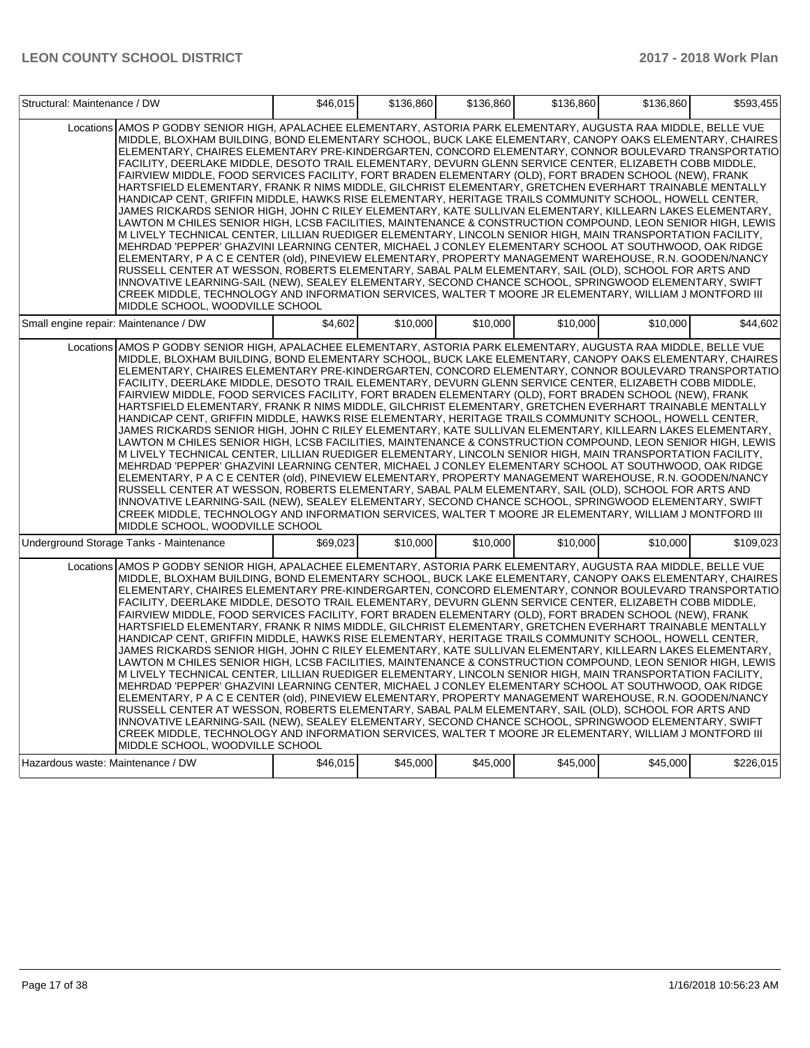| Structural: Maintenance / DW | | $46,015 | $136,860 | $136,860 | $136,860 | $136,860 | $593,455 |
|---|---|---|---|---|---|---|---|
| | Locations | AMOS P GODBY SENIOR HIGH, APALACHEE ELEMENTARY, ASTORIA PARK ELEMENTARY, AUGUSTA RAA MIDDLE, BELLE VUE MIDDLE, BLOXHAM BUILDING, BOND ELEMENTARY SCHOOL, BUCK LAKE ELEMENTARY, CANOPY OAKS ELEMENTARY, CHAIRES ELEMENTARY, CHAIRES ELEMENTARY PRE-KINDERGARTEN, CONCORD ELEMENTARY, CONNOR BOULEVARD TRANSPORTATIO FACILITY, DEERLAKE MIDDLE, DESOTO TRAIL ELEMENTARY, DEVURN GLENN SERVICE CENTER, ELIZABETH COBB MIDDLE, FAIRVIEW MIDDLE, FOOD SERVICES FACILITY, FORT BRADEN ELEMENTARY (OLD), FORT BRADEN SCHOOL (NEW), FRANK HARTSFIELD ELEMENTARY, FRANK R NIMS MIDDLE, GILCHRIST ELEMENTARY, GRETCHEN EVERHART TRAINABLE MENTALLY HANDICAP CENT, GRIFFIN MIDDLE, HAWKS RISE ELEMENTARY, HERITAGE TRAILS COMMUNITY SCHOOL, HOWELL CENTER, JAMES RICKARDS SENIOR HIGH, JOHN C RILEY ELEMENTARY, KATE SULLIVAN ELEMENTARY, KILLEARN LAKES ELEMENTARY, LAWTON M CHILES SENIOR HIGH, LCSB FACILITIES, MAINTENANCE & CONSTRUCTION COMPOUND, LEON SENIOR HIGH, LEWIS M LIVELY TECHNICAL CENTER, LILLIAN RUEDIGER ELEMENTARY, LINCOLN SENIOR HIGH, MAIN TRANSPORTATION FACILITY, MEHRDAD 'PEPPER' GHAZVINI LEARNING CENTER, MICHAEL J CONLEY ELEMENTARY SCHOOL AT SOUTHWOOD, OAK RIDGE ELEMENTARY, P A C E CENTER (old), PINEVIEW ELEMENTARY, PROPERTY MANAGEMENT WAREHOUSE, R.N. GOODEN/NANCY RUSSELL CENTER AT WESSON, ROBERTS ELEMENTARY, SABAL PALM ELEMENTARY, SAIL (OLD), SCHOOL FOR ARTS AND INNOVATIVE LEARNING-SAIL (NEW), SEALEY ELEMENTARY, SECOND CHANCE SCHOOL, SPRINGWOOD ELEMENTARY, SWIFT CREEK MIDDLE, TECHNOLOGY AND INFORMATION SERVICES, WALTER T MOORE JR ELEMENTARY, WILLIAM J MONTFORD III MIDDLE SCHOOL, WOODVILLE SCHOOL | | | | | |
| Small engine repair: Maintenance / DW | | $4,602 | $10,000 | $10,000 | $10,000 | $10,000 | $44,602 |
| | Locations | AMOS P GODBY SENIOR HIGH, APALACHEE ELEMENTARY, ASTORIA PARK ELEMENTARY, AUGUSTA RAA MIDDLE, BELLE VUE MIDDLE, BLOXHAM BUILDING, BOND ELEMENTARY SCHOOL, BUCK LAKE ELEMENTARY, CANOPY OAKS ELEMENTARY, CHAIRES ELEMENTARY, CHAIRES ELEMENTARY PRE-KINDERGARTEN, CONCORD ELEMENTARY, CONNOR BOULEVARD TRANSPORTATIO FACILITY, DEERLAKE MIDDLE, DESOTO TRAIL ELEMENTARY, DEVURN GLENN SERVICE CENTER, ELIZABETH COBB MIDDLE, FAIRVIEW MIDDLE, FOOD SERVICES FACILITY, FORT BRADEN ELEMENTARY (OLD), FORT BRADEN SCHOOL (NEW), FRANK HARTSFIELD ELEMENTARY, FRANK R NIMS MIDDLE, GILCHRIST ELEMENTARY, GRETCHEN EVERHART TRAINABLE MENTALLY HANDICAP CENT, GRIFFIN MIDDLE, HAWKS RISE ELEMENTARY, HERITAGE TRAILS COMMUNITY SCHOOL, HOWELL CENTER, JAMES RICKARDS SENIOR HIGH, JOHN C RILEY ELEMENTARY, KATE SULLIVAN ELEMENTARY, KILLEARN LAKES ELEMENTARY, LAWTON M CHILES SENIOR HIGH, LCSB FACILITIES, MAINTENANCE & CONSTRUCTION COMPOUND, LEON SENIOR HIGH, LEWIS M LIVELY TECHNICAL CENTER, LILLIAN RUEDIGER ELEMENTARY, LINCOLN SENIOR HIGH, MAIN TRANSPORTATION FACILITY, MEHRDAD 'PEPPER' GHAZVINI LEARNING CENTER, MICHAEL J CONLEY ELEMENTARY SCHOOL AT SOUTHWOOD, OAK RIDGE ELEMENTARY, P A C E CENTER (old), PINEVIEW ELEMENTARY, PROPERTY MANAGEMENT WAREHOUSE, R.N. GOODEN/NANCY RUSSELL CENTER AT WESSON, ROBERTS ELEMENTARY, SABAL PALM ELEMENTARY, SAIL (OLD), SCHOOL FOR ARTS AND INNOVATIVE LEARNING-SAIL (NEW), SEALEY ELEMENTARY, SECOND CHANCE SCHOOL, SPRINGWOOD ELEMENTARY, SWIFT CREEK MIDDLE, TECHNOLOGY AND INFORMATION SERVICES, WALTER T MOORE JR ELEMENTARY, WILLIAM J MONTFORD III MIDDLE SCHOOL, WOODVILLE SCHOOL | | | | | |
| Underground Storage Tanks - Maintenance | | $69,023 | $10,000 | $10,000 | $10,000 | $10,000 | $109,023 |
| | Locations | AMOS P GODBY SENIOR HIGH, APALACHEE ELEMENTARY, ASTORIA PARK ELEMENTARY, AUGUSTA RAA MIDDLE, BELLE VUE MIDDLE, BLOXHAM BUILDING, BOND ELEMENTARY SCHOOL, BUCK LAKE ELEMENTARY, CANOPY OAKS ELEMENTARY, CHAIRES ELEMENTARY, CHAIRES ELEMENTARY PRE-KINDERGARTEN, CONCORD ELEMENTARY, CONNOR BOULEVARD TRANSPORTATIO FACILITY, DEERLAKE MIDDLE, DESOTO TRAIL ELEMENTARY, DEVURN GLENN SERVICE CENTER, ELIZABETH COBB MIDDLE, FAIRVIEW MIDDLE, FOOD SERVICES FACILITY, FORT BRADEN ELEMENTARY (OLD), FORT BRADEN SCHOOL (NEW), FRANK HARTSFIELD ELEMENTARY, FRANK R NIMS MIDDLE, GILCHRIST ELEMENTARY, GRETCHEN EVERHART TRAINABLE MENTALLY HANDICAP CENT, GRIFFIN MIDDLE, HAWKS RISE ELEMENTARY, HERITAGE TRAILS COMMUNITY SCHOOL, HOWELL CENTER, JAMES RICKARDS SENIOR HIGH, JOHN C RILEY ELEMENTARY, KATE SULLIVAN ELEMENTARY, KILLEARN LAKES ELEMENTARY, LAWTON M CHILES SENIOR HIGH, LCSB FACILITIES, MAINTENANCE & CONSTRUCTION COMPOUND, LEON SENIOR HIGH, LEWIS M LIVELY TECHNICAL CENTER, LILLIAN RUEDIGER ELEMENTARY, LINCOLN SENIOR HIGH, MAIN TRANSPORTATION FACILITY, MEHRDAD 'PEPPER' GHAZVINI LEARNING CENTER, MICHAEL J CONLEY ELEMENTARY SCHOOL AT SOUTHWOOD, OAK RIDGE ELEMENTARY, P A C E CENTER (old), PINEVIEW ELEMENTARY, PROPERTY MANAGEMENT WAREHOUSE, R.N. GOODEN/NANCY RUSSELL CENTER AT WESSON, ROBERTS ELEMENTARY, SABAL PALM ELEMENTARY, SAIL (OLD), SCHOOL FOR ARTS AND INNOVATIVE LEARNING-SAIL (NEW), SEALEY ELEMENTARY, SECOND CHANCE SCHOOL, SPRINGWOOD ELEMENTARY, SWIFT CREEK MIDDLE, TECHNOLOGY AND INFORMATION SERVICES, WALTER T MOORE JR ELEMENTARY, WILLIAM J MONTFORD III MIDDLE SCHOOL, WOODVILLE SCHOOL | | | | | |
| Hazardous waste: Maintenance / DW | | $46,015 | $45,000 | $45,000 | $45,000 | $45,000 | $226,015 |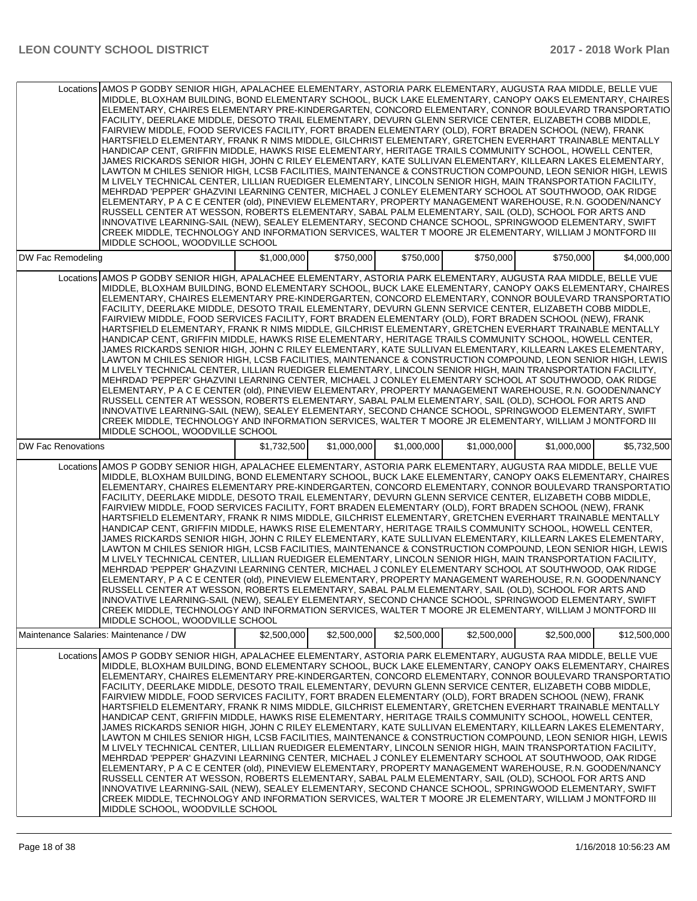| | | | | | | |
|---|---|---|---|---|---|---|
| Locations | AMOS P GODBY SENIOR HIGH, APALACHEE ELEMENTARY, ASTORIA PARK ELEMENTARY, AUGUSTA RAA MIDDLE, BELLE VUE MIDDLE, BLOXHAM BUILDING, BOND ELEMENTARY SCHOOL, BUCK LAKE ELEMENTARY, CANOPY OAKS ELEMENTARY, CHAIRES ELEMENTARY, CHAIRES ELEMENTARY PRE-KINDERGARTEN, CONCORD ELEMENTARY, CONNOR BOULEVARD TRANSPORTATIO FACILITY, DEERLAKE MIDDLE, DESOTO TRAIL ELEMENTARY, DEVURN GLENN SERVICE CENTER, ELIZABETH COBB MIDDLE, FAIRVIEW MIDDLE, FOOD SERVICES FACILITY, FORT BRADEN ELEMENTARY (OLD), FORT BRADEN SCHOOL (NEW), FRANK HARTSFIELD ELEMENTARY, FRANK R NIMS MIDDLE, GILCHRIST ELEMENTARY, GRETCHEN EVERHART TRAINABLE MENTALLY HANDICAP CENT, GRIFFIN MIDDLE, HAWKS RISE ELEMENTARY, HERITAGE TRAILS COMMUNITY SCHOOL, HOWELL CENTER, JAMES RICKARDS SENIOR HIGH, JOHN C RILEY ELEMENTARY, KATE SULLIVAN ELEMENTARY, KILLEARN LAKES ELEMENTARY, LAWTON M CHILES SENIOR HIGH, LCSB FACILITIES, MAINTENANCE & CONSTRUCTION COMPOUND, LEON SENIOR HIGH, LEWIS M LIVELY TECHNICAL CENTER, LILLIAN RUEDIGER ELEMENTARY, LINCOLN SENIOR HIGH, MAIN TRANSPORTATION FACILITY, MEHRDAD 'PEPPER' GHAZVINI LEARNING CENTER, MICHAEL J CONLEY ELEMENTARY SCHOOL AT SOUTHWOOD, OAK RIDGE ELEMENTARY, P A C E CENTER (old), PINEVIEW ELEMENTARY, PROPERTY MANAGEMENT WAREHOUSE, R.N. GOODEN/NANCY RUSSELL CENTER AT WESSON, ROBERTS ELEMENTARY, SABAL PALM ELEMENTARY, SAIL (OLD), SCHOOL FOR ARTS AND INNOVATIVE LEARNING-SAIL (NEW), SEALEY ELEMENTARY, SECOND CHANCE SCHOOL, SPRINGWOOD ELEMENTARY, SWIFT CREEK MIDDLE, TECHNOLOGY AND INFORMATION SERVICES, WALTER T MOORE JR ELEMENTARY, WILLIAM J MONTFORD III MIDDLE SCHOOL, WOODVILLE SCHOOL | | | | | |
| DW Fac Remodeling | | $1,000,000 | $750,000 | $750,000 | $750,000 | $750,000 | $4,000,000 |
| Locations | AMOS P GODBY SENIOR HIGH, APALACHEE ELEMENTARY, ASTORIA PARK ELEMENTARY, AUGUSTA RAA MIDDLE, BELLE VUE MIDDLE, BLOXHAM BUILDING, BOND ELEMENTARY SCHOOL, BUCK LAKE ELEMENTARY, CANOPY OAKS ELEMENTARY, CHAIRES ELEMENTARY, CHAIRES ELEMENTARY PRE-KINDERGARTEN, CONCORD ELEMENTARY, CONNOR BOULEVARD TRANSPORTATIO FACILITY, DEERLAKE MIDDLE, DESOTO TRAIL ELEMENTARY, DEVURN GLENN SERVICE CENTER, ELIZABETH COBB MIDDLE, FAIRVIEW MIDDLE, FOOD SERVICES FACILITY, FORT BRADEN ELEMENTARY (OLD), FORT BRADEN SCHOOL (NEW), FRANK HARTSFIELD ELEMENTARY, FRANK R NIMS MIDDLE, GILCHRIST ELEMENTARY, GRETCHEN EVERHART TRAINABLE MENTALLY HANDICAP CENT, GRIFFIN MIDDLE, HAWKS RISE ELEMENTARY, HERITAGE TRAILS COMMUNITY SCHOOL, HOWELL CENTER, JAMES RICKARDS SENIOR HIGH, JOHN C RILEY ELEMENTARY, KATE SULLIVAN ELEMENTARY, KILLEARN LAKES ELEMENTARY, LAWTON M CHILES SENIOR HIGH, LCSB FACILITIES, MAINTENANCE & CONSTRUCTION COMPOUND, LEON SENIOR HIGH, LEWIS M LIVELY TECHNICAL CENTER, LILLIAN RUEDIGER ELEMENTARY, LINCOLN SENIOR HIGH, MAIN TRANSPORTATION FACILITY, MEHRDAD 'PEPPER' GHAZVINI LEARNING CENTER, MICHAEL J CONLEY ELEMENTARY SCHOOL AT SOUTHWOOD, OAK RIDGE ELEMENTARY, P A C E CENTER (old), PINEVIEW ELEMENTARY, PROPERTY MANAGEMENT WAREHOUSE, R.N. GOODEN/NANCY RUSSELL CENTER AT WESSON, ROBERTS ELEMENTARY, SABAL PALM ELEMENTARY, SAIL (OLD), SCHOOL FOR ARTS AND INNOVATIVE LEARNING-SAIL (NEW), SEALEY ELEMENTARY, SECOND CHANCE SCHOOL, SPRINGWOOD ELEMENTARY, SWIFT CREEK MIDDLE, TECHNOLOGY AND INFORMATION SERVICES, WALTER T MOORE JR ELEMENTARY, WILLIAM J MONTFORD III MIDDLE SCHOOL, WOODVILLE SCHOOL | | | | | |
| DW Fac Renovations | | $1,732,500 | $1,000,000 | $1,000,000 | $1,000,000 | $1,000,000 | $5,732,500 |
| Locations | AMOS P GODBY SENIOR HIGH, APALACHEE ELEMENTARY, ASTORIA PARK ELEMENTARY, AUGUSTA RAA MIDDLE, BELLE VUE MIDDLE, BLOXHAM BUILDING, BOND ELEMENTARY SCHOOL, BUCK LAKE ELEMENTARY, CANOPY OAKS ELEMENTARY, CHAIRES ELEMENTARY, CHAIRES ELEMENTARY PRE-KINDERGARTEN, CONCORD ELEMENTARY, CONNOR BOULEVARD TRANSPORTATIO FACILITY, DEERLAKE MIDDLE, DESOTO TRAIL ELEMENTARY, DEVURN GLENN SERVICE CENTER, ELIZABETH COBB MIDDLE, FAIRVIEW MIDDLE, FOOD SERVICES FACILITY, FORT BRADEN ELEMENTARY (OLD), FORT BRADEN SCHOOL (NEW), FRANK HARTSFIELD ELEMENTARY, FRANK R NIMS MIDDLE, GILCHRIST ELEMENTARY, GRETCHEN EVERHART TRAINABLE MENTALLY HANDICAP CENT, GRIFFIN MIDDLE, HAWKS RISE ELEMENTARY, HERITAGE TRAILS COMMUNITY SCHOOL, HOWELL CENTER, JAMES RICKARDS SENIOR HIGH, JOHN C RILEY ELEMENTARY, KATE SULLIVAN ELEMENTARY, KILLEARN LAKES ELEMENTARY, LAWTON M CHILES SENIOR HIGH, LCSB FACILITIES, MAINTENANCE & CONSTRUCTION COMPOUND, LEON SENIOR HIGH, LEWIS M LIVELY TECHNICAL CENTER, LILLIAN RUEDIGER ELEMENTARY, LINCOLN SENIOR HIGH, MAIN TRANSPORTATION FACILITY, MEHRDAD 'PEPPER' GHAZVINI LEARNING CENTER, MICHAEL J CONLEY ELEMENTARY SCHOOL AT SOUTHWOOD, OAK RIDGE ELEMENTARY, P A C E CENTER (old), PINEVIEW ELEMENTARY, PROPERTY MANAGEMENT WAREHOUSE, R.N. GOODEN/NANCY RUSSELL CENTER AT WESSON, ROBERTS ELEMENTARY, SABAL PALM ELEMENTARY, SAIL (OLD), SCHOOL FOR ARTS AND INNOVATIVE LEARNING-SAIL (NEW), SEALEY ELEMENTARY, SECOND CHANCE SCHOOL, SPRINGWOOD ELEMENTARY, SWIFT CREEK MIDDLE, TECHNOLOGY AND INFORMATION SERVICES, WALTER T MOORE JR ELEMENTARY, WILLIAM J MONTFORD III MIDDLE SCHOOL, WOODVILLE SCHOOL | | | | | |
| Maintenance Salaries: Maintenance / DW | | $2,500,000 | $2,500,000 | $2,500,000 | $2,500,000 | $2,500,000 | $12,500,000 |
| Locations | AMOS P GODBY SENIOR HIGH, APALACHEE ELEMENTARY, ASTORIA PARK ELEMENTARY, AUGUSTA RAA MIDDLE, BELLE VUE MIDDLE, BLOXHAM BUILDING, BOND ELEMENTARY SCHOOL, BUCK LAKE ELEMENTARY, CANOPY OAKS ELEMENTARY, CHAIRES ELEMENTARY, CHAIRES ELEMENTARY PRE-KINDERGARTEN, CONCORD ELEMENTARY, CONNOR BOULEVARD TRANSPORTATIO FACILITY, DEERLAKE MIDDLE, DESOTO TRAIL ELEMENTARY, DEVURN GLENN SERVICE CENTER, ELIZABETH COBB MIDDLE, FAIRVIEW MIDDLE, FOOD SERVICES FACILITY, FORT BRADEN ELEMENTARY (OLD), FORT BRADEN SCHOOL (NEW), FRANK HARTSFIELD ELEMENTARY, FRANK R NIMS MIDDLE, GILCHRIST ELEMENTARY, GRETCHEN EVERHART TRAINABLE MENTALLY HANDICAP CENT, GRIFFIN MIDDLE, HAWKS RISE ELEMENTARY, HERITAGE TRAILS COMMUNITY SCHOOL, HOWELL CENTER, JAMES RICKARDS SENIOR HIGH, JOHN C RILEY ELEMENTARY, KATE SULLIVAN ELEMENTARY, KILLEARN LAKES ELEMENTARY, LAWTON M CHILES SENIOR HIGH, LCSB FACILITIES, MAINTENANCE & CONSTRUCTION COMPOUND, LEON SENIOR HIGH, LEWIS M LIVELY TECHNICAL CENTER, LILLIAN RUEDIGER ELEMENTARY, LINCOLN SENIOR HIGH, MAIN TRANSPORTATION FACILITY, MEHRDAD 'PEPPER' GHAZVINI LEARNING CENTER, MICHAEL J CONLEY ELEMENTARY SCHOOL AT SOUTHWOOD, OAK RIDGE ELEMENTARY, P A C E CENTER (old), PINEVIEW ELEMENTARY, PROPERTY MANAGEMENT WAREHOUSE, R.N. GOODEN/NANCY RUSSELL CENTER AT WESSON, ROBERTS ELEMENTARY, SABAL PALM ELEMENTARY, SAIL (OLD), SCHOOL FOR ARTS AND INNOVATIVE LEARNING-SAIL (NEW), SEALEY ELEMENTARY, SECOND CHANCE SCHOOL, SPRINGWOOD ELEMENTARY, SWIFT CREEK MIDDLE, TECHNOLOGY AND INFORMATION SERVICES, WALTER T MOORE JR ELEMENTARY, WILLIAM J MONTFORD III MIDDLE SCHOOL, WOODVILLE SCHOOL | | | | | |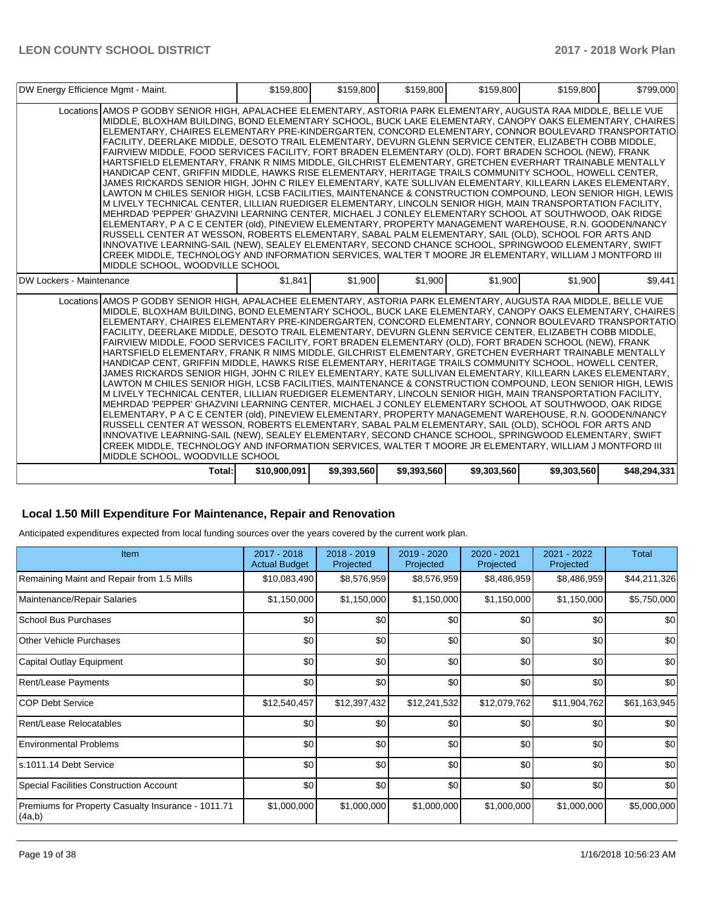| DW Energy Efficience Mgmt - Maint. | | $159,800 | $159,800 | $159,800 | $159,800 | $159,800 | $799,000 |
|---|---|---|---|---|---|---|---|
| | Locations | AMOS P GODBY SENIOR HIGH, APALACHEE ELEMENTARY, ASTORIA PARK ELEMENTARY, AUGUSTA RAA MIDDLE, BELLE VUE MIDDLE, BLOXHAM BUILDING, BOND ELEMENTARY SCHOOL, BUCK LAKE ELEMENTARY, CANOPY OAKS ELEMENTARY, CHAIRES ELEMENTARY, CHAIRES ELEMENTARY PRE-KINDERGARTEN, CONCORD ELEMENTARY, CONNOR BOULEVARD TRANSPORTATIO FACILITY, DEERLAKE MIDDLE, DESOTO TRAIL ELEMENTARY, DEVURN GLENN SERVICE CENTER, ELIZABETH COBB MIDDLE, FAIRVIEW MIDDLE, FOOD SERVICES FACILITY, FORT BRADEN ELEMENTARY (OLD), FORT BRADEN SCHOOL (NEW), FRANK HARTSFIELD ELEMENTARY, FRANK R NIMS MIDDLE, GILCHRIST ELEMENTARY, GRETCHEN EVERHART TRAINABLE MENTALLY HANDICAP CENT, GRIFFIN MIDDLE, HAWKS RISE ELEMENTARY, HERITAGE TRAILS COMMUNITY SCHOOL, HOWELL CENTER, JAMES RICKARDS SENIOR HIGH, JOHN C RILEY ELEMENTARY, KATE SULLIVAN ELEMENTARY, KILLEARN LAKES ELEMENTARY, LAWTON M CHILES SENIOR HIGH, LCSB FACILITIES, MAINTENANCE & CONSTRUCTION COMPOUND, LEON SENIOR HIGH, LEWIS M LIVELY TECHNICAL CENTER, LILLIAN RUEDIGER ELEMENTARY, LINCOLN SENIOR HIGH, MAIN TRANSPORTATION FACILITY, MEHRDAD 'PEPPER' GHAZVINI LEARNING CENTER, MICHAEL J CONLEY ELEMENTARY SCHOOL AT SOUTHWOOD, OAK RIDGE ELEMENTARY, P A C E CENTER (old), PINEVIEW ELEMENTARY, PROPERTY MANAGEMENT WAREHOUSE, R.N. GOODEN/NANCY RUSSELL CENTER AT WESSON, ROBERTS ELEMENTARY, SABAL PALM ELEMENTARY, SAIL (OLD), SCHOOL FOR ARTS AND INNOVATIVE LEARNING-SAIL (NEW), SEALEY ELEMENTARY, SECOND CHANCE SCHOOL, SPRINGWOOD ELEMENTARY, SWIFT CREEK MIDDLE, TECHNOLOGY AND INFORMATION SERVICES, WALTER T MOORE JR ELEMENTARY, WILLIAM J MONTFORD III MIDDLE SCHOOL, WOODVILLE SCHOOL | | | | | | |
| DW Lockers - Maintenance | | $1,841 | $1,900 | $1,900 | $1,900 | $1,900 | $9,441 |
| | Locations | AMOS P GODBY SENIOR HIGH, APALACHEE ELEMENTARY, ASTORIA PARK ELEMENTARY, AUGUSTA RAA MIDDLE, BELLE VUE MIDDLE, BLOXHAM BUILDING, BOND ELEMENTARY SCHOOL, BUCK LAKE ELEMENTARY, CANOPY OAKS ELEMENTARY, CHAIRES ELEMENTARY, CHAIRES ELEMENTARY PRE-KINDERGARTEN, CONCORD ELEMENTARY, CONNOR BOULEVARD TRANSPORTATIO FACILITY, DEERLAKE MIDDLE, DESOTO TRAIL ELEMENTARY, DEVURN GLENN SERVICE CENTER, ELIZABETH COBB MIDDLE, FAIRVIEW MIDDLE, FOOD SERVICES FACILITY, FORT BRADEN ELEMENTARY (OLD), FORT BRADEN SCHOOL (NEW), FRANK HARTSFIELD ELEMENTARY, FRANK R NIMS MIDDLE, GILCHRIST ELEMENTARY, GRETCHEN EVERHART TRAINABLE MENTALLY HANDICAP CENT, GRIFFIN MIDDLE, HAWKS RISE ELEMENTARY, HERITAGE TRAILS COMMUNITY SCHOOL, HOWELL CENTER, JAMES RICKARDS SENIOR HIGH, JOHN C RILEY ELEMENTARY, KATE SULLIVAN ELEMENTARY, KILLEARN LAKES ELEMENTARY, LAWTON M CHILES SENIOR HIGH, LCSB FACILITIES, MAINTENANCE & CONSTRUCTION COMPOUND, LEON SENIOR HIGH, LEWIS M LIVELY TECHNICAL CENTER, LILLIAN RUEDIGER ELEMENTARY, LINCOLN SENIOR HIGH, MAIN TRANSPORTATION FACILITY, MEHRDAD 'PEPPER' GHAZVINI LEARNING CENTER, MICHAEL J CONLEY ELEMENTARY SCHOOL AT SOUTHWOOD, OAK RIDGE ELEMENTARY, P A C E CENTER (old), PINEVIEW ELEMENTARY, PROPERTY MANAGEMENT WAREHOUSE, R.N. GOODEN/NANCY RUSSELL CENTER AT WESSON, ROBERTS ELEMENTARY, SABAL PALM ELEMENTARY, SAIL (OLD), SCHOOL FOR ARTS AND INNOVATIVE LEARNING-SAIL (NEW), SEALEY ELEMENTARY, SECOND CHANCE SCHOOL, SPRINGWOOD ELEMENTARY, SWIFT CREEK MIDDLE, TECHNOLOGY AND INFORMATION SERVICES, WALTER T MOORE JR ELEMENTARY, WILLIAM J MONTFORD III MIDDLE SCHOOL, WOODVILLE SCHOOL | | | | | | |
| | Total: | $10,900,091 | $9,393,560 | $9,393,560 | $9,303,560 | $9,303,560 | $48,294,331 |

## Local 1.50 Mill Expenditure For Maintenance, Repair and Renovation

Anticipated expenditures expected from local funding sources over the years covered by the current work plan.

| Item | 2017 - 2018 Actual Budget | 2018 - 2019 Projected | 2019 - 2020 Projected | 2020 - 2021 Projected | 2021 - 2022 Projected | Total |
|---|---|---|---|---|---|---|
| Remaining Maint and Repair from 1.5 Mills | $10,083,490 | $8,576,959 | $8,576,959 | $8,486,959 | $8,486,959 | $44,211,326 |
| Maintenance/Repair Salaries | $1,150,000 | $1,150,000 | $1,150,000 | $1,150,000 | $1,150,000 | $5,750,000 |
| School Bus Purchases | $0 | $0 | $0 | $0 | $0 | $0 |
| Other Vehicle Purchases | $0 | $0 | $0 | $0 | $0 | $0 |
| Capital Outlay Equipment | $0 | $0 | $0 | $0 | $0 | $0 |
| Rent/Lease Payments | $0 | $0 | $0 | $0 | $0 | $0 |
| COP Debt Service | $12,540,457 | $12,397,432 | $12,241,532 | $12,079,762 | $11,904,762 | $61,163,945 |
| Rent/Lease Relocatables | $0 | $0 | $0 | $0 | $0 | $0 |
| Environmental Problems | $0 | $0 | $0 | $0 | $0 | $0 |
| s.1011.14 Debt Service | $0 | $0 | $0 | $0 | $0 | $0 |
| Special Facilities Construction Account | $0 | $0 | $0 | $0 | $0 | $0 |
| Premiums for Property Casualty Insurance - 1011.71 (4a,b) | $1,000,000 | $1,000,000 | $1,000,000 | $1,000,000 | $1,000,000 | $5,000,000 |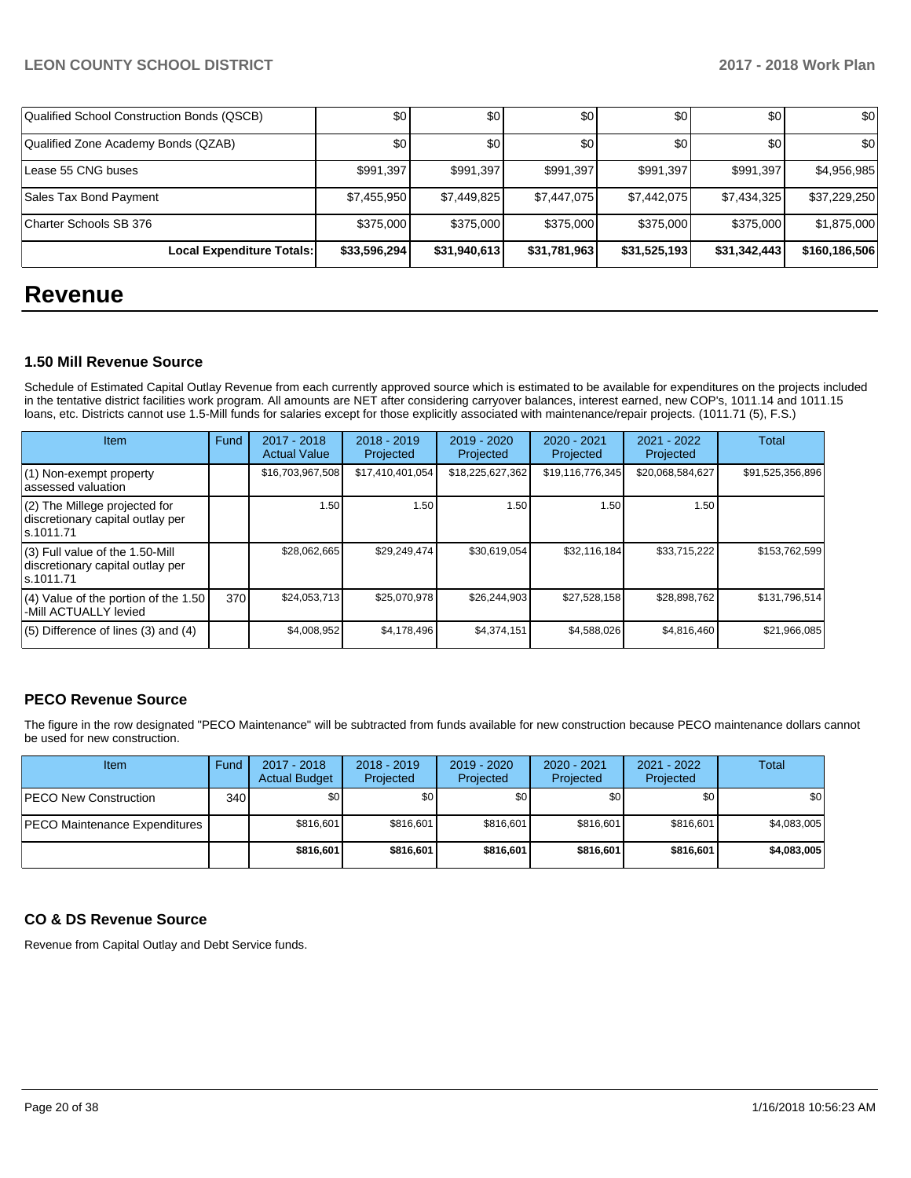| | | | | | | |
|---|---|---|---|---|---|---|
| Qualified School Construction Bonds (QSCB) | $0 | $0 | $0 | $0 | $0 | $0 |
| Qualified Zone Academy Bonds (QZAB) | $0 | $0 | $0 | $0 | $0 | $0 |
| Lease 55 CNG buses | $991,397 | $991,397 | $991,397 | $991,397 | $991,397 | $4,956,985 |
| Sales Tax Bond Payment | $7,455,950 | $7,449,825 | $7,447,075 | $7,442,075 | $7,434,325 | $37,229,250 |
| Charter Schools SB 376 | $375,000 | $375,000 | $375,000 | $375,000 | $375,000 | $1,875,000 |
| **Local Expenditure Totals:** | **$33,596,294** | **$31,940,613** | **$31,781,963** | **$31,525,193** | **$31,342,443** | **$160,186,506** |

# Revenue

### 1.50 Mill Revenue Source

Schedule of Estimated Capital Outlay Revenue from each currently approved source which is estimated to be available for expenditures on the projects included in the tentative district facilities work program. All amounts are NET after considering carryover balances, interest earned, new COP's, 1011.14 and 1011.15 loans, etc. Districts cannot use 1.5-Mill funds for salaries except for those explicitly associated with maintenance/repair projects. (1011.71 (5), F.S.)

| Item | Fund | 2017 - 2018 Actual Value | 2018 - 2019 Projected | 2019 - 2020 Projected | 2020 - 2021 Projected | 2021 - 2022 Projected | Total |
|---|---|---|---|---|---|---|---|
| (1) Non-exempt property assessed valuation | | $16,703,967,508 | $17,410,401,054 | $18,225,627,362 | $19,116,776,345 | $20,068,584,627 | $91,525,356,896 |
| (2) The Millege projected for discretionary capital outlay per s.1011.71 | | 1.50 | 1.50 | 1.50 | 1.50 | 1.50 | |
| (3) Full value of the 1.50-Mill discretionary capital outlay per s.1011.71 | | $28,062,665 | $29,249,474 | $30,619,054 | $32,116,184 | $33,715,222 | $153,762,599 |
| (4) Value of the portion of the 1.50 -Mill ACTUALLY levied | 370 | $24,053,713 | $25,070,978 | $26,244,903 | $27,528,158 | $28,898,762 | $131,796,514 |
| (5) Difference of lines (3) and (4) | | $4,008,952 | $4,178,496 | $4,374,151 | $4,588,026 | $4,816,460 | $21,966,085 |

### PECO Revenue Source

The figure in the row designated "PECO Maintenance" will be subtracted from funds available for new construction because PECO maintenance dollars cannot be used for new construction.

| Item | Fund | 2017 - 2018 Actual Budget | 2018 - 2019 Projected | 2019 - 2020 Projected | 2020 - 2021 Projected | 2021 - 2022 Projected | Total |
|---|---|---|---|---|---|---|---|
| PECO New Construction | 340 | $0 | $0 | $0 | $0 | $0 | $0 |
| PECO Maintenance Expenditures | | $816,601 | $816,601 | $816,601 | $816,601 | $816,601 | $4,083,005 |
| | | **$816,601** | **$816,601** | **$816,601** | **$816,601** | **$816,601** | **$4,083,005** |

### CO & DS Revenue Source

Revenue from Capital Outlay and Debt Service funds.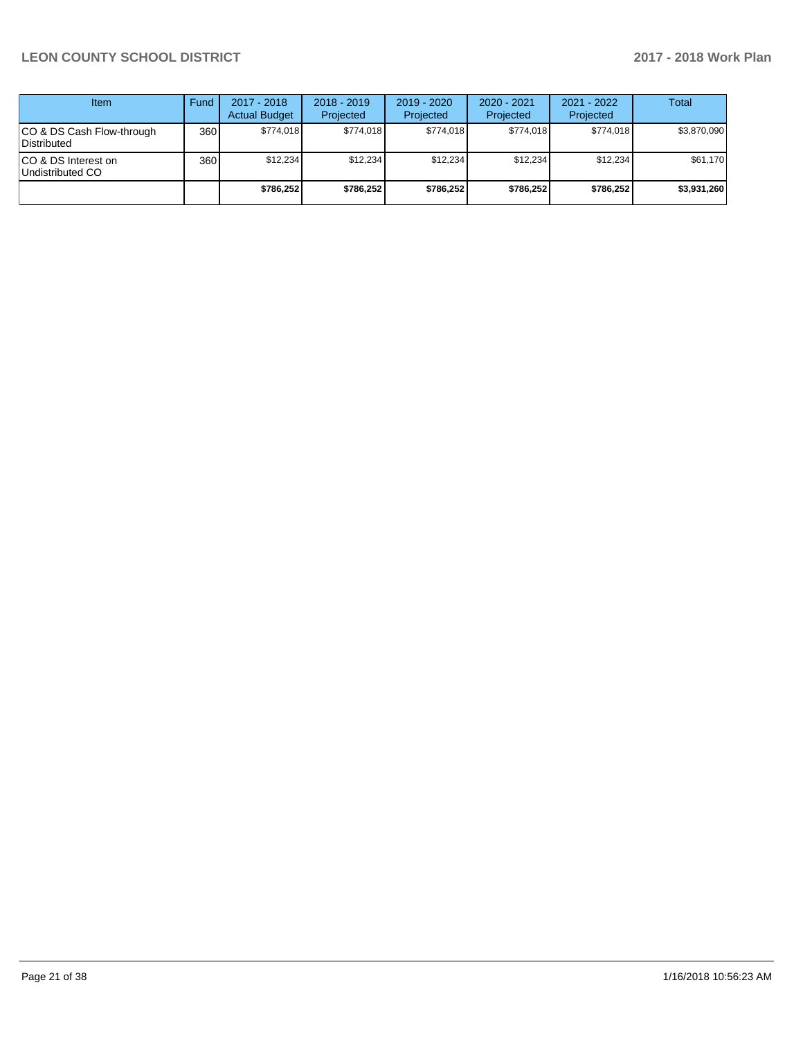| Item | Fund | 2017 - 2018 Actual Budget | 2018 - 2019 Projected | 2019 - 2020 Projected | 2020 - 2021 Projected | 2021 - 2022 Projected | Total |
|---|---|---|---|---|---|---|---|
| CO & DS Cash Flow-through Distributed | 360 | $774,018 | $774,018 | $774,018 | $774,018 | $774,018 | $3,870,090 |
| CO & DS Interest on Undistributed CO | 360 | $12,234 | $12,234 | $12,234 | $12,234 | $12,234 | $61,170 |
| | | **$786,252** | **$786,252** | **$786,252** | **$786,252** | **$786,252** | **$3,931,260** |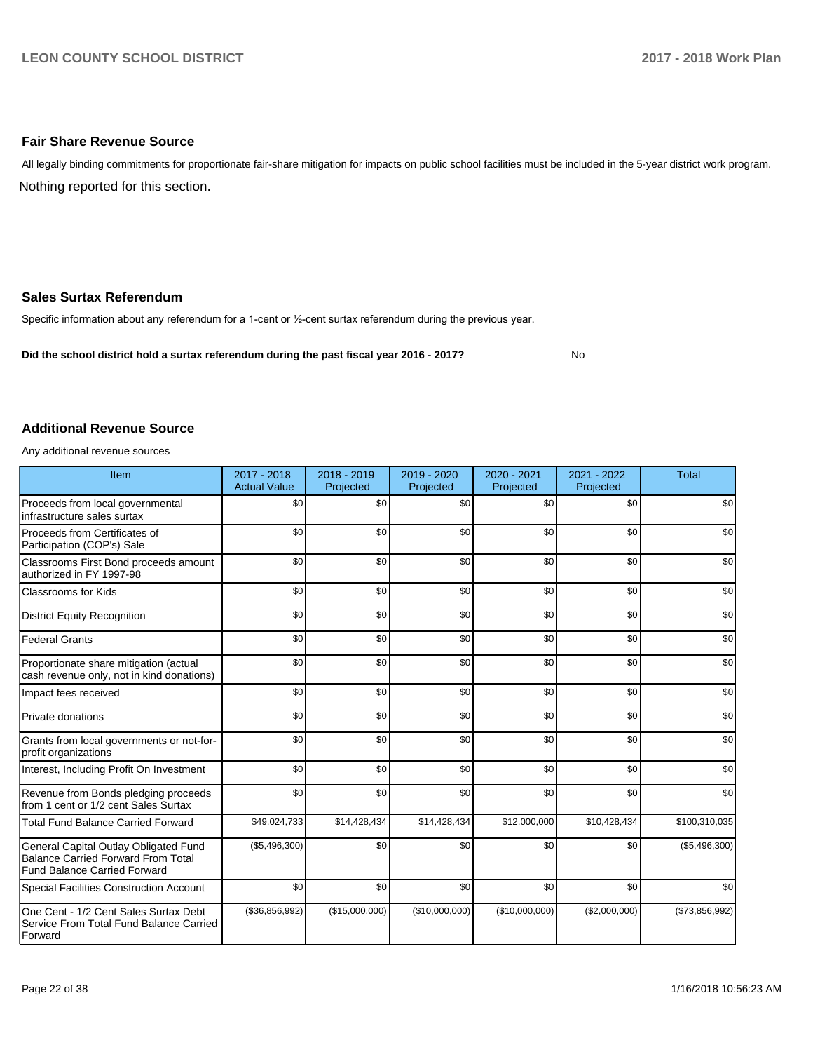## Fair Share Revenue Source

All legally binding commitments for proportionate fair-share mitigation for impacts on public school facilities must be included in the 5-year district work program.

Nothing reported for this section.

## Sales Surtax Referendum

Specific information about any referendum for a 1-cent or ½-cent surtax referendum during the previous year.

**Did the school district hold a surtax referendum during the past fiscal year 2016 - 2017?** No

## Additional Revenue Source

Any additional revenue sources

| Item | 2017 - 2018 Actual Value | 2018 - 2019 Projected | 2019 - 2020 Projected | 2020 - 2021 Projected | 2021 - 2022 Projected | Total |
|---|---|---|---|---|---|---|
| Proceeds from local governmental infrastructure sales surtax | $0 | $0 | $0 | $0 | $0 | $0 |
| Proceeds from Certificates of Participation (COP's) Sale | $0 | $0 | $0 | $0 | $0 | $0 |
| Classrooms First Bond proceeds amount authorized in FY 1997-98 | $0 | $0 | $0 | $0 | $0 | $0 |
| Classrooms for Kids | $0 | $0 | $0 | $0 | $0 | $0 |
| District Equity Recognition | $0 | $0 | $0 | $0 | $0 | $0 |
| Federal Grants | $0 | $0 | $0 | $0 | $0 | $0 |
| Proportionate share mitigation (actual cash revenue only, not in kind donations) | $0 | $0 | $0 | $0 | $0 | $0 |
| Impact fees received | $0 | $0 | $0 | $0 | $0 | $0 |
| Private donations | $0 | $0 | $0 | $0 | $0 | $0 |
| Grants from local governments or not-for-profit organizations | $0 | $0 | $0 | $0 | $0 | $0 |
| Interest, Including Profit On Investment | $0 | $0 | $0 | $0 | $0 | $0 |
| Revenue from Bonds pledging proceeds from 1 cent or 1/2 cent Sales Surtax | $0 | $0 | $0 | $0 | $0 | $0 |
| Total Fund Balance Carried Forward | $49,024,733 | $14,428,434 | $14,428,434 | $12,000,000 | $10,428,434 | $100,310,035 |
| General Capital Outlay Obligated Fund Balance Carried Forward From Total Fund Balance Carried Forward | ($5,496,300) | $0 | $0 | $0 | $0 | ($5,496,300) |
| Special Facilities Construction Account | $0 | $0 | $0 | $0 | $0 | $0 |
| One Cent - 1/2 Cent Sales Surtax Debt Service From Total Fund Balance Carried Forward | ($36,856,992) | ($15,000,000) | ($10,000,000) | ($10,000,000) | ($2,000,000) | ($73,856,992) |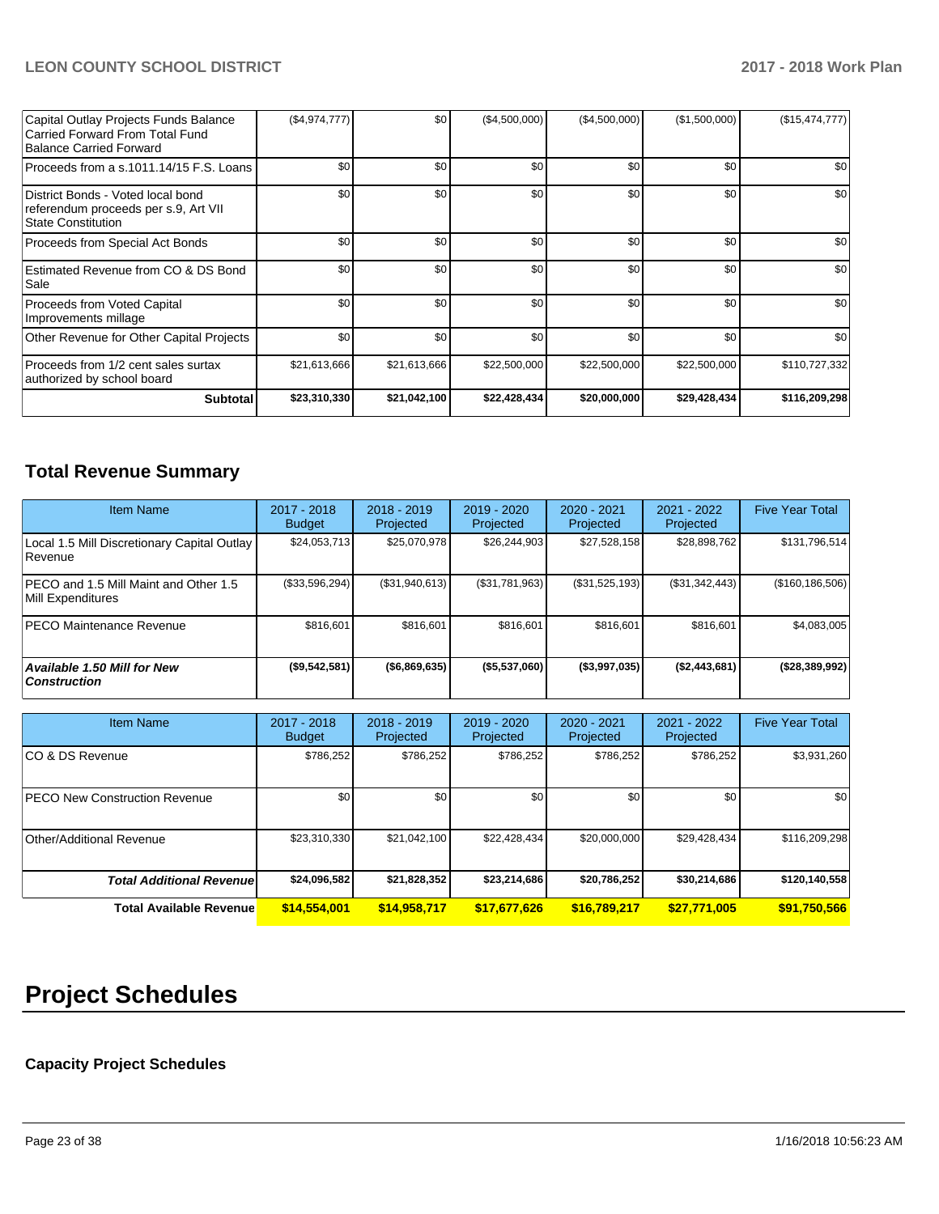| Capital Outlay Projects Funds Balance Carried Forward From Total Fund Balance Carried Forward | ($4,974,777) | $0 | ($4,500,000) | ($4,500,000) | ($1,500,000) | ($15,474,777) |
|---|---|---|---|---|---|---|
| Proceeds from a s.1011.14/15 F.S. Loans | $0 | $0 | $0 | $0 | $0 | $0 |
| District Bonds - Voted local bond referendum proceeds per s.9, Art VII State Constitution | $0 | $0 | $0 | $0 | $0 | $0 |
| Proceeds from Special Act Bonds | $0 | $0 | $0 | $0 | $0 | $0 |
| Estimated Revenue from CO & DS Bond Sale | $0 | $0 | $0 | $0 | $0 | $0 |
| Proceeds from Voted Capital Improvements millage | $0 | $0 | $0 | $0 | $0 | $0 |
| Other Revenue for Other Capital Projects | $0 | $0 | $0 | $0 | $0 | $0 |
| Proceeds from 1/2 cent sales surtax authorized by school board | $21,613,666 | $21,613,666 | $22,500,000 | $22,500,000 | $22,500,000 | $110,727,332 |
| **Subtotal** | **$23,310,330** | **$21,042,100** | **$22,428,434** | **$20,000,000** | **$29,428,434** | **$116,209,298** |

## Total Revenue Summary

| Item Name | 2017 - 2018 Budget | 2018 - 2019 Projected | 2019 - 2020 Projected | 2020 - 2021 Projected | 2021 - 2022 Projected | Five Year Total |
|---|---|---|---|---|---|---|
| Local 1.5 Mill Discretionary Capital Outlay Revenue | $24,053,713 | $25,070,978 | $26,244,903 | $27,528,158 | $28,898,762 | $131,796,514 |
| PECO and 1.5 Mill Maint and Other 1.5 Mill Expenditures | ($33,596,294) | ($31,940,613) | ($31,781,963) | ($31,525,193) | ($31,342,443) | ($160,186,506) |
| PECO Maintenance Revenue | $816,601 | $816,601 | $816,601 | $816,601 | $816,601 | $4,083,005 |
| ***Available 1.50 Mill for New Construction*** | **($9,542,581)** | **($6,869,635)** | **($5,537,060)** | **($3,997,035)** | **($2,443,681)** | **($28,389,992)** |

| Item Name | 2017 - 2018 Budget | 2018 - 2019 Projected | 2019 - 2020 Projected | 2020 - 2021 Projected | 2021 - 2022 Projected | Five Year Total |
|---|---|---|---|---|---|---|
| CO & DS Revenue | $786,252 | $786,252 | $786,252 | $786,252 | $786,252 | $3,931,260 |
| PECO New Construction Revenue | $0 | $0 | $0 | $0 | $0 | $0 |
| Other/Additional Revenue | $23,310,330 | $21,042,100 | $22,428,434 | $20,000,000 | $29,428,434 | $116,209,298 |
| ***Total Additional Revenue*** | **$24,096,582** | **$21,828,352** | **$23,214,686** | **$20,786,252** | **$30,214,686** | **$120,140,558** |
| **Total Available Revenue** | **$14,554,001** | **$14,958,717** | **$17,677,626** | **$16,789,217** | **$27,771,005** | **$91,750,566** |

# Project Schedules

### Capacity Project Schedules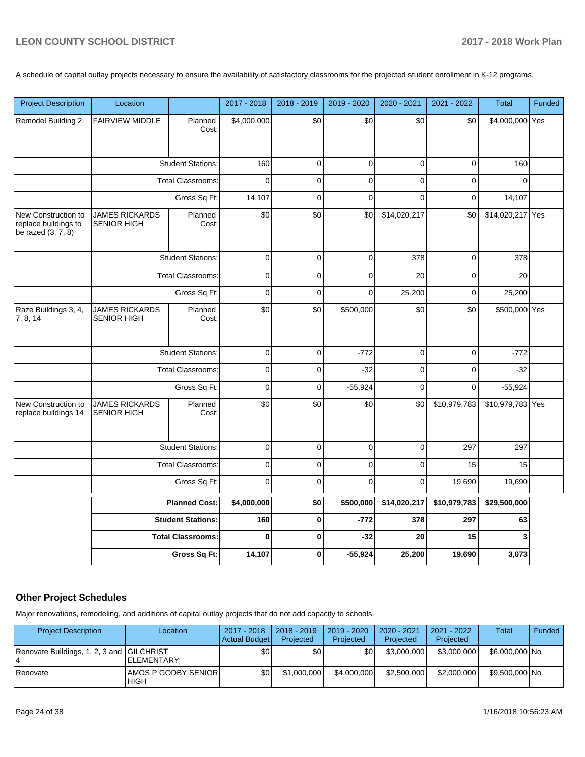A schedule of capital outlay projects necessary to ensure the availability of satisfactory classrooms for the projected student enrollment in K-12 programs.

| Project Description | Location | | 2017 - 2018 | 2018 - 2019 | 2019 - 2020 | 2020 - 2021 | 2021 - 2022 | Total | Funded |
|---|---|---|---|---|---|---|---|---|---|
| Remodel Building 2 | FAIRVIEW MIDDLE | Planned Cost: | $4,000,000 | $0 | $0 | $0 | $0 | $4,000,000 | Yes |
| | | Student Stations: | 160 | 0 | 0 | 0 | 0 | 160 | |
| | | Total Classrooms: | 0 | 0 | 0 | 0 | 0 | 0 | |
| | | Gross Sq Ft: | 14,107 | 0 | 0 | 0 | 0 | 14,107 | |
| New Construction to replace buildings to be razed (3, 7, 8) | JAMES RICKARDS SENIOR HIGH | Planned Cost: | $0 | $0 | $0 | $14,020,217 | $0 | $14,020,217 | Yes |
| | | Student Stations: | 0 | 0 | 0 | 378 | 0 | 378 | |
| | | Total Classrooms: | 0 | 0 | 0 | 20 | 0 | 20 | |
| | | Gross Sq Ft: | 0 | 0 | 0 | 25,200 | 0 | 25,200 | |
| Raze Buildings 3, 4, 7, 8, 14 | JAMES RICKARDS SENIOR HIGH | Planned Cost: | $0 | $0 | $500,000 | $0 | $0 | $500,000 | Yes |
| | | Student Stations: | 0 | 0 | -772 | 0 | 0 | -772 | |
| | | Total Classrooms: | 0 | 0 | -32 | 0 | 0 | -32 | |
| | | Gross Sq Ft: | 0 | 0 | -55,924 | 0 | 0 | -55,924 | |
| New Construction to replace buildings 14 | JAMES RICKARDS SENIOR HIGH | Planned Cost: | $0 | $0 | $0 | $0 | $10,979,783 | $10,979,783 | Yes |
| | | Student Stations: | 0 | 0 | 0 | 0 | 297 | 297 | |
| | | Total Classrooms: | 0 | 0 | 0 | 0 | 15 | 15 | |
| | | Gross Sq Ft: | 0 | 0 | 0 | 0 | 19,690 | 19,690 | |
| | | **Planned Cost:** | **$4,000,000** | **$0** | **$500,000** | **$14,020,217** | **$10,979,783** | **$29,500,000** | |
| | | **Student Stations:** | **160** | **0** | **-772** | **378** | **297** | **63** | |
| | | **Total Classrooms:** | **0** | **0** | **-32** | **20** | **15** | **3** | |
| | | **Gross Sq Ft:** | **14,107** | **0** | **-55,924** | **25,200** | **19,690** | **3,073** | |

## Other Project Schedules

Major renovations, remodeling, and additions of capital outlay projects that do not add capacity to schools.

| Project Description | Location | 2017 - 2018 Actual Budget | 2018 - 2019 Projected | 2019 - 2020 Projected | 2020 - 2021 Projected | 2021 - 2022 Projected | Total | Funded |
|---|---|---|---|---|---|---|---|---|
| Renovate Buildings, 1, 2, 3 and 4 | GILCHRIST ELEMENTARY | $0 | $0 | $0 | $3,000,000 | $3,000,000 | $6,000,000 | No |
| Renovate | AMOS P GODBY SENIOR HIGH | $0 | $1,000,000 | $4,000,000 | $2,500,000 | $2,000,000 | $9,500,000 | No |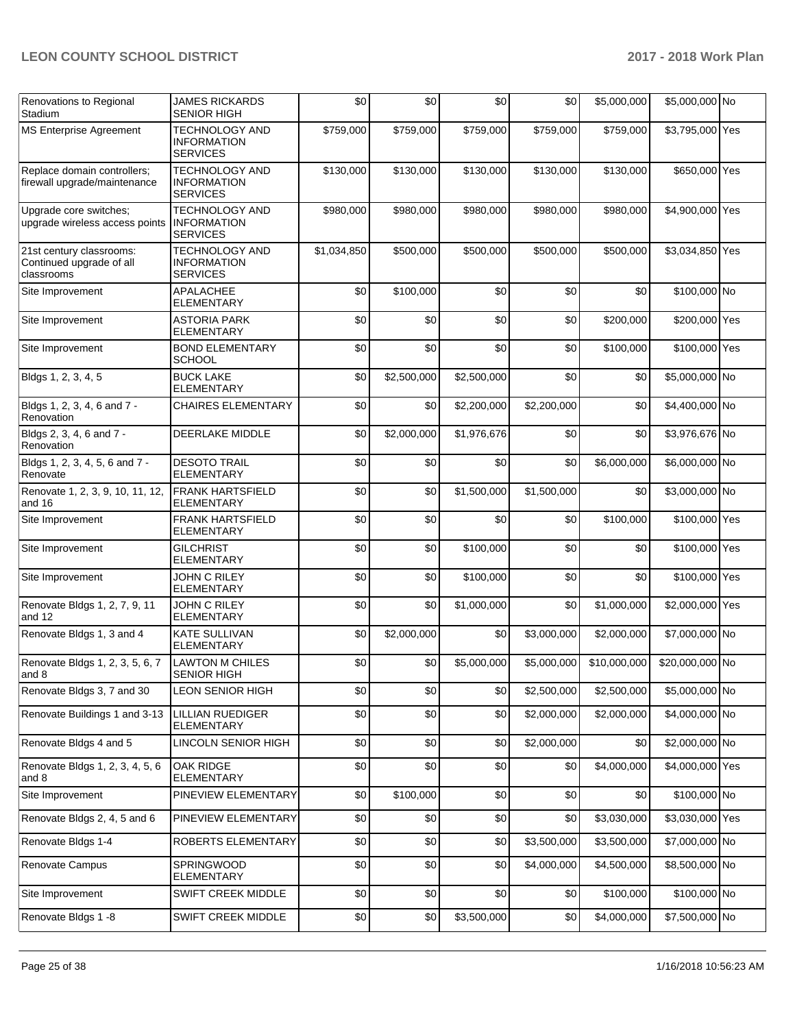| Renovations to Regional Stadium | JAMES RICKARDS SENIOR HIGH | $0 | $0 | $0 | $0 | $5,000,000 | $5,000,000 | No |
|---|---|---|---|---|---|---|---|---|
| MS Enterprise Agreement | TECHNOLOGY AND INFORMATION SERVICES | $759,000 | $759,000 | $759,000 | $759,000 | $759,000 | $3,795,000 | Yes |
| Replace domain controllers; firewall upgrade/maintenance | TECHNOLOGY AND INFORMATION SERVICES | $130,000 | $130,000 | $130,000 | $130,000 | $130,000 | $650,000 | Yes |
| Upgrade core switches; upgrade wireless access points | TECHNOLOGY AND INFORMATION SERVICES | $980,000 | $980,000 | $980,000 | $980,000 | $980,000 | $4,900,000 | Yes |
| 21st century classrooms: Continued upgrade of all classrooms | TECHNOLOGY AND INFORMATION SERVICES | $1,034,850 | $500,000 | $500,000 | $500,000 | $500,000 | $3,034,850 | Yes |
| Site Improvement | APALACHEE ELEMENTARY | $0 | $100,000 | $0 | $0 | $0 | $100,000 | No |
| Site Improvement | ASTORIA PARK ELEMENTARY | $0 | $0 | $0 | $0 | $200,000 | $200,000 | Yes |
| Site Improvement | BOND ELEMENTARY SCHOOL | $0 | $0 | $0 | $0 | $100,000 | $100,000 | Yes |
| Bldgs 1, 2, 3, 4, 5 | BUCK LAKE ELEMENTARY | $0 | $2,500,000 | $2,500,000 | $0 | $0 | $5,000,000 | No |
| Bldgs 1, 2, 3, 4, 6 and 7 - Renovation | CHAIRES ELEMENTARY | $0 | $0 | $2,200,000 | $2,200,000 | $0 | $4,400,000 | No |
| Bldgs 2, 3, 4, 6 and 7 - Renovation | DEERLAKE MIDDLE | $0 | $2,000,000 | $1,976,676 | $0 | $0 | $3,976,676 | No |
| Bldgs 1, 2, 3, 4, 5, 6 and 7 - Renovate | DESOTO TRAIL ELEMENTARY | $0 | $0 | $0 | $0 | $6,000,000 | $6,000,000 | No |
| Renovate 1, 2, 3, 9, 10, 11, 12, and 16 | FRANK HARTSFIELD ELEMENTARY | $0 | $0 | $1,500,000 | $1,500,000 | $0 | $3,000,000 | No |
| Site Improvement | FRANK HARTSFIELD ELEMENTARY | $0 | $0 | $0 | $0 | $100,000 | $100,000 | Yes |
| Site Improvement | GILCHRIST ELEMENTARY | $0 | $0 | $100,000 | $0 | $0 | $100,000 | Yes |
| Site Improvement | JOHN C RILEY ELEMENTARY | $0 | $0 | $100,000 | $0 | $0 | $100,000 | Yes |
| Renovate Bldgs 1, 2, 7, 9, 11 and 12 | JOHN C RILEY ELEMENTARY | $0 | $0 | $1,000,000 | $0 | $1,000,000 | $2,000,000 | Yes |
| Renovate Bldgs 1, 3 and 4 | KATE SULLIVAN ELEMENTARY | $0 | $2,000,000 | $0 | $3,000,000 | $2,000,000 | $7,000,000 | No |
| Renovate Bldgs 1, 2, 3, 5, 6, 7 and 8 | LAWTON M CHILES SENIOR HIGH | $0 | $0 | $5,000,000 | $5,000,000 | $10,000,000 | $20,000,000 | No |
| Renovate Bldgs 3, 7 and 30 | LEON SENIOR HIGH | $0 | $0 | $0 | $2,500,000 | $2,500,000 | $5,000,000 | No |
| Renovate Buildings 1 and 3-13 | LILLIAN RUEDIGER ELEMENTARY | $0 | $0 | $0 | $2,000,000 | $2,000,000 | $4,000,000 | No |
| Renovate Bldgs 4 and 5 | LINCOLN SENIOR HIGH | $0 | $0 | $0 | $2,000,000 | $0 | $2,000,000 | No |
| Renovate Bldgs 1, 2, 3, 4, 5, 6 and 8 | OAK RIDGE ELEMENTARY | $0 | $0 | $0 | $0 | $4,000,000 | $4,000,000 | Yes |
| Site Improvement | PINEVIEW ELEMENTARY | $0 | $100,000 | $0 | $0 | $0 | $100,000 | No |
| Renovate Bldgs 2, 4, 5 and 6 | PINEVIEW ELEMENTARY | $0 | $0 | $0 | $0 | $3,030,000 | $3,030,000 | Yes |
| Renovate Bldgs 1-4 | ROBERTS ELEMENTARY | $0 | $0 | $0 | $3,500,000 | $3,500,000 | $7,000,000 | No |
| Renovate Campus | SPRINGWOOD ELEMENTARY | $0 | $0 | $0 | $4,000,000 | $4,500,000 | $8,500,000 | No |
| Site Improvement | SWIFT CREEK MIDDLE | $0 | $0 | $0 | $0 | $100,000 | $100,000 | No |
| Renovate Bldgs 1 -8 | SWIFT CREEK MIDDLE | $0 | $0 | $3,500,000 | $0 | $4,000,000 | $7,500,000 | No |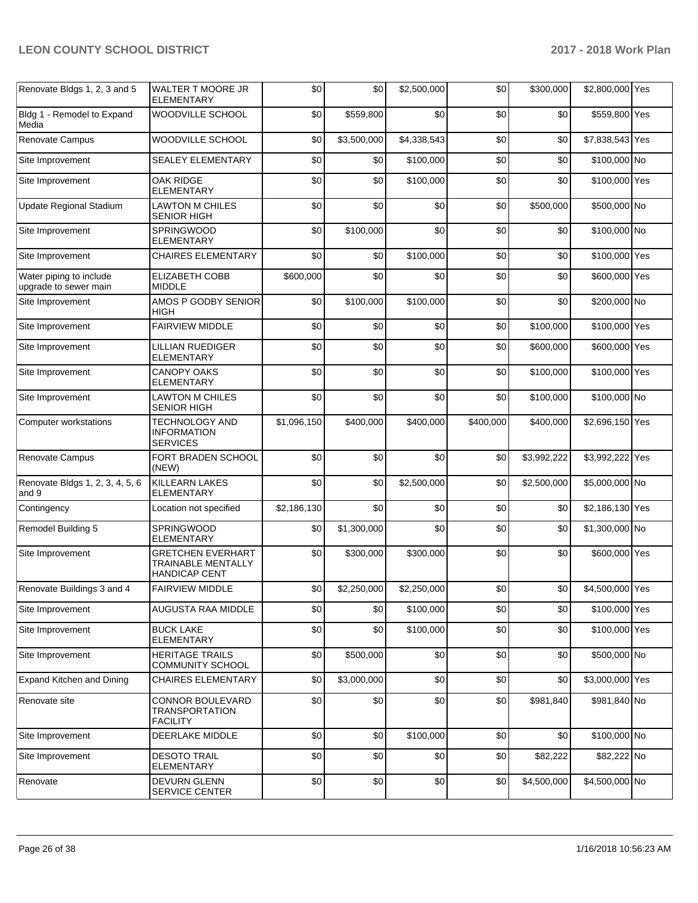| Renovate Bldgs 1, 2, 3 and 5 | WALTER T MOORE JR ELEMENTARY | $0 | $0 | $2,500,000 | $0 | $300,000 | $2,800,000 | Yes |
|---|---|---|---|---|---|---|---|---|
| Bldg 1 - Remodel to Expand Media | WOODVILLE SCHOOL | $0 | $559,800 | $0 | $0 | $0 | $559,800 | Yes |
| Renovate Campus | WOODVILLE SCHOOL | $0 | $3,500,000 | $4,338,543 | $0 | $0 | $7,838,543 | Yes |
| Site Improvement | SEALEY ELEMENTARY | $0 | $0 | $100,000 | $0 | $0 | $100,000 | No |
| Site Improvement | OAK RIDGE ELEMENTARY | $0 | $0 | $100,000 | $0 | $0 | $100,000 | Yes |
| Update Regional Stadium | LAWTON M CHILES SENIOR HIGH | $0 | $0 | $0 | $0 | $500,000 | $500,000 | No |
| Site Improvement | SPRINGWOOD ELEMENTARY | $0 | $100,000 | $0 | $0 | $0 | $100,000 | No |
| Site Improvement | CHAIRES ELEMENTARY | $0 | $0 | $100,000 | $0 | $0 | $100,000 | Yes |
| Water piping to include upgrade to sewer main | ELIZABETH COBB MIDDLE | $600,000 | $0 | $0 | $0 | $0 | $600,000 | Yes |
| Site Improvement | AMOS P GODBY SENIOR HIGH | $0 | $100,000 | $100,000 | $0 | $0 | $200,000 | No |
| Site Improvement | FAIRVIEW MIDDLE | $0 | $0 | $0 | $0 | $100,000 | $100,000 | Yes |
| Site Improvement | LILLIAN RUEDIGER ELEMENTARY | $0 | $0 | $0 | $0 | $600,000 | $600,000 | Yes |
| Site Improvement | CANOPY OAKS ELEMENTARY | $0 | $0 | $0 | $0 | $100,000 | $100,000 | Yes |
| Site Improvement | LAWTON M CHILES SENIOR HIGH | $0 | $0 | $0 | $0 | $100,000 | $100,000 | No |
| Computer workstations | TECHNOLOGY AND INFORMATION SERVICES | $1,096,150 | $400,000 | $400,000 | $400,000 | $400,000 | $2,696,150 | Yes |
| Renovate Campus | FORT BRADEN SCHOOL (NEW) | $0 | $0 | $0 | $0 | $3,992,222 | $3,992,222 | Yes |
| Renovate Bldgs 1, 2, 3, 4, 5, 6 and 9 | KILLEARN LAKES ELEMENTARY | $0 | $0 | $2,500,000 | $0 | $2,500,000 | $5,000,000 | No |
| Contingency | Location not specified | $2,186,130 | $0 | $0 | $0 | $0 | $2,186,130 | Yes |
| Remodel Building 5 | SPRINGWOOD ELEMENTARY | $0 | $1,300,000 | $0 | $0 | $0 | $1,300,000 | No |
| Site Improvement | GRETCHEN EVERHART TRAINABLE MENTALLY HANDICAP CENT | $0 | $300,000 | $300,000 | $0 | $0 | $600,000 | Yes |
| Renovate Buildings 3 and 4 | FAIRVIEW MIDDLE | $0 | $2,250,000 | $2,250,000 | $0 | $0 | $4,500,000 | Yes |
| Site Improvement | AUGUSTA RAA MIDDLE | $0 | $0 | $100,000 | $0 | $0 | $100,000 | Yes |
| Site Improvement | BUCK LAKE ELEMENTARY | $0 | $0 | $100,000 | $0 | $0 | $100,000 | Yes |
| Site Improvement | HERITAGE TRAILS COMMUNITY SCHOOL | $0 | $500,000 | $0 | $0 | $0 | $500,000 | No |
| Expand Kitchen and Dining | CHAIRES ELEMENTARY | $0 | $3,000,000 | $0 | $0 | $0 | $3,000,000 | Yes |
| Renovate site | CONNOR BOULEVARD TRANSPORTATION FACILITY | $0 | $0 | $0 | $0 | $981,840 | $981,840 | No |
| Site Improvement | DEERLAKE MIDDLE | $0 | $0 | $100,000 | $0 | $0 | $100,000 | No |
| Site Improvement | DESOTO TRAIL ELEMENTARY | $0 | $0 | $0 | $0 | $82,222 | $82,222 | No |
| Renovate | DEVURN GLENN SERVICE CENTER | $0 | $0 | $0 | $0 | $4,500,000 | $4,500,000 | No |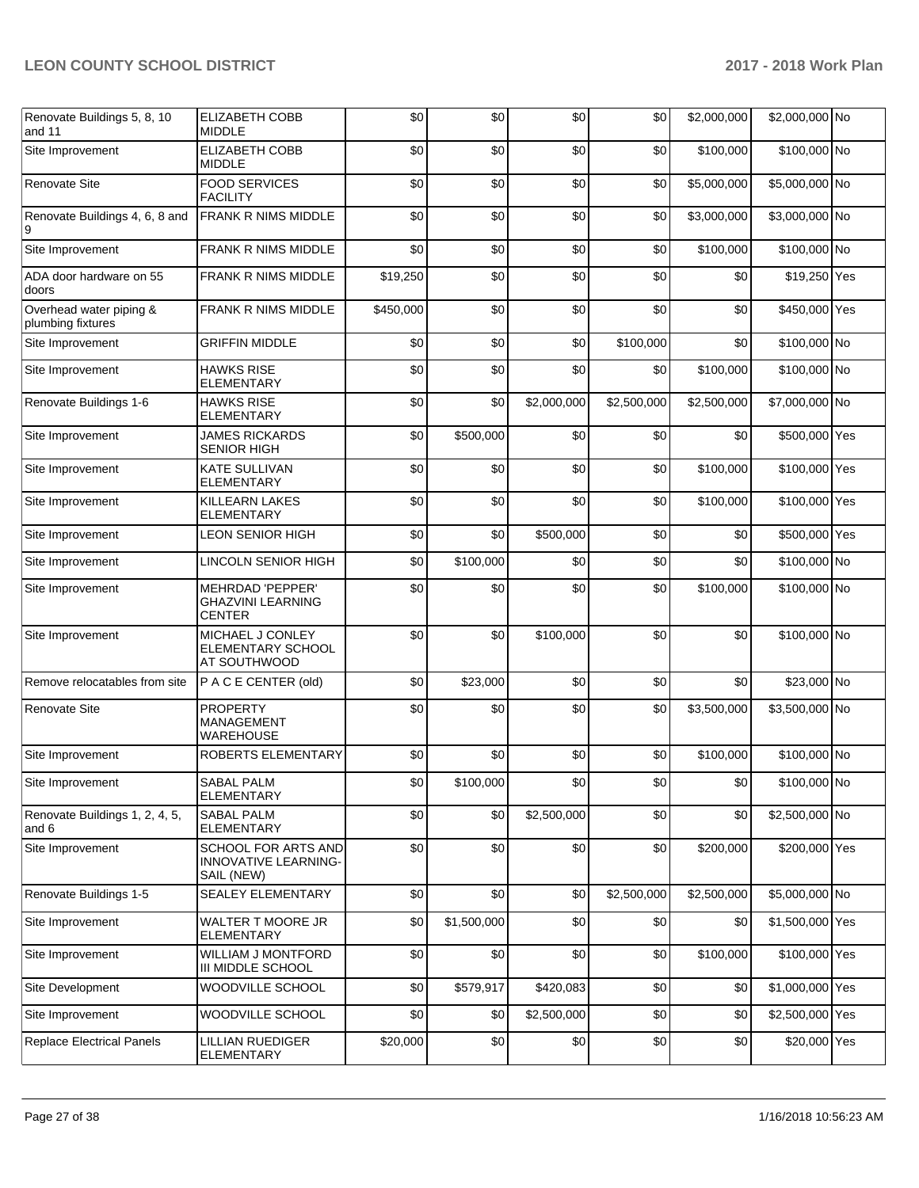| Renovate Buildings 5, 8, 10 and 11 | ELIZABETH COBB MIDDLE | $0 | $0 | $0 | $0 | $2,000,000 | $2,000,000 | No |
|---|---|---|---|---|---|---|---|---|
| Site Improvement | ELIZABETH COBB MIDDLE | $0 | $0 | $0 | $0 | $100,000 | $100,000 | No |
| Renovate Site | FOOD SERVICES FACILITY | $0 | $0 | $0 | $0 | $5,000,000 | $5,000,000 | No |
| Renovate Buildings 4, 6, 8 and 9 | FRANK R NIMS MIDDLE | $0 | $0 | $0 | $0 | $3,000,000 | $3,000,000 | No |
| Site Improvement | FRANK R NIMS MIDDLE | $0 | $0 | $0 | $0 | $100,000 | $100,000 | No |
| ADA door hardware on 55 doors | FRANK R NIMS MIDDLE | $19,250 | $0 | $0 | $0 | $0 | $19,250 | Yes |
| Overhead water piping & plumbing fixtures | FRANK R NIMS MIDDLE | $450,000 | $0 | $0 | $0 | $0 | $450,000 | Yes |
| Site Improvement | GRIFFIN MIDDLE | $0 | $0 | $0 | $100,000 | $0 | $100,000 | No |
| Site Improvement | HAWKS RISE ELEMENTARY | $0 | $0 | $0 | $0 | $100,000 | $100,000 | No |
| Renovate Buildings 1-6 | HAWKS RISE ELEMENTARY | $0 | $0 | $2,000,000 | $2,500,000 | $2,500,000 | $7,000,000 | No |
| Site Improvement | JAMES RICKARDS SENIOR HIGH | $0 | $500,000 | $0 | $0 | $0 | $500,000 | Yes |
| Site Improvement | KATE SULLIVAN ELEMENTARY | $0 | $0 | $0 | $0 | $100,000 | $100,000 | Yes |
| Site Improvement | KILLEARN LAKES ELEMENTARY | $0 | $0 | $0 | $0 | $100,000 | $100,000 | Yes |
| Site Improvement | LEON SENIOR HIGH | $0 | $0 | $500,000 | $0 | $0 | $500,000 | Yes |
| Site Improvement | LINCOLN SENIOR HIGH | $0 | $100,000 | $0 | $0 | $0 | $100,000 | No |
| Site Improvement | MEHRDAD 'PEPPER' GHAZVINI LEARNING CENTER | $0 | $0 | $0 | $0 | $100,000 | $100,000 | No |
| Site Improvement | MICHAEL J CONLEY ELEMENTARY SCHOOL AT SOUTHWOOD | $0 | $0 | $100,000 | $0 | $0 | $100,000 | No |
| Remove relocatables from site | P A C E CENTER (old) | $0 | $23,000 | $0 | $0 | $0 | $23,000 | No |
| Renovate Site | PROPERTY MANAGEMENT WAREHOUSE | $0 | $0 | $0 | $0 | $3,500,000 | $3,500,000 | No |
| Site Improvement | ROBERTS ELEMENTARY | $0 | $0 | $0 | $0 | $100,000 | $100,000 | No |
| Site Improvement | SABAL PALM ELEMENTARY | $0 | $100,000 | $0 | $0 | $0 | $100,000 | No |
| Renovate Buildings 1, 2, 4, 5, and 6 | SABAL PALM ELEMENTARY | $0 | $0 | $2,500,000 | $0 | $0 | $2,500,000 | No |
| Site Improvement | SCHOOL FOR ARTS AND INNOVATIVE LEARNING-SAIL (NEW) | $0 | $0 | $0 | $0 | $200,000 | $200,000 | Yes |
| Renovate Buildings 1-5 | SEALEY ELEMENTARY | $0 | $0 | $0 | $2,500,000 | $2,500,000 | $5,000,000 | No |
| Site Improvement | WALTER T MOORE JR ELEMENTARY | $0 | $1,500,000 | $0 | $0 | $0 | $1,500,000 | Yes |
| Site Improvement | WILLIAM J MONTFORD III MIDDLE SCHOOL | $0 | $0 | $0 | $0 | $100,000 | $100,000 | Yes |
| Site Development | WOODVILLE SCHOOL | $0 | $579,917 | $420,083 | $0 | $0 | $1,000,000 | Yes |
| Site Improvement | WOODVILLE SCHOOL | $0 | $0 | $2,500,000 | $0 | $0 | $2,500,000 | Yes |
| Replace Electrical Panels | LILLIAN RUEDIGER ELEMENTARY | $20,000 | $0 | $0 | $0 | $0 | $20,000 | Yes |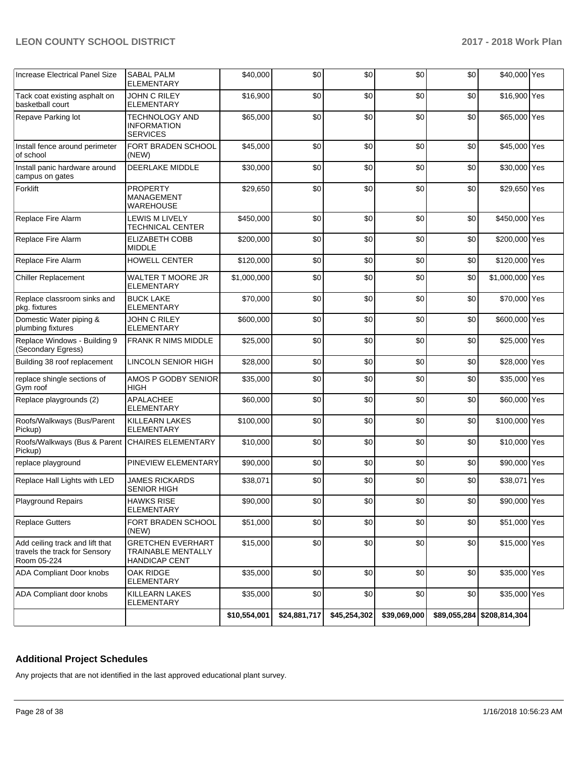| | | | | | | | | |
|---|---|---|---|---|---|---|---|---|
| Increase Electrical Panel Size | SABAL PALM ELEMENTARY | $40,000 | $0 | $0 | $0 | $0 | $40,000 | Yes |
| Tack coat existing asphalt on basketball court | JOHN C RILEY ELEMENTARY | $16,900 | $0 | $0 | $0 | $0 | $16,900 | Yes |
| Repave Parking lot | TECHNOLOGY AND INFORMATION SERVICES | $65,000 | $0 | $0 | $0 | $0 | $65,000 | Yes |
| Install fence around perimeter of school | FORT BRADEN SCHOOL (NEW) | $45,000 | $0 | $0 | $0 | $0 | $45,000 | Yes |
| Install panic hardware around campus on gates | DEERLAKE MIDDLE | $30,000 | $0 | $0 | $0 | $0 | $30,000 | Yes |
| Forklift | PROPERTY MANAGEMENT WAREHOUSE | $29,650 | $0 | $0 | $0 | $0 | $29,650 | Yes |
| Replace Fire Alarm | LEWIS M LIVELY TECHNICAL CENTER | $450,000 | $0 | $0 | $0 | $0 | $450,000 | Yes |
| Replace Fire Alarm | ELIZABETH COBB MIDDLE | $200,000 | $0 | $0 | $0 | $0 | $200,000 | Yes |
| Replace Fire Alarm | HOWELL CENTER | $120,000 | $0 | $0 | $0 | $0 | $120,000 | Yes |
| Chiller Replacement | WALTER T MOORE JR ELEMENTARY | $1,000,000 | $0 | $0 | $0 | $0 | $1,000,000 | Yes |
| Replace classroom sinks and pkg. fixtures | BUCK LAKE ELEMENTARY | $70,000 | $0 | $0 | $0 | $0 | $70,000 | Yes |
| Domestic Water piping & plumbing fixtures | JOHN C RILEY ELEMENTARY | $600,000 | $0 | $0 | $0 | $0 | $600,000 | Yes |
| Replace Windows - Building 9 (Secondary Egress) | FRANK R NIMS MIDDLE | $25,000 | $0 | $0 | $0 | $0 | $25,000 | Yes |
| Building 38 roof replacement | LINCOLN SENIOR HIGH | $28,000 | $0 | $0 | $0 | $0 | $28,000 | Yes |
| replace shingle sections of Gym roof | AMOS P GODBY SENIOR HIGH | $35,000 | $0 | $0 | $0 | $0 | $35,000 | Yes |
| Replace playgrounds (2) | APALACHEE ELEMENTARY | $60,000 | $0 | $0 | $0 | $0 | $60,000 | Yes |
| Roofs/Walkways (Bus/Parent Pickup) | KILLEARN LAKES ELEMENTARY | $100,000 | $0 | $0 | $0 | $0 | $100,000 | Yes |
| Roofs/Walkways (Bus & Parent Pickup) | CHAIRES ELEMENTARY | $10,000 | $0 | $0 | $0 | $0 | $10,000 | Yes |
| replace playground | PINEVIEW ELEMENTARY | $90,000 | $0 | $0 | $0 | $0 | $90,000 | Yes |
| Replace Hall Lights with LED | JAMES RICKARDS SENIOR HIGH | $38,071 | $0 | $0 | $0 | $0 | $38,071 | Yes |
| Playground Repairs | HAWKS RISE ELEMENTARY | $90,000 | $0 | $0 | $0 | $0 | $90,000 | Yes |
| Replace Gutters | FORT BRADEN SCHOOL (NEW) | $51,000 | $0 | $0 | $0 | $0 | $51,000 | Yes |
| Add ceiling track and lift that travels the track for Sensory Room 05-224 | GRETCHEN EVERHART TRAINABLE MENTALLY HANDICAP CENT | $15,000 | $0 | $0 | $0 | $0 | $15,000 | Yes |
| ADA Compliant Door knobs | OAK RIDGE ELEMENTARY | $35,000 | $0 | $0 | $0 | $0 | $35,000 | Yes |
| ADA Compliant door knobs | KILLEARN LAKES ELEMENTARY | $35,000 | $0 | $0 | $0 | $0 | $35,000 | Yes |
| | | $10,554,001 | $24,881,717 | $45,254,302 | $39,069,000 | $89,055,284 | $208,814,304 | |

## Additional Project Schedules

Any projects that are not identified in the last approved educational plant survey.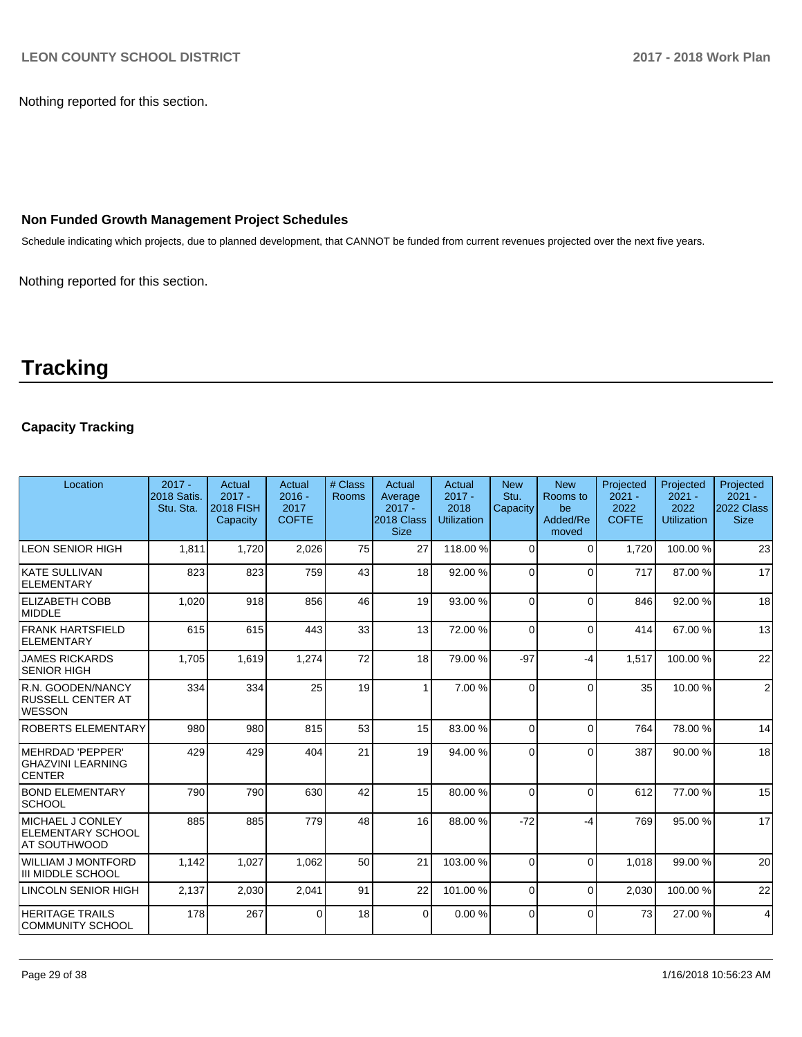Nothing reported for this section.

### Non Funded Growth Management Project Schedules

Schedule indicating which projects, due to planned development, that CANNOT be funded from current revenues projected over the next five years.

Nothing reported for this section.

# Tracking

### Capacity Tracking

| Location | 2017 - 2018 Satis. Stu. Sta. | Actual 2017 - 2018 FISH Capacity | Actual 2016 - 2017 COFTE | # Class Rooms | Actual Average 2017 - 2018 Class Size | Actual 2017 - 2018 Utilization | New Stu. Capacity | New Rooms to be Added/Removed | Projected 2021 - 2022 COFTE | Projected 2021 - 2022 Utilization | Projected 2021 - 2022 Class Size |
|---|---|---|---|---|---|---|---|---|---|---|---|
| LEON SENIOR HIGH | 1,811 | 1,720 | 2,026 | 75 | 27 | 118.00 % | 0 | 0 | 1,720 | 100.00 % | 23 |
| KATE SULLIVAN ELEMENTARY | 823 | 823 | 759 | 43 | 18 | 92.00 % | 0 | 0 | 717 | 87.00 % | 17 |
| ELIZABETH COBB MIDDLE | 1,020 | 918 | 856 | 46 | 19 | 93.00 % | 0 | 0 | 846 | 92.00 % | 18 |
| FRANK HARTSFIELD ELEMENTARY | 615 | 615 | 443 | 33 | 13 | 72.00 % | 0 | 0 | 414 | 67.00 % | 13 |
| JAMES RICKARDS SENIOR HIGH | 1,705 | 1,619 | 1,274 | 72 | 18 | 79.00 % | -97 | -4 | 1,517 | 100.00 % | 22 |
| R.N. GOODEN/NANCY RUSSELL CENTER AT WESSON | 334 | 334 | 25 | 19 | 1 | 7.00 % | 0 | 0 | 35 | 10.00 % | 2 |
| ROBERTS ELEMENTARY | 980 | 980 | 815 | 53 | 15 | 83.00 % | 0 | 0 | 764 | 78.00 % | 14 |
| MEHRDAD 'PEPPER' GHAZVINI LEARNING CENTER | 429 | 429 | 404 | 21 | 19 | 94.00 % | 0 | 0 | 387 | 90.00 % | 18 |
| BOND ELEMENTARY SCHOOL | 790 | 790 | 630 | 42 | 15 | 80.00 % | 0 | 0 | 612 | 77.00 % | 15 |
| MICHAEL J CONLEY ELEMENTARY SCHOOL AT SOUTHWOOD | 885 | 885 | 779 | 48 | 16 | 88.00 % | -72 | -4 | 769 | 95.00 % | 17 |
| WILLIAM J MONTFORD III MIDDLE SCHOOL | 1,142 | 1,027 | 1,062 | 50 | 21 | 103.00 % | 0 | 0 | 1,018 | 99.00 % | 20 |
| LINCOLN SENIOR HIGH | 2,137 | 2,030 | 2,041 | 91 | 22 | 101.00 % | 0 | 0 | 2,030 | 100.00 % | 22 |
| HERITAGE TRAILS COMMUNITY SCHOOL | 178 | 267 | 0 | 18 | 0 | 0.00 % | 0 | 0 | 73 | 27.00 % | 4 |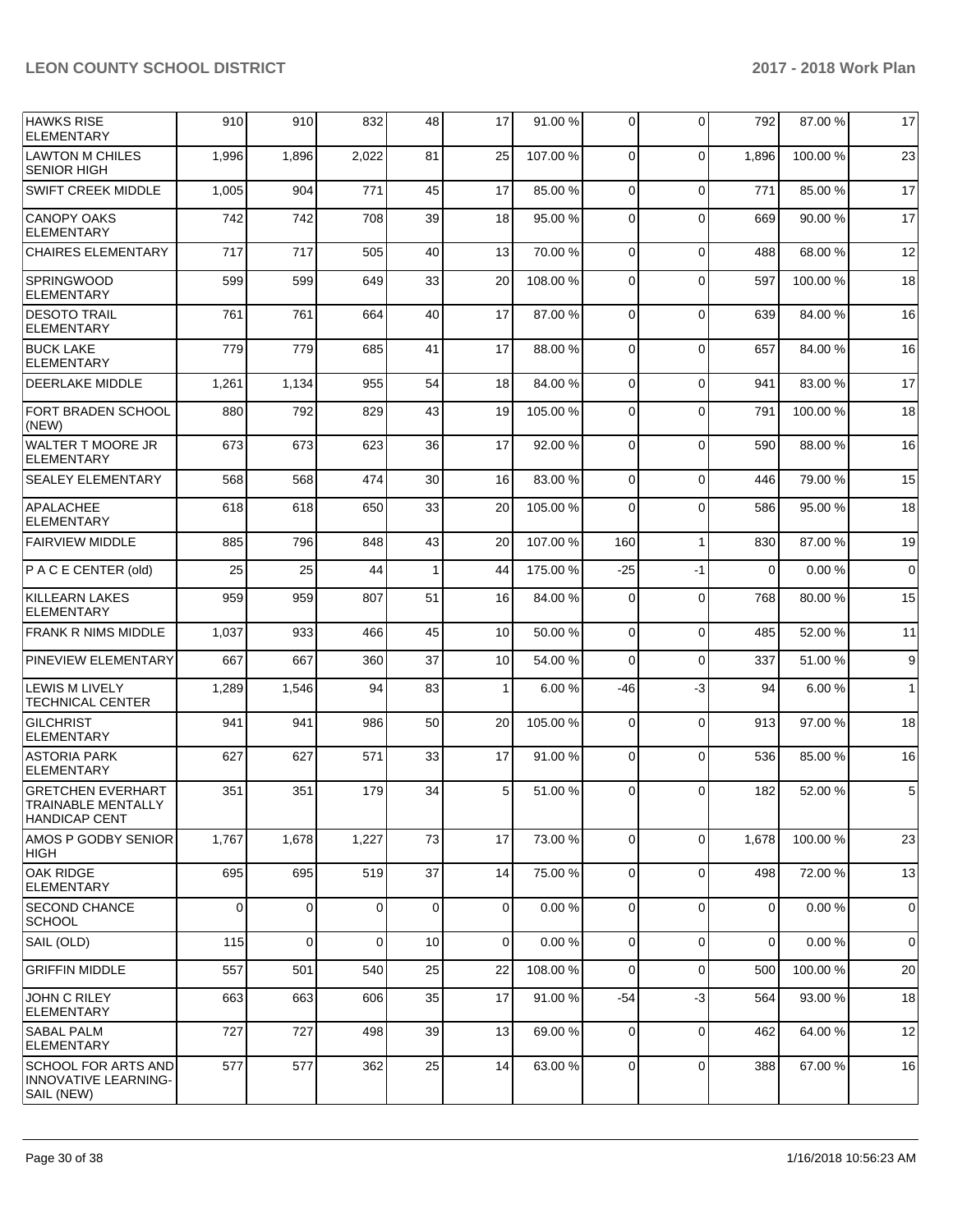| HAWKS RISE ELEMENTARY | 910 | 910 | 832 | 48 | 17 | 91.00 % | 0 | 0 | 792 | 87.00 % | 17 |
|---|---|---|---|---|---|---|---|---|---|---|---|
| LAWTON M CHILES SENIOR HIGH | 1,996 | 1,896 | 2,022 | 81 | 25 | 107.00 % | 0 | 0 | 1,896 | 100.00 % | 23 |
| SWIFT CREEK MIDDLE | 1,005 | 904 | 771 | 45 | 17 | 85.00 % | 0 | 0 | 771 | 85.00 % | 17 |
| CANOPY OAKS ELEMENTARY | 742 | 742 | 708 | 39 | 18 | 95.00 % | 0 | 0 | 669 | 90.00 % | 17 |
| CHAIRES ELEMENTARY | 717 | 717 | 505 | 40 | 13 | 70.00 % | 0 | 0 | 488 | 68.00 % | 12 |
| SPRINGWOOD ELEMENTARY | 599 | 599 | 649 | 33 | 20 | 108.00 % | 0 | 0 | 597 | 100.00 % | 18 |
| DESOTO TRAIL ELEMENTARY | 761 | 761 | 664 | 40 | 17 | 87.00 % | 0 | 0 | 639 | 84.00 % | 16 |
| BUCK LAKE ELEMENTARY | 779 | 779 | 685 | 41 | 17 | 88.00 % | 0 | 0 | 657 | 84.00 % | 16 |
| DEERLAKE MIDDLE | 1,261 | 1,134 | 955 | 54 | 18 | 84.00 % | 0 | 0 | 941 | 83.00 % | 17 |
| FORT BRADEN SCHOOL (NEW) | 880 | 792 | 829 | 43 | 19 | 105.00 % | 0 | 0 | 791 | 100.00 % | 18 |
| WALTER T MOORE JR ELEMENTARY | 673 | 673 | 623 | 36 | 17 | 92.00 % | 0 | 0 | 590 | 88.00 % | 16 |
| SEALEY ELEMENTARY | 568 | 568 | 474 | 30 | 16 | 83.00 % | 0 | 0 | 446 | 79.00 % | 15 |
| APALACHEE ELEMENTARY | 618 | 618 | 650 | 33 | 20 | 105.00 % | 0 | 0 | 586 | 95.00 % | 18 |
| FAIRVIEW MIDDLE | 885 | 796 | 848 | 43 | 20 | 107.00 % | 160 | 1 | 830 | 87.00 % | 19 |
| P A C E CENTER (old) | 25 | 25 | 44 | 1 | 44 | 175.00 % | -25 | -1 | 0 | 0.00 % | 0 |
| KILLEARN LAKES ELEMENTARY | 959 | 959 | 807 | 51 | 16 | 84.00 % | 0 | 0 | 768 | 80.00 % | 15 |
| FRANK R NIMS MIDDLE | 1,037 | 933 | 466 | 45 | 10 | 50.00 % | 0 | 0 | 485 | 52.00 % | 11 |
| PINEVIEW ELEMENTARY | 667 | 667 | 360 | 37 | 10 | 54.00 % | 0 | 0 | 337 | 51.00 % | 9 |
| LEWIS M LIVELY TECHNICAL CENTER | 1,289 | 1,546 | 94 | 83 | 1 | 6.00 % | -46 | -3 | 94 | 6.00 % | 1 |
| GILCHRIST ELEMENTARY | 941 | 941 | 986 | 50 | 20 | 105.00 % | 0 | 0 | 913 | 97.00 % | 18 |
| ASTORIA PARK ELEMENTARY | 627 | 627 | 571 | 33 | 17 | 91.00 % | 0 | 0 | 536 | 85.00 % | 16 |
| GRETCHEN EVERHART TRAINABLE MENTALLY HANDICAP CENT | 351 | 351 | 179 | 34 | 5 | 51.00 % | 0 | 0 | 182 | 52.00 % | 5 |
| AMOS P GODBY SENIOR HIGH | 1,767 | 1,678 | 1,227 | 73 | 17 | 73.00 % | 0 | 0 | 1,678 | 100.00 % | 23 |
| OAK RIDGE ELEMENTARY | 695 | 695 | 519 | 37 | 14 | 75.00 % | 0 | 0 | 498 | 72.00 % | 13 |
| SECOND CHANCE SCHOOL | 0 | 0 | 0 | 0 | 0 | 0.00 % | 0 | 0 | 0 | 0.00 % | 0 |
| SAIL (OLD) | 115 | 0 | 0 | 10 | 0 | 0.00 % | 0 | 0 | 0 | 0.00 % | 0 |
| GRIFFIN MIDDLE | 557 | 501 | 540 | 25 | 22 | 108.00 % | 0 | 0 | 500 | 100.00 % | 20 |
| JOHN C RILEY ELEMENTARY | 663 | 663 | 606 | 35 | 17 | 91.00 % | -54 | -3 | 564 | 93.00 % | 18 |
| SABAL PALM ELEMENTARY | 727 | 727 | 498 | 39 | 13 | 69.00 % | 0 | 0 | 462 | 64.00 % | 12 |
| SCHOOL FOR ARTS AND INNOVATIVE LEARNING-SAIL (NEW) | 577 | 577 | 362 | 25 | 14 | 63.00 % | 0 | 0 | 388 | 67.00 % | 16 |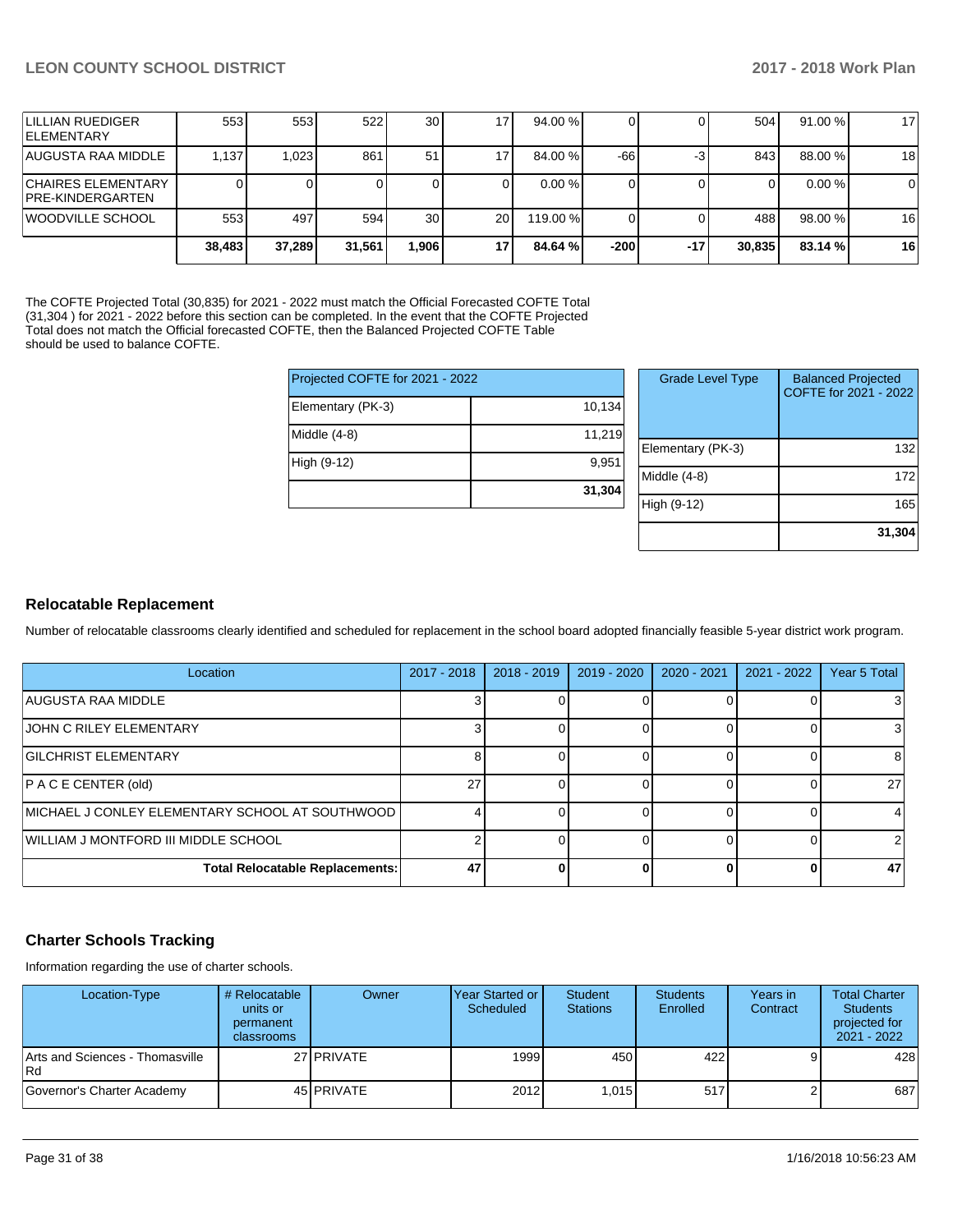| | | | | | | | | | | |
|---|---|---|---|---|---|---|---|---|---|---|
| LILLIAN RUEDIGER ELEMENTARY | 553 | 553 | 522 | 30 | 17 | 94.00 % | 0 | 0 | 504 | 91.00 % | 17 |
| AUGUSTA RAA MIDDLE | 1,137 | 1,023 | 861 | 51 | 17 | 84.00 % | -66 | -3 | 843 | 88.00 % | 18 |
| CHAIRES ELEMENTARY PRE-KINDERGARTEN | 0 | 0 | 0 | 0 | 0 | 0.00 % | 0 | 0 | 0 | 0.00 % | 0 |
| WOODVILLE SCHOOL | 553 | 497 | 594 | 30 | 20 | 119.00 % | 0 | 0 | 488 | 98.00 % | 16 |
| | **38,483** | **37,289** | **31,561** | **1,906** | **17** | **84.64 %** | **-200** | **-17** | **30,835** | **83.14 %** | **16** |

The COFTE Projected Total (30,835) for 2021 - 2022 must match the Official Forecasted COFTE Total (31,304 ) for 2021 - 2022 before this section can be completed. In the event that the COFTE Projected Total does not match the Official forecasted COFTE, then the Balanced Projected COFTE Table should be used to balance COFTE.

| Projected COFTE for 2021 - 2022 | |
|---|---|
| Elementary (PK-3) | 10,134 |
| Middle (4-8) | 11,219 |
| High (9-12) | 9,951 |
| | **31,304** |

| Grade Level Type | Balanced Projected COFTE for 2021 - 2022 |
|---|---|
| Elementary (PK-3) | 132 |
| Middle (4-8) | 172 |
| High (9-12) | 165 |
| | **31,304** |

## Relocatable Replacement

Number of relocatable classrooms clearly identified and scheduled for replacement in the school board adopted financially feasible 5-year district work program.

| Location | 2017 - 2018 | 2018 - 2019 | 2019 - 2020 | 2020 - 2021 | 2021 - 2022 | Year 5 Total |
|---|---|---|---|---|---|---|
| AUGUSTA RAA MIDDLE | 3 | 0 | 0 | 0 | 0 | 3 |
| JOHN C RILEY ELEMENTARY | 3 | 0 | 0 | 0 | 0 | 3 |
| GILCHRIST ELEMENTARY | 8 | 0 | 0 | 0 | 0 | 8 |
| P A C E CENTER (old) | 27 | 0 | 0 | 0 | 0 | 27 |
| MICHAEL J CONLEY ELEMENTARY SCHOOL AT SOUTHWOOD | 4 | 0 | 0 | 0 | 0 | 4 |
| WILLIAM J MONTFORD III MIDDLE SCHOOL | 2 | 0 | 0 | 0 | 0 | 2 |
| **Total Relocatable Replacements:** | **47** | **0** | **0** | **0** | **0** | **47** |

## Charter Schools Tracking

Information regarding the use of charter schools.

| Location-Type | # Relocatable units or permanent classrooms | Owner | Year Started or Scheduled | Student Stations | Students Enrolled | Years in Contract | Total Charter Students projected for 2021 - 2022 |
|---|---|---|---|---|---|---|---|
| Arts and Sciences - Thomasville Rd | 27 | PRIVATE | 1999 | 450 | 422 | 9 | 428 |
| Governor's Charter Academy | 45 | PRIVATE | 2012 | 1,015 | 517 | 2 | 687 |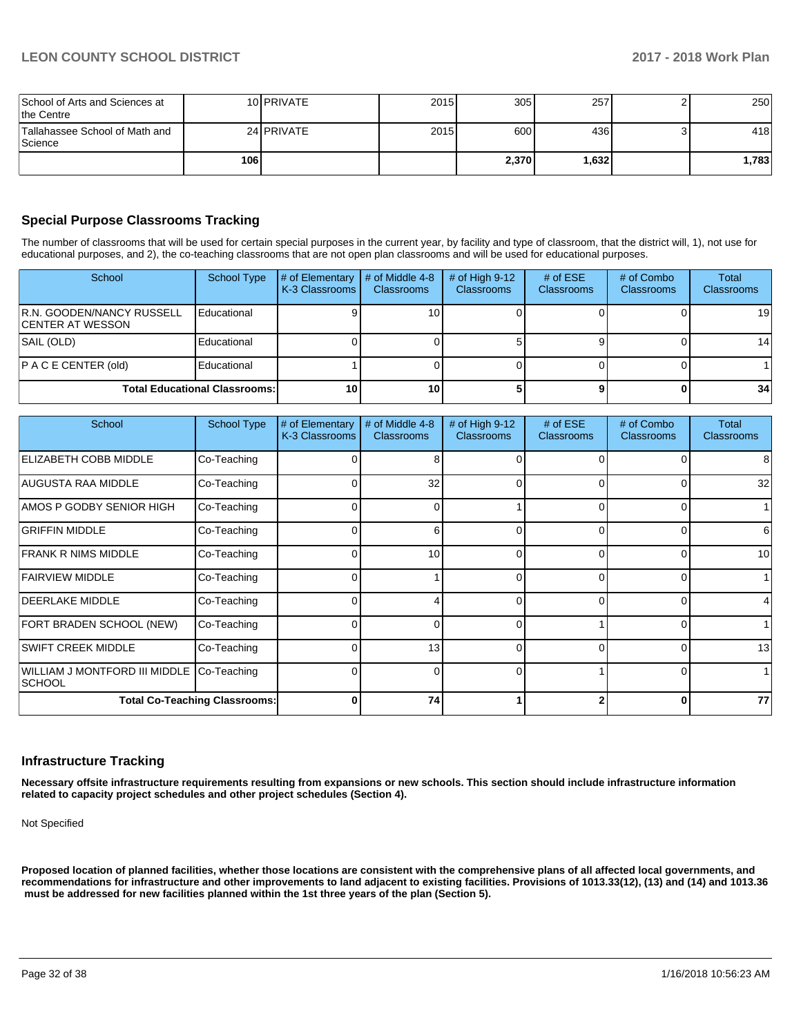| | | | | | | | |
|---|---|---|---|---|---|---|---|
| School of Arts and Sciences at the Centre | 10 | PRIVATE | 2015 | 305 | 257 | 2 | 250 |
| Tallahassee School of Math and Science | 24 | PRIVATE | 2015 | 600 | 436 | 3 | 418 |
| | **106** | | | **2,370** | **1,632** | | **1,783** |

## Special Purpose Classrooms Tracking

The number of classrooms that will be used for certain special purposes in the current year, by facility and type of classroom, that the district will, 1), not use for educational purposes, and 2), the co-teaching classrooms that are not open plan classrooms and will be used for educational purposes.

| School | School Type | # of Elementary K-3 Classrooms | # of Middle 4-8 Classrooms | # of High 9-12 Classrooms | # of ESE Classrooms | # of Combo Classrooms | Total Classrooms |
|---|---|---|---|---|---|---|---|
| R.N. GOODEN/NANCY RUSSELL CENTER AT WESSON | Educational | 9 | 10 | 0 | 0 | 0 | 19 |
| SAIL (OLD) | Educational | 0 | 0 | 5 | 9 | 0 | 14 |
| P A C E CENTER (old) | Educational | 1 | 0 | 0 | 0 | 0 | 1 |
| **Total Educational Classrooms:** | | **10** | **10** | **5** | **9** | **0** | **34** |

| School | School Type | # of Elementary K-3 Classrooms | # of Middle 4-8 Classrooms | # of High 9-12 Classrooms | # of ESE Classrooms | # of Combo Classrooms | Total Classrooms |
|---|---|---|---|---|---|---|---|
| ELIZABETH COBB MIDDLE | Co-Teaching | 0 | 8 | 0 | 0 | 0 | 8 |
| AUGUSTA RAA MIDDLE | Co-Teaching | 0 | 32 | 0 | 0 | 0 | 32 |
| AMOS P GODBY SENIOR HIGH | Co-Teaching | 0 | 0 | 1 | 0 | 0 | 1 |
| GRIFFIN MIDDLE | Co-Teaching | 0 | 6 | 0 | 0 | 0 | 6 |
| FRANK R NIMS MIDDLE | Co-Teaching | 0 | 10 | 0 | 0 | 0 | 10 |
| FAIRVIEW MIDDLE | Co-Teaching | 0 | 1 | 0 | 0 | 0 | 1 |
| DEERLAKE MIDDLE | Co-Teaching | 0 | 4 | 0 | 0 | 0 | 4 |
| FORT BRADEN SCHOOL (NEW) | Co-Teaching | 0 | 0 | 0 | 1 | 0 | 1 |
| SWIFT CREEK MIDDLE | Co-Teaching | 0 | 13 | 0 | 0 | 0 | 13 |
| WILLIAM J MONTFORD III MIDDLE SCHOOL | Co-Teaching | 0 | 0 | 0 | 1 | 0 | 1 |
| **Total Co-Teaching Classrooms:** | | **0** | **74** | **1** | **2** | **0** | **77** |

## Infrastructure Tracking

**Necessary offsite infrastructure requirements resulting from expansions or new schools. This section should include infrastructure information related to capacity project schedules and other project schedules (Section 4).**

Not Specified

**Proposed location of planned facilities, whether those locations are consistent with the comprehensive plans of all affected local governments, and recommendations for infrastructure and other improvements to land adjacent to existing facilities. Provisions of 1013.33(12), (13) and (14) and 1013.36 must be addressed for new facilities planned within the 1st three years of the plan (Section 5).**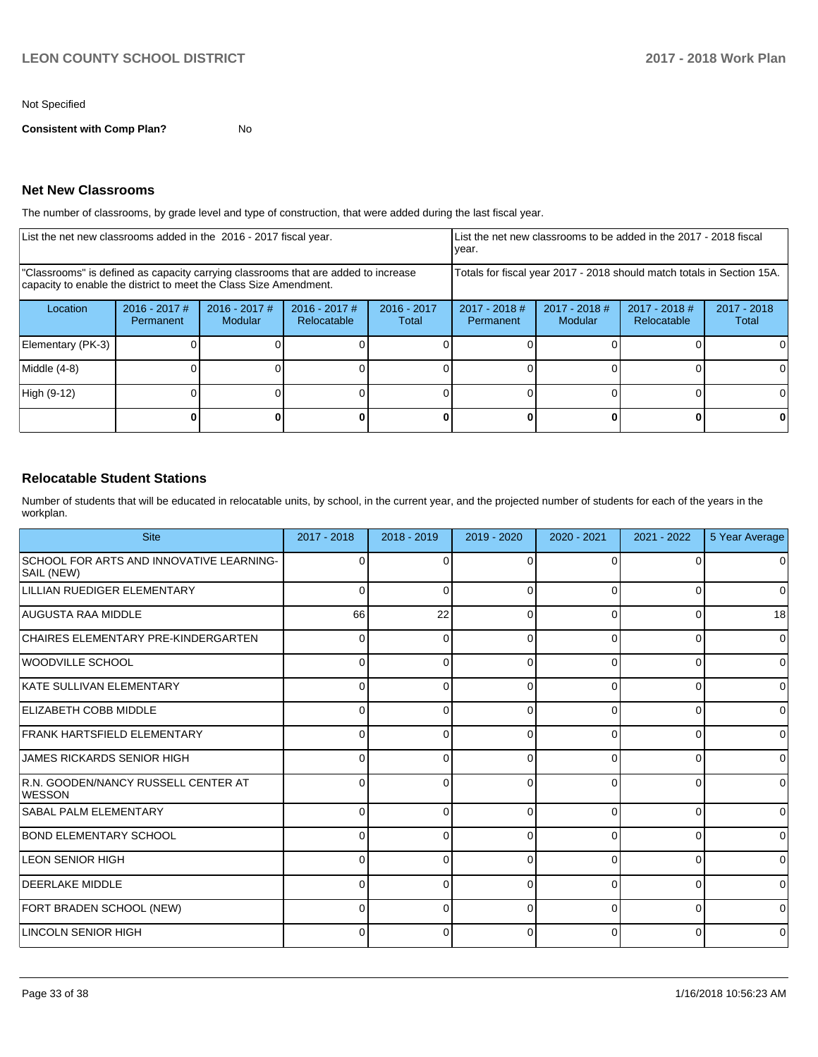Not Specified

**Consistent with Comp Plan?** No

## Net New Classrooms

The number of classrooms, by grade level and type of construction, that were added during the last fiscal year.

| List the net new classrooms added in the 2016 - 2017 fiscal year. | | | | | List the net new classrooms to be added in the 2017 - 2018 fiscal year. | | | |
|---|---|---|---|---|---|---|---|---|
| "Classrooms" is defined as capacity carrying classrooms that are added to increase capacity to enable the district to meet the Class Size Amendment. | | | | | Totals for fiscal year 2017 - 2018 should match totals in Section 15A. | | | |
| Location | 2016 - 2017 # Permanent | 2016 - 2017 # Modular | 2016 - 2017 # Relocatable | 2016 - 2017 Total | 2017 - 2018 # Permanent | 2017 - 2018 # Modular | 2017 - 2018 # Relocatable | 2017 - 2018 Total |
| Elementary (PK-3) | 0 | 0 | 0 | 0 | 0 | 0 | 0 | 0 |
| Middle (4-8) | 0 | 0 | 0 | 0 | 0 | 0 | 0 | 0 |
| High (9-12) | 0 | 0 | 0 | 0 | 0 | 0 | 0 | 0 |
| | **0** | **0** | **0** | **0** | **0** | **0** | **0** | **0** |

## Relocatable Student Stations

Number of students that will be educated in relocatable units, by school, in the current year, and the projected number of students for each of the years in the workplan.

| Site | 2017 - 2018 | 2018 - 2019 | 2019 - 2020 | 2020 - 2021 | 2021 - 2022 | 5 Year Average |
|---|---|---|---|---|---|---|
| SCHOOL FOR ARTS AND INNOVATIVE LEARNING-SAIL (NEW) | 0 | 0 | 0 | 0 | 0 | 0 |
| LILLIAN RUEDIGER ELEMENTARY | 0 | 0 | 0 | 0 | 0 | 0 |
| AUGUSTA RAA MIDDLE | 66 | 22 | 0 | 0 | 0 | 18 |
| CHAIRES ELEMENTARY PRE-KINDERGARTEN | 0 | 0 | 0 | 0 | 0 | 0 |
| WOODVILLE SCHOOL | 0 | 0 | 0 | 0 | 0 | 0 |
| KATE SULLIVAN ELEMENTARY | 0 | 0 | 0 | 0 | 0 | 0 |
| ELIZABETH COBB MIDDLE | 0 | 0 | 0 | 0 | 0 | 0 |
| FRANK HARTSFIELD ELEMENTARY | 0 | 0 | 0 | 0 | 0 | 0 |
| JAMES RICKARDS SENIOR HIGH | 0 | 0 | 0 | 0 | 0 | 0 |
| R.N. GOODEN/NANCY RUSSELL CENTER AT WESSON | 0 | 0 | 0 | 0 | 0 | 0 |
| SABAL PALM ELEMENTARY | 0 | 0 | 0 | 0 | 0 | 0 |
| BOND ELEMENTARY SCHOOL | 0 | 0 | 0 | 0 | 0 | 0 |
| LEON SENIOR HIGH | 0 | 0 | 0 | 0 | 0 | 0 |
| DEERLAKE MIDDLE | 0 | 0 | 0 | 0 | 0 | 0 |
| FORT BRADEN SCHOOL (NEW) | 0 | 0 | 0 | 0 | 0 | 0 |
| LINCOLN SENIOR HIGH | 0 | 0 | 0 | 0 | 0 | 0 |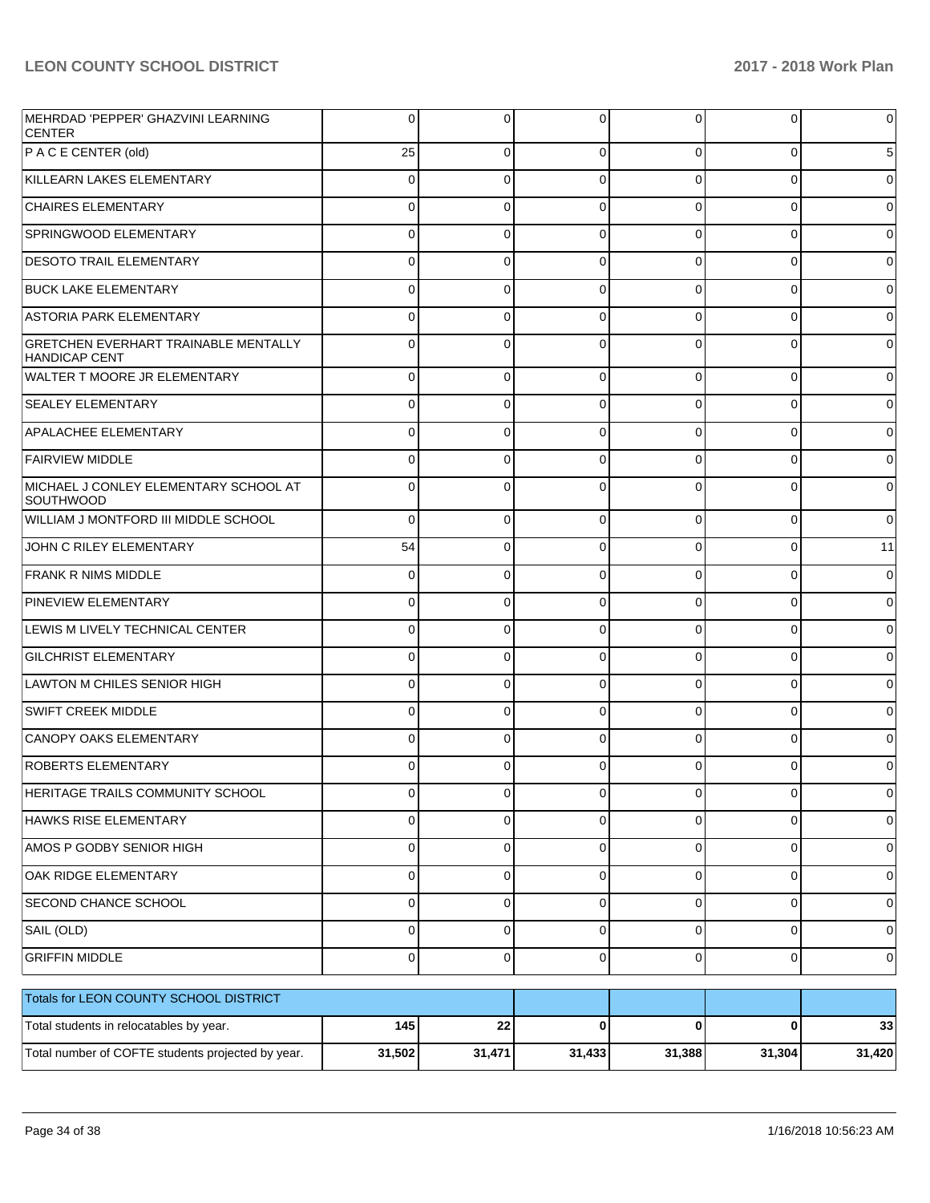| | | | | | | |
|---|---|---|---|---|---|---|
| MEHRDAD 'PEPPER' GHAZVINI LEARNING CENTER | 0 | 0 | 0 | 0 | 0 | 0 |
| P A C E CENTER (old) | 25 | 0 | 0 | 0 | 0 | 5 |
| KILLEARN LAKES ELEMENTARY | 0 | 0 | 0 | 0 | 0 | 0 |
| CHAIRES ELEMENTARY | 0 | 0 | 0 | 0 | 0 | 0 |
| SPRINGWOOD ELEMENTARY | 0 | 0 | 0 | 0 | 0 | 0 |
| DESOTO TRAIL ELEMENTARY | 0 | 0 | 0 | 0 | 0 | 0 |
| BUCK LAKE ELEMENTARY | 0 | 0 | 0 | 0 | 0 | 0 |
| ASTORIA PARK ELEMENTARY | 0 | 0 | 0 | 0 | 0 | 0 |
| GRETCHEN EVERHART TRAINABLE MENTALLY HANDICAP CENT | 0 | 0 | 0 | 0 | 0 | 0 |
| WALTER T MOORE JR ELEMENTARY | 0 | 0 | 0 | 0 | 0 | 0 |
| SEALEY ELEMENTARY | 0 | 0 | 0 | 0 | 0 | 0 |
| APALACHEE ELEMENTARY | 0 | 0 | 0 | 0 | 0 | 0 |
| FAIRVIEW MIDDLE | 0 | 0 | 0 | 0 | 0 | 0 |
| MICHAEL J CONLEY ELEMENTARY SCHOOL AT SOUTHWOOD | 0 | 0 | 0 | 0 | 0 | 0 |
| WILLIAM J MONTFORD III MIDDLE SCHOOL | 0 | 0 | 0 | 0 | 0 | 0 |
| JOHN C RILEY ELEMENTARY | 54 | 0 | 0 | 0 | 0 | 11 |
| FRANK R NIMS MIDDLE | 0 | 0 | 0 | 0 | 0 | 0 |
| PINEVIEW ELEMENTARY | 0 | 0 | 0 | 0 | 0 | 0 |
| LEWIS M LIVELY TECHNICAL CENTER | 0 | 0 | 0 | 0 | 0 | 0 |
| GILCHRIST ELEMENTARY | 0 | 0 | 0 | 0 | 0 | 0 |
| LAWTON M CHILES SENIOR HIGH | 0 | 0 | 0 | 0 | 0 | 0 |
| SWIFT CREEK MIDDLE | 0 | 0 | 0 | 0 | 0 | 0 |
| CANOPY OAKS ELEMENTARY | 0 | 0 | 0 | 0 | 0 | 0 |
| ROBERTS ELEMENTARY | 0 | 0 | 0 | 0 | 0 | 0 |
| HERITAGE TRAILS COMMUNITY SCHOOL | 0 | 0 | 0 | 0 | 0 | 0 |
| HAWKS RISE ELEMENTARY | 0 | 0 | 0 | 0 | 0 | 0 |
| AMOS P GODBY SENIOR HIGH | 0 | 0 | 0 | 0 | 0 | 0 |
| OAK RIDGE ELEMENTARY | 0 | 0 | 0 | 0 | 0 | 0 |
| SECOND CHANCE SCHOOL | 0 | 0 | 0 | 0 | 0 | 0 |
| SAIL (OLD) | 0 | 0 | 0 | 0 | 0 | 0 |
| GRIFFIN MIDDLE | 0 | 0 | 0 | 0 | 0 | 0 |

| Totals for LEON COUNTY SCHOOL DISTRICT | | | | | | |
|---|---|---|---|---|---|---|
| Total students in relocatables by year. | **145** | **22** | **0** | **0** | **0** | **33** |
| Total number of COFTE students projected by year. | **31,502** | **31,471** | **31,433** | **31,388** | **31,304** | **31,420** |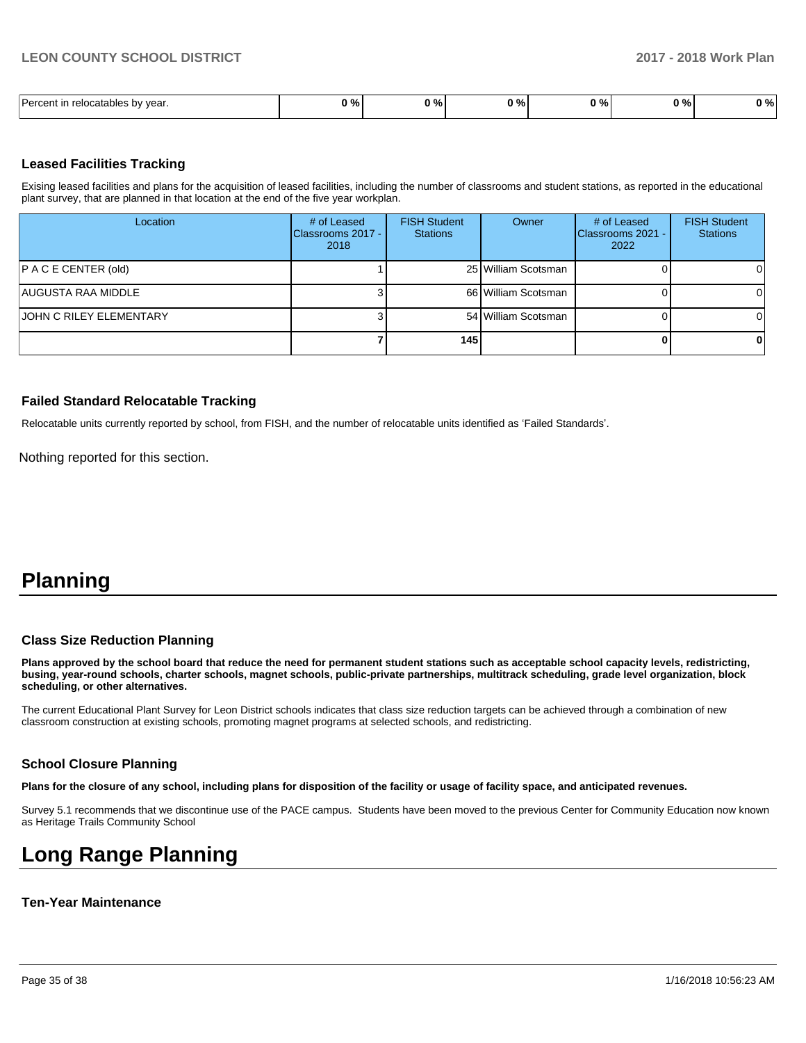| Percent in relocatables by year. | 0 % | 0 % | 0 % | 0 % | 0 % | 0 % |
|---|---|---|---|---|---|---|

### Leased Facilities Tracking

Exising leased facilities and plans for the acquisition of leased facilities, including the number of classrooms and student stations, as reported in the educational plant survey, that are planned in that location at the end of the five year workplan.

| Location | # of Leased Classrooms 2017 - 2018 | FISH Student Stations | Owner | # of Leased Classrooms 2021 - 2022 | FISH Student Stations |
|---|---|---|---|---|---|
| P A C E CENTER (old) | 1 | 25 | William Scotsman | 0 | 0 |
| AUGUSTA RAA MIDDLE | 3 | 66 | William Scotsman | 0 | 0 |
| JOHN C RILEY ELEMENTARY | 3 | 54 | William Scotsman | 0 | 0 |
| | **7** | **145** | | **0** | **0** |

### Failed Standard Relocatable Tracking

Relocatable units currently reported by school, from FISH, and the number of relocatable units identified as 'Failed Standards'.

Nothing reported for this section.

# Planning

### Class Size Reduction Planning

**Plans approved by the school board that reduce the need for permanent student stations such as acceptable school capacity levels, redistricting, busing, year-round schools, charter schools, magnet schools, public-private partnerships, multitrack scheduling, grade level organization, block scheduling, or other alternatives.**

The current Educational Plant Survey for Leon District schools indicates that class size reduction targets can be achieved through a combination of new classroom construction at existing schools, promoting magnet programs at selected schools, and redistricting.

### School Closure Planning

**Plans for the closure of any school, including plans for disposition of the facility or usage of facility space, and anticipated revenues.**

Survey 5.1 recommends that we discontinue use of the PACE campus. Students have been moved to the previous Center for Community Education now known as Heritage Trails Community School

# Long Range Planning

### Ten-Year Maintenance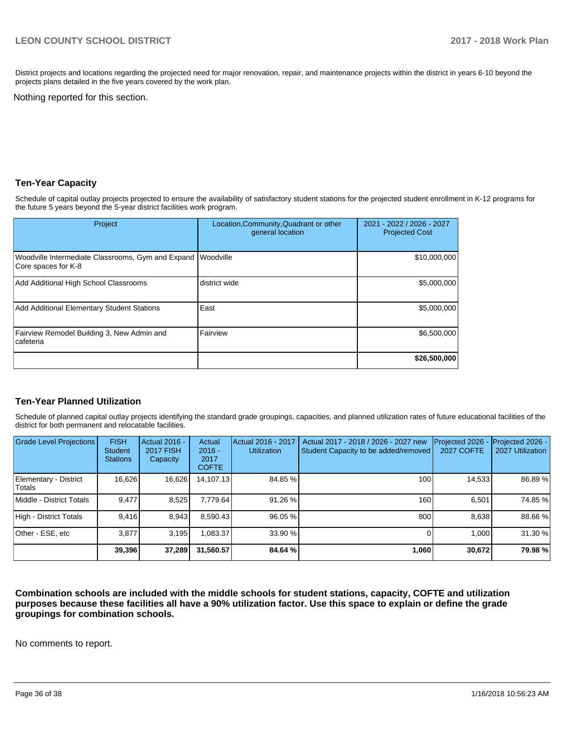District projects and locations regarding the projected need for major renovation, repair, and maintenance projects within the district in years 6-10 beyond the projects plans detailed in the five years covered by the work plan.

Nothing reported for this section.

## Ten-Year Capacity

Schedule of capital outlay projects projected to ensure the availability of satisfactory student stations for the projected student enrollment in K-12 programs for the future 5 years beyond the 5-year district facilities work program.

| Project | Location,Community,Quadrant or other general location | 2021 - 2022 / 2026 - 2027 Projected Cost |
|---|---|---|
| Woodville Intermediate Classrooms, Gym and Expand Core spaces for K-8 | Woodville | $10,000,000 |
| Add Additional High School Classrooms | district wide | $5,000,000 |
| Add Additional Elementary Student Stations | East | $5,000,000 |
| Fairview Remodel Building 3, New Admin and cafeteria | Fairview | $6,500,000 |
| | | **$26,500,000** |

## Ten-Year Planned Utilization

Schedule of planned capital outlay projects identifying the standard grade groupings, capacities, and planned utilization rates of future educational facilities of the district for both permanent and relocatable facilities.

| Grade Level Projections | FISH Student Stations | Actual 2016 - 2017 FISH Capacity | Actual 2016 - 2017 COFTE | Actual 2016 - 2017 Utilization | Actual 2017 - 2018 / 2026 - 2027 new Student Capacity to be added/removed | Projected 2026 - 2027 COFTE | Projected 2026 - 2027 Utilization |
|---|---|---|---|---|---|---|---|
| Elementary - District Totals | 16,626 | 16,626 | 14,107.13 | 84.85 % | 100 | 14,533 | 86.89 % |
| Middle - District Totals | 9,477 | 8,525 | 7,779.64 | 91.26 % | 160 | 6,501 | 74.85 % |
| High - District Totals | 9,416 | 8,943 | 8,590.43 | 96.05 % | 800 | 8,638 | 88.66 % |
| Other - ESE, etc | 3,877 | 3,195 | 1,083.37 | 33.90 % | 0 | 1,000 | 31.30 % |
| | **39,396** | **37,289** | **31,560.57** | **84.64 %** | **1,060** | **30,672** | **79.98 %** |

**Combination schools are included with the middle schools for student stations, capacity, COFTE and utilization purposes because these facilities all have a 90% utilization factor. Use this space to explain or define the grade groupings for combination schools.**

No comments to report.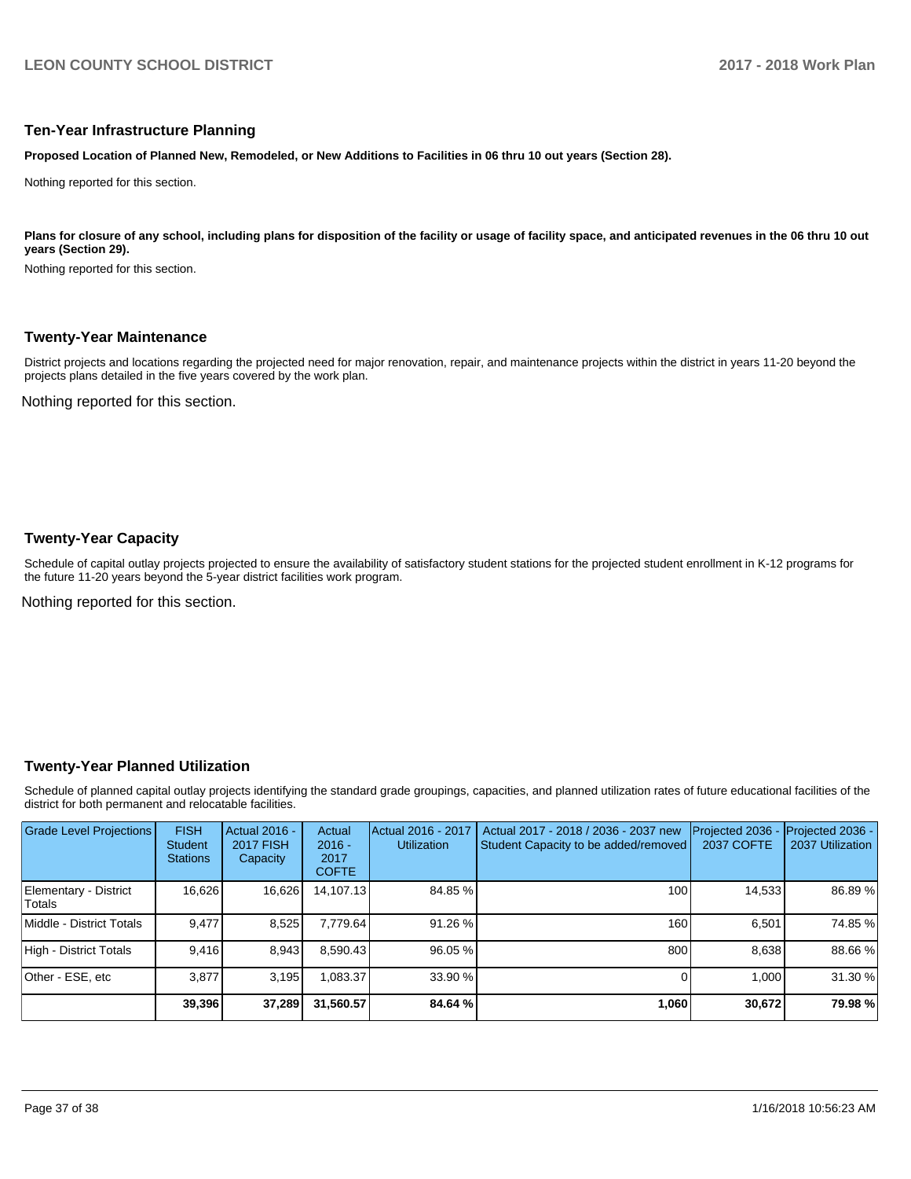## Ten-Year Infrastructure Planning

**Proposed Location of Planned New, Remodeled, or New Additions to Facilities in 06 thru 10 out years (Section 28).**

Nothing reported for this section.

**Plans for closure of any school, including plans for disposition of the facility or usage of facility space, and anticipated revenues in the 06 thru 10 out years (Section 29).**

Nothing reported for this section.

## Twenty-Year Maintenance

District projects and locations regarding the projected need for major renovation, repair, and maintenance projects within the district in years 11-20 beyond the projects plans detailed in the five years covered by the work plan.

Nothing reported for this section.

## Twenty-Year Capacity

Schedule of capital outlay projects projected to ensure the availability of satisfactory student stations for the projected student enrollment in K-12 programs for the future 11-20 years beyond the 5-year district facilities work program.

Nothing reported for this section.

## Twenty-Year Planned Utilization

Schedule of planned capital outlay projects identifying the standard grade groupings, capacities, and planned utilization rates of future educational facilities of the district for both permanent and relocatable facilities.

| Grade Level Projections | FISH Student Stations | Actual 2016 - 2017 FISH Capacity | Actual 2016 - 2017 COFTE | Actual 2016 - 2017 Utilization | Actual 2017 - 2018 / 2036 - 2037 new Student Capacity to be added/removed | Projected 2036 - 2037 COFTE | Projected 2036 - 2037 Utilization |
|---|---|---|---|---|---|---|---|
| Elementary - District Totals | 16,626 | 16,626 | 14,107.13 | 84.85 % | 100 | 14,533 | 86.89 % |
| Middle - District Totals | 9,477 | 8,525 | 7,779.64 | 91.26 % | 160 | 6,501 | 74.85 % |
| High - District Totals | 9,416 | 8,943 | 8,590.43 | 96.05 % | 800 | 8,638 | 88.66 % |
| Other - ESE, etc | 3,877 | 3,195 | 1,083.37 | 33.90 % | 0 | 1,000 | 31.30 % |
| | **39,396** | **37,289** | **31,560.57** | **84.64 %** | **1,060** | **30,672** | **79.98 %** |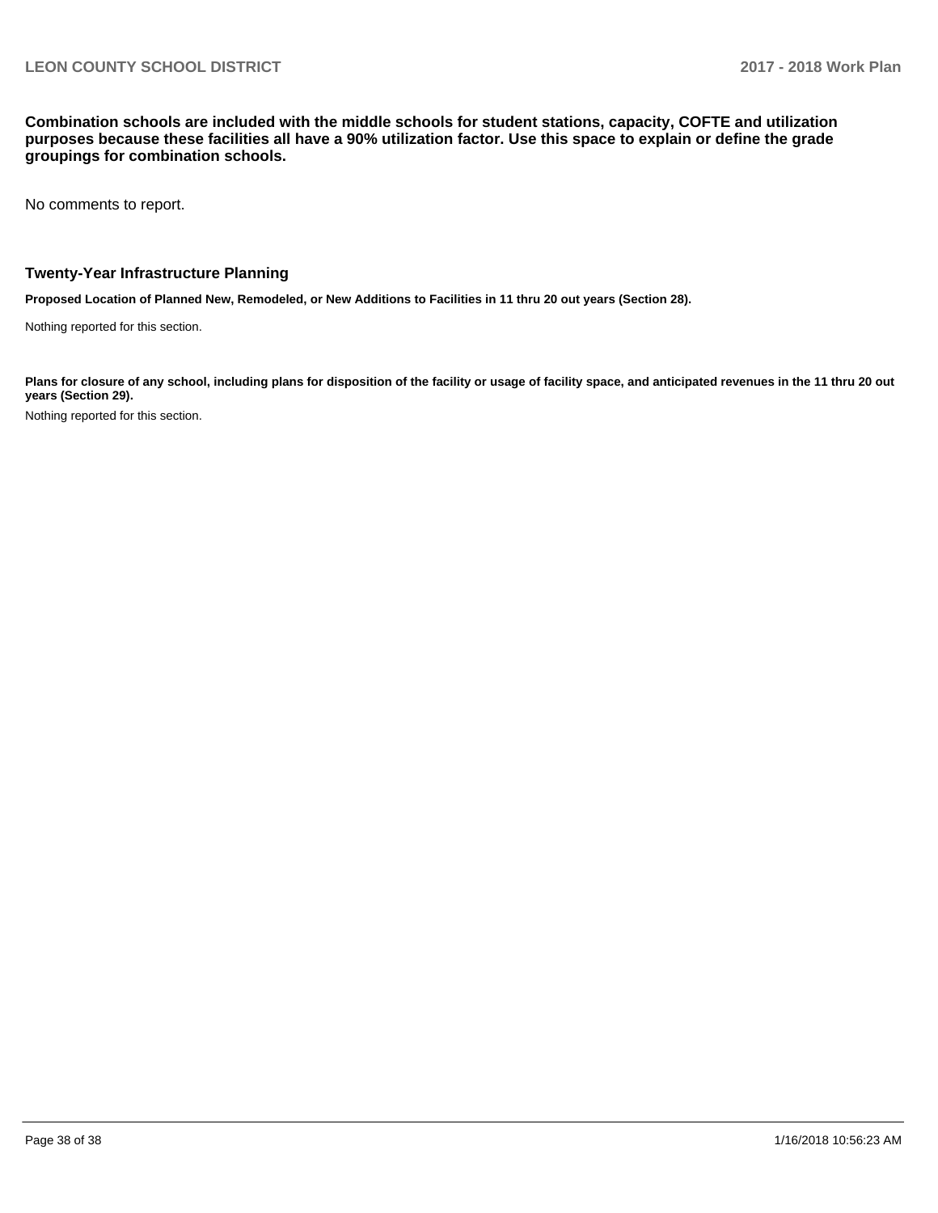**Combination schools are included with the middle schools for student stations, capacity, COFTE and utilization purposes because these facilities all have a 90% utilization factor. Use this space to explain or define the grade groupings for combination schools.**

No comments to report.

## Twenty-Year Infrastructure Planning

**Proposed Location of Planned New, Remodeled, or New Additions to Facilities in 11 thru 20 out years (Section 28).**

Nothing reported for this section.

**Plans for closure of any school, including plans for disposition of the facility or usage of facility space, and anticipated revenues in the 11 thru 20 out years (Section 29).**

Nothing reported for this section.